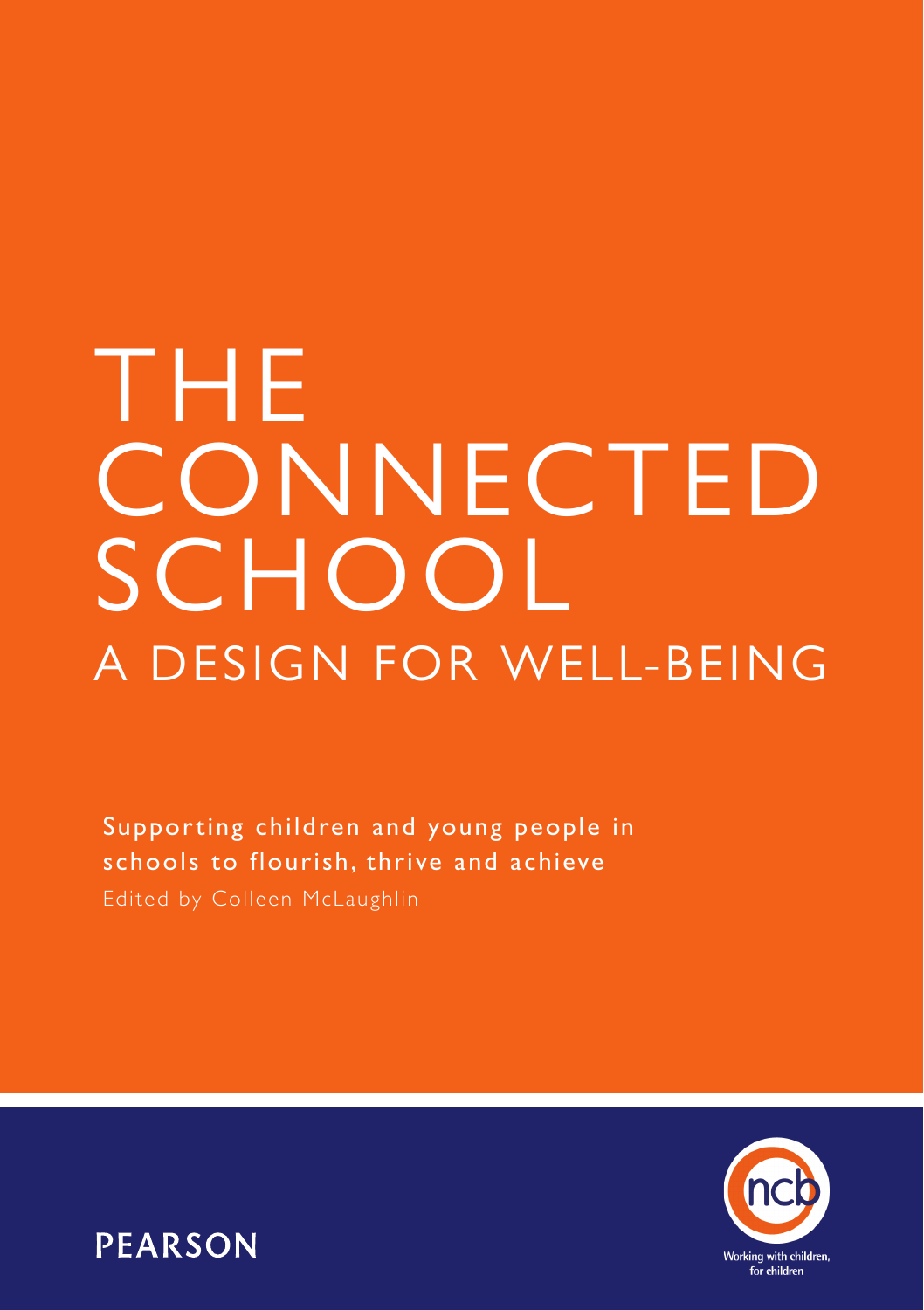# THE CONNECTED SCHOOL

## A DESIGN FOR WELL-BEING

Supporting children and young people in schools to flourish, thrive and achieve

Edited by Colleen McLaughlin

PEARSON

ncb

Working with children, for children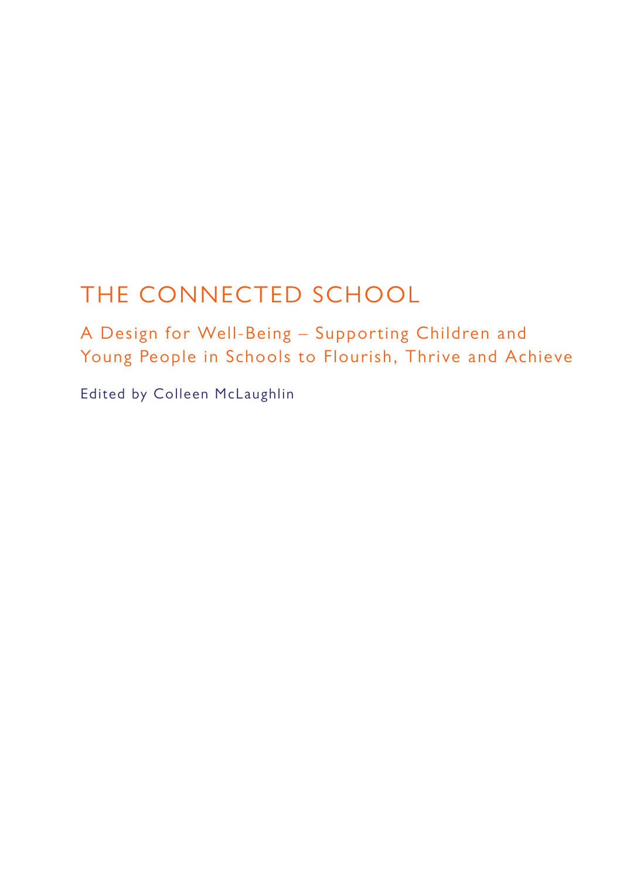# THE CONNECTED SCHOOL

## A Design for Well-Being – Supporting Children and Young People in Schools to Flourish, Thrive and Achieve

Edited by Colleen McLaughlin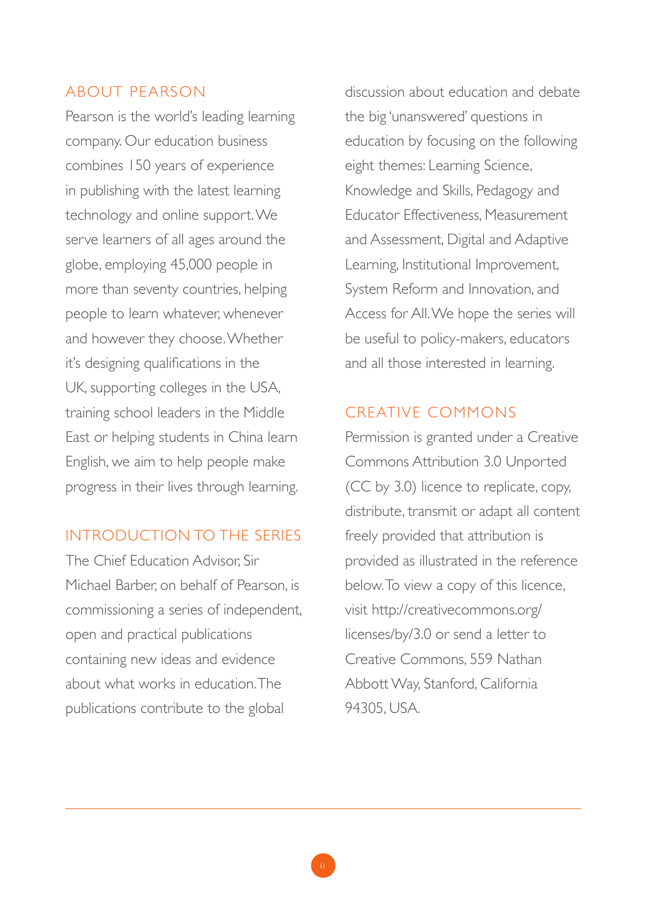## ABOUT PEARSON

Pearson is the world's leading learning company. Our education business combines 150 years of experience in publishing with the latest learning technology and online support. We serve learners of all ages around the globe, employing 45,000 people in more than seventy countries, helping people to learn whatever, whenever and however they choose. Whether it's designing qualifications in the UK, supporting colleges in the USA, training school leaders in the Middle East or helping students in China learn English, we aim to help people make progress in their lives through learning.

## INTRODUCTION TO THE SERIES

The Chief Education Advisor, Sir Michael Barber, on behalf of Pearson, is commissioning a series of independent, open and practical publications containing new ideas and evidence about what works in education. The publications contribute to the global discussion about education and debate the big 'unanswered' questions in education by focusing on the following eight themes: Learning Science, Knowledge and Skills, Pedagogy and Educator Effectiveness, Measurement and Assessment, Digital and Adaptive Learning, Institutional Improvement, System Reform and Innovation, and Access for All. We hope the series will be useful to policy-makers, educators and all those interested in learning.

## CREATIVE COMMONS

Permission is granted under a Creative Commons Attribution 3.0 Unported (CC by 3.0) licence to replicate, copy, distribute, transmit or adapt all content freely provided that attribution is provided as illustrated in the reference below. To view a copy of this licence, visit http://creativecommons.org/licenses/by/3.0 or send a letter to Creative Commons, 559 Nathan Abbott Way, Stanford, California 94305, USA.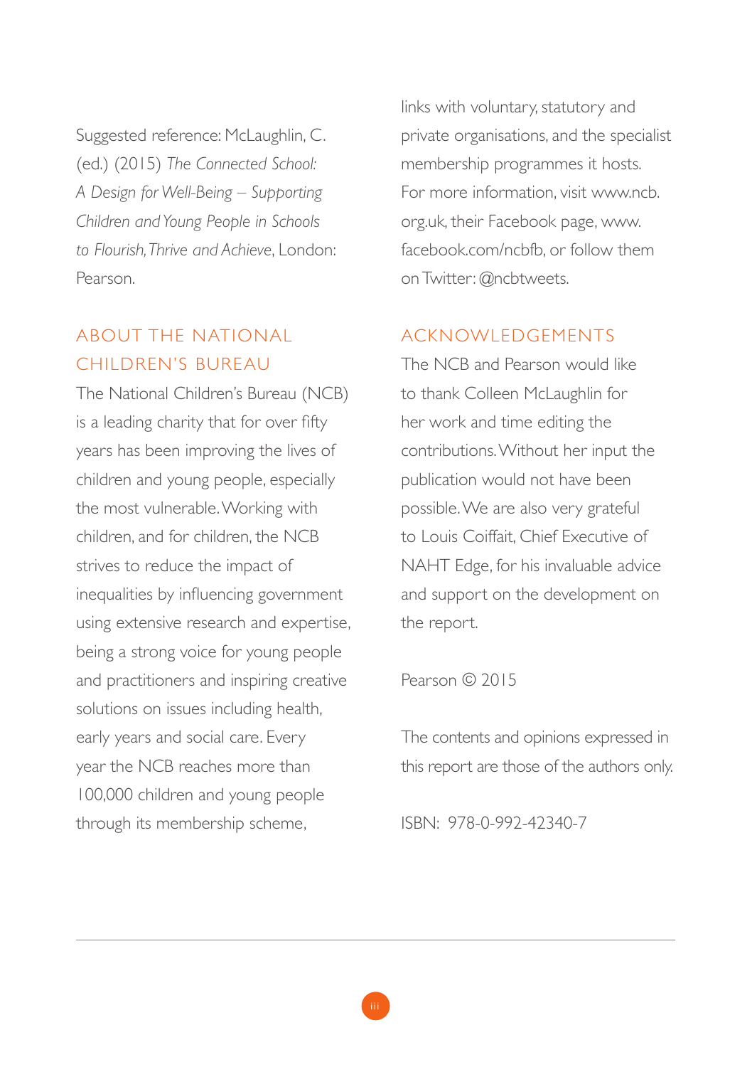Suggested reference: McLaughlin, C. (ed.) (2015) *The Connected School: A Design for Well-Being – Supporting Children and Young People in Schools to Flourish, Thrive and Achieve*, London: Pearson.

## ABOUT THE NATIONAL CHILDREN'S BUREAU

The National Children's Bureau (NCB) is a leading charity that for over fifty years has been improving the lives of children and young people, especially the most vulnerable. Working with children, and for children, the NCB strives to reduce the impact of inequalities by influencing government using extensive research and expertise, being a strong voice for young people and practitioners and inspiring creative solutions on issues including health, early years and social care. Every year the NCB reaches more than 100,000 children and young people through its membership scheme, links with voluntary, statutory and private organisations, and the specialist membership programmes it hosts. For more information, visit www.ncb.org.uk, their Facebook page, www.facebook.com/ncbfb, or follow them on Twitter: @ncbtweets.

## ACKNOWLEDGEMENTS

The NCB and Pearson would like to thank Colleen McLaughlin for her work and time editing the contributions. Without her input the publication would not have been possible. We are also very grateful to Louis Coiffait, Chief Executive of NAHT Edge, for his invaluable advice and support on the development on the report.

Pearson © 2015

The contents and opinions expressed in this report are those of the authors only.

ISBN: 978-0-992-42340-7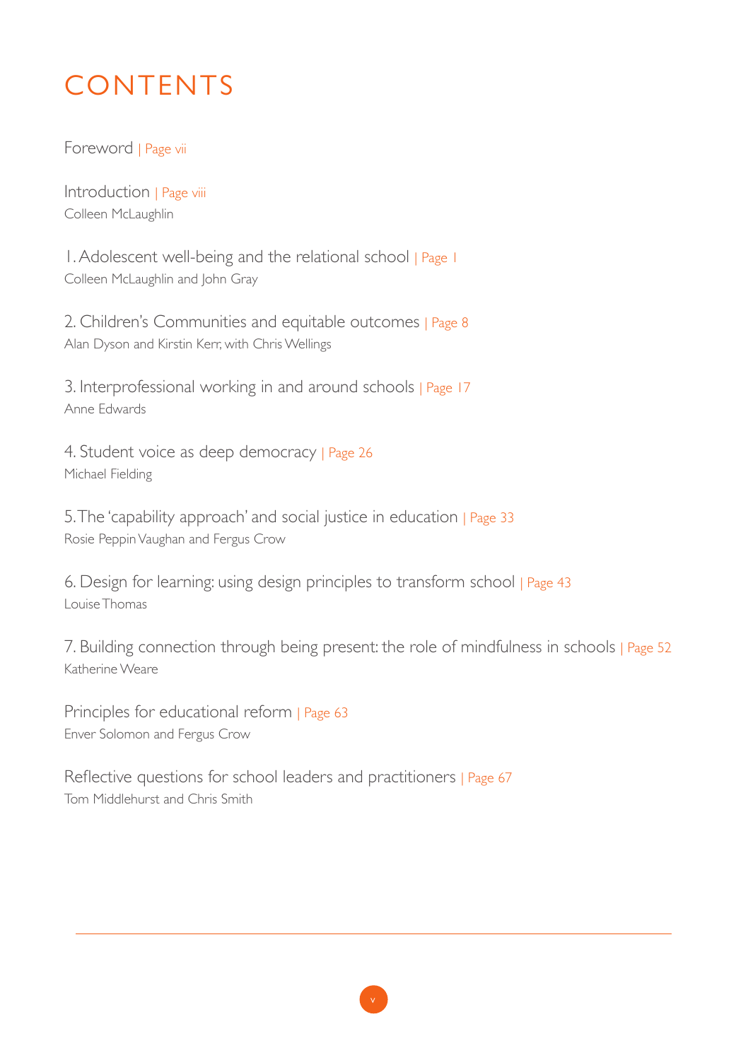# CONTENTS

Foreword | Page vii

Introduction | Page viii
Colleen McLaughlin

1. Adolescent well-being and the relational school | Page 1
Colleen McLaughlin and John Gray

2. Children's Communities and equitable outcomes | Page 8
Alan Dyson and Kirstin Kerr, with Chris Wellings

3. Interprofessional working in and around schools | Page 17
Anne Edwards

4. Student voice as deep democracy | Page 26
Michael Fielding

5. The 'capability approach' and social justice in education | Page 33
Rosie Peppin Vaughan and Fergus Crow

6. Design for learning: using design principles to transform school | Page 43
Louise Thomas

7. Building connection through being present: the role of mindfulness in schools | Page 52
Katherine Weare

Principles for educational reform | Page 63
Enver Solomon and Fergus Crow

Reflective questions for school leaders and practitioners | Page 67
Tom Middlehurst and Chris Smith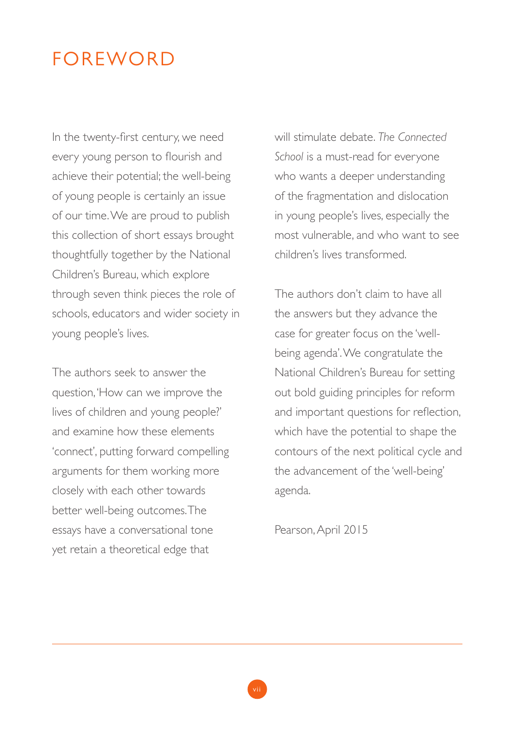# FOREWORD

In the twenty-first century, we need every young person to flourish and achieve their potential; the well-being of young people is certainly an issue of our time. We are proud to publish this collection of short essays brought thoughtfully together by the National Children's Bureau, which explore through seven think pieces the role of schools, educators and wider society in young people's lives.

The authors seek to answer the question, 'How can we improve the lives of children and young people?' and examine how these elements 'connect', putting forward compelling arguments for them working more closely with each other towards better well-being outcomes. The essays have a conversational tone yet retain a theoretical edge that will stimulate debate. *The Connected School* is a must-read for everyone who wants a deeper understanding of the fragmentation and dislocation in young people's lives, especially the most vulnerable, and who want to see children's lives transformed.

The authors don't claim to have all the answers but they advance the case for greater focus on the 'well-being agenda'. We congratulate the National Children's Bureau for setting out bold guiding principles for reform and important questions for reflection, which have the potential to shape the contours of the next political cycle and the advancement of the 'well-being' agenda.

Pearson, April 2015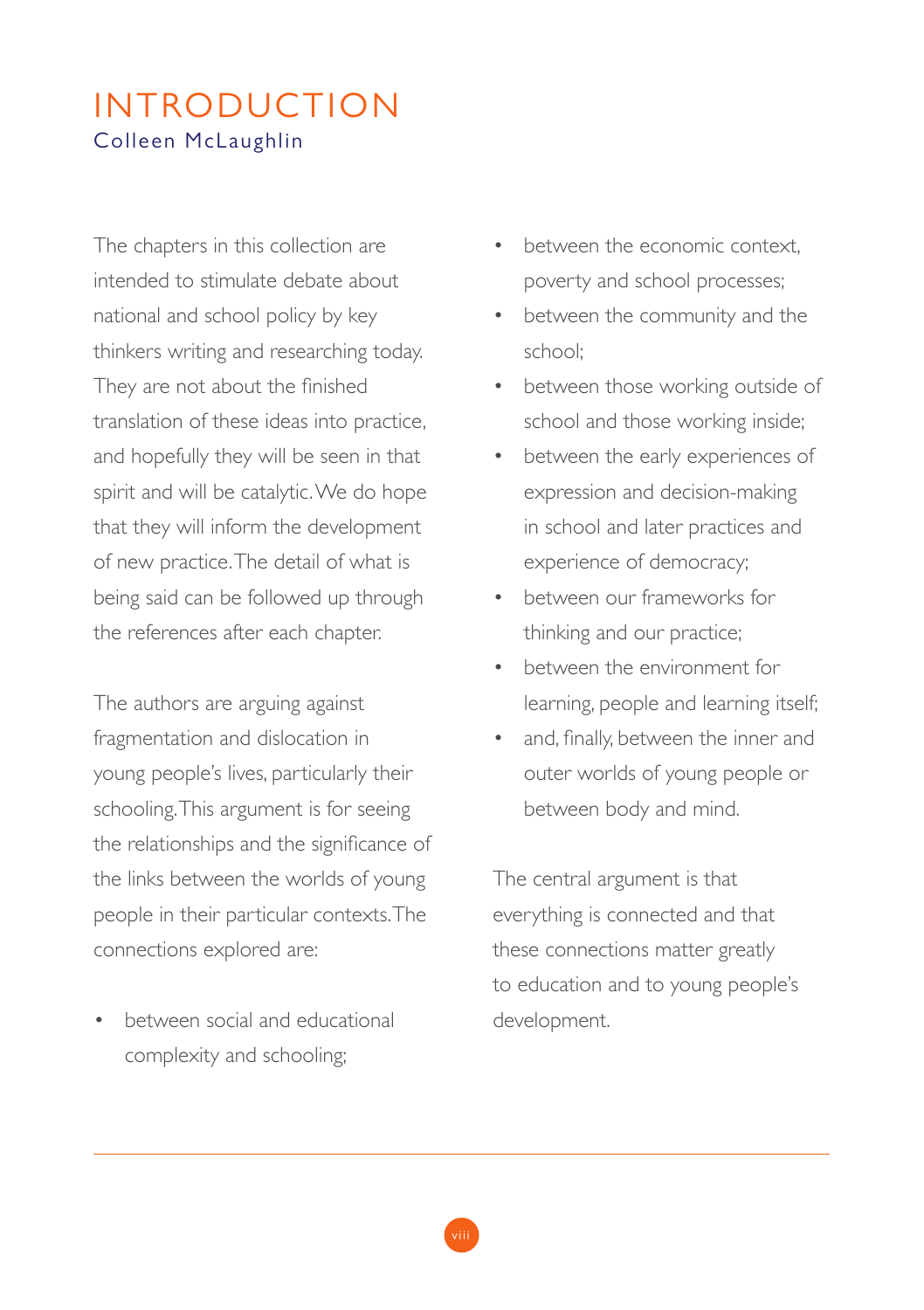# INTRODUCTION

Colleen McLaughlin

The chapters in this collection are intended to stimulate debate about national and school policy by key thinkers writing and researching today. They are not about the finished translation of these ideas into practice, and hopefully they will be seen in that spirit and will be catalytic. We do hope that they will inform the development of new practice. The detail of what is being said can be followed up through the references after each chapter.

The authors are arguing against fragmentation and dislocation in young people's lives, particularly their schooling. This argument is for seeing the relationships and the significance of the links between the worlds of young people in their particular contexts. The connections explored are:

- between social and educational complexity and schooling;
- between the economic context, poverty and school processes;
- between the community and the school;
- between those working outside of school and those working inside;
- between the early experiences of expression and decision-making in school and later practices and experience of democracy;
- between our frameworks for thinking and our practice;
- between the environment for learning, people and learning itself;
- and, finally, between the inner and outer worlds of young people or between body and mind.

The central argument is that everything is connected and that these connections matter greatly to education and to young people's development.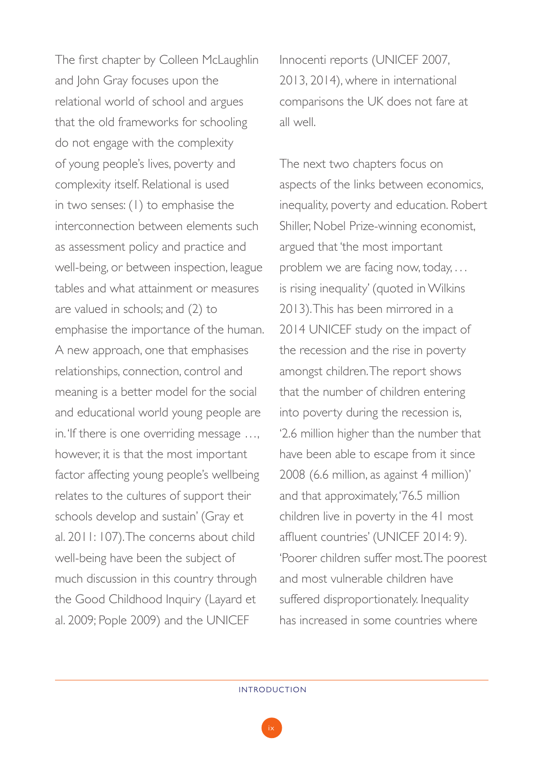The first chapter by Colleen McLaughlin and John Gray focuses upon the relational world of school and argues that the old frameworks for schooling do not engage with the complexity of young people's lives, poverty and complexity itself. Relational is used in two senses: (1) to emphasise the interconnection between elements such as assessment policy and practice and well-being, or between inspection, league tables and what attainment or measures are valued in schools; and (2) to emphasise the importance of the human. A new approach, one that emphasises relationships, connection, control and meaning is a better model for the social and educational world young people are in. 'If there is one overriding message …, however, it is that the most important factor affecting young people's wellbeing relates to the cultures of support their schools develop and sustain' (Gray et al. 2011: 107). The concerns about child well-being have been the subject of much discussion in this country through the Good Childhood Inquiry (Layard et al. 2009; Pople 2009) and the UNICEF Innocenti reports (UNICEF 2007, 2013, 2014), where in international comparisons the UK does not fare at all well.

The next two chapters focus on aspects of the links between economics, inequality, poverty and education. Robert Shiller, Nobel Prize-winning economist, argued that 'the most important problem we are facing now, today, … is rising inequality' (quoted in Wilkins 2013). This has been mirrored in a 2014 UNICEF study on the impact of the recession and the rise in poverty amongst children. The report shows that the number of children entering into poverty during the recession is, '2.6 million higher than the number that have been able to escape from it since 2008 (6.6 million, as against 4 million)' and that approximately, '76.5 million children live in poverty in the 41 most affluent countries' (UNICEF 2014: 9). 'Poorer children suffer most. The poorest and most vulnerable children have suffered disproportionately. Inequality has increased in some countries where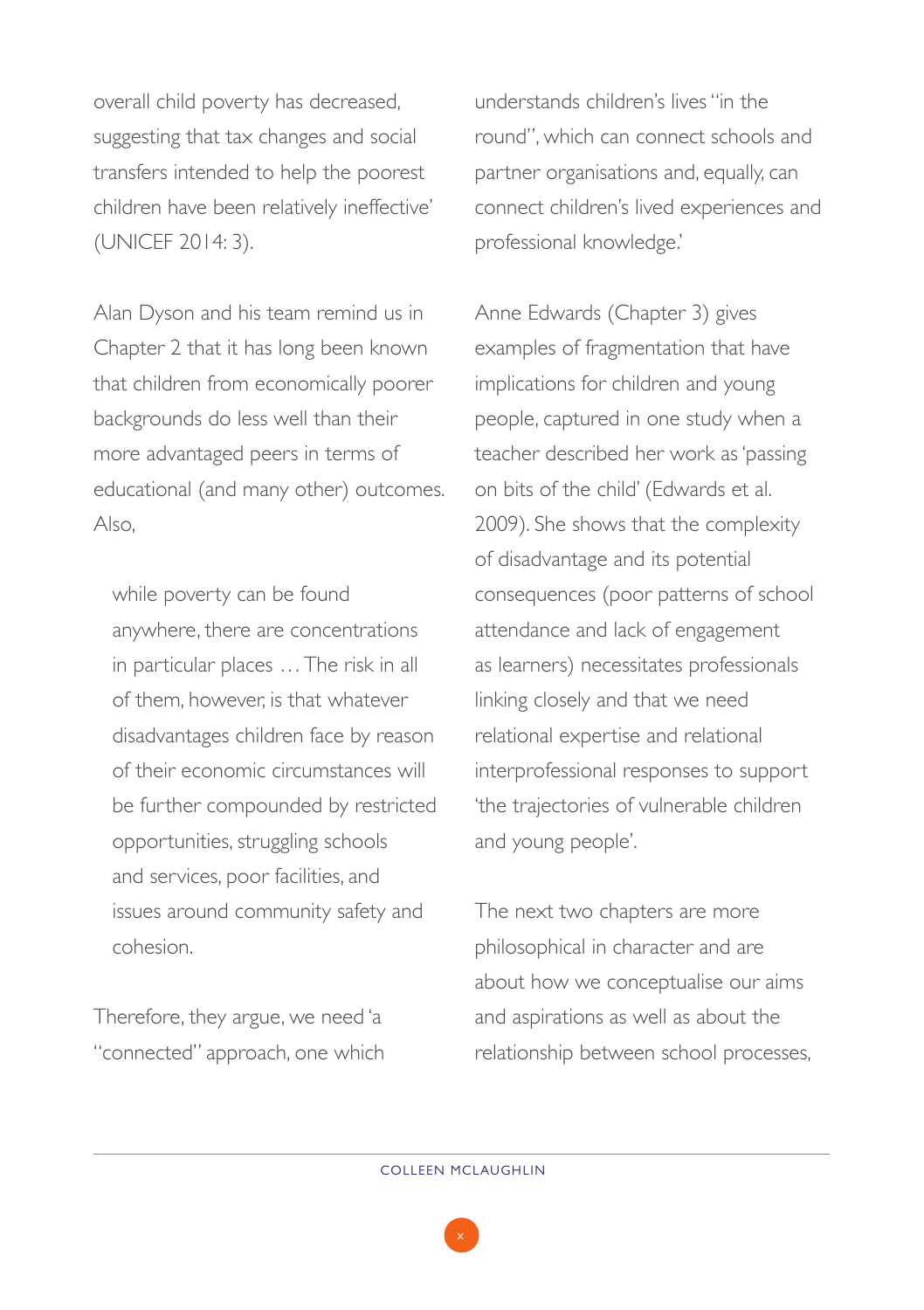overall child poverty has decreased, suggesting that tax changes and social transfers intended to help the poorest children have been relatively ineffective' (UNICEF 2014: 3).

Alan Dyson and his team remind us in Chapter 2 that it has long been known that children from economically poorer backgrounds do less well than their more advantaged peers in terms of educational (and many other) outcomes. Also,

> while poverty can be found anywhere, there are concentrations in particular places … The risk in all of them, however, is that whatever disadvantages children face by reason of their economic circumstances will be further compounded by restricted opportunities, struggling schools and services, poor facilities, and issues around community safety and cohesion.

Therefore, they argue, we need 'a "connected" approach, one which understands children's lives "in the round", which can connect schools and partner organisations and, equally, can connect children's lived experiences and professional knowledge.'

Anne Edwards (Chapter 3) gives examples of fragmentation that have implications for children and young people, captured in one study when a teacher described her work as 'passing on bits of the child' (Edwards et al. 2009). She shows that the complexity of disadvantage and its potential consequences (poor patterns of school attendance and lack of engagement as learners) necessitates professionals linking closely and that we need relational expertise and relational interprofessional responses to support 'the trajectories of vulnerable children and young people'.

The next two chapters are more philosophical in character and are about how we conceptualise our aims and aspirations as well as about the relationship between school processes,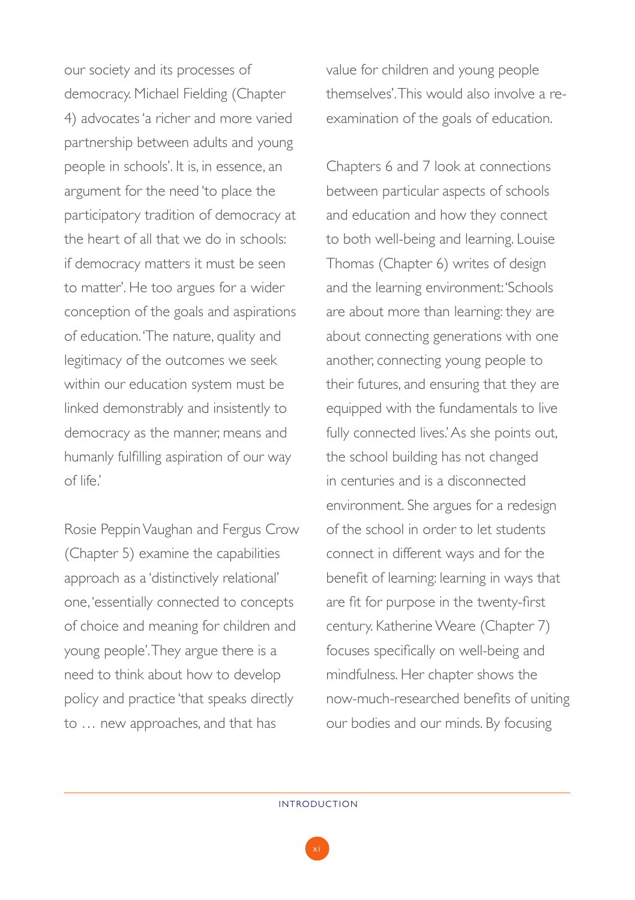our society and its processes of democracy. Michael Fielding (Chapter 4) advocates 'a richer and more varied partnership between adults and young people in schools'. It is, in essence, an argument for the need 'to place the participatory tradition of democracy at the heart of all that we do in schools: if democracy matters it must be seen to matter'. He too argues for a wider conception of the goals and aspirations of education. 'The nature, quality and legitimacy of the outcomes we seek within our education system must be linked demonstrably and insistently to democracy as the manner, means and humanly fulfilling aspiration of our way of life.'

Rosie Peppin Vaughan and Fergus Crow (Chapter 5) examine the capabilities approach as a 'distinctively relational' one, 'essentially connected to concepts of choice and meaning for children and young people'. They argue there is a need to think about how to develop policy and practice 'that speaks directly to … new approaches, and that has value for children and young people themselves'. This would also involve a re-examination of the goals of education.

Chapters 6 and 7 look at connections between particular aspects of schools and education and how they connect to both well-being and learning. Louise Thomas (Chapter 6) writes of design and the learning environment: 'Schools are about more than learning: they are about connecting generations with one another, connecting young people to their futures, and ensuring that they are equipped with the fundamentals to live fully connected lives.' As she points out, the school building has not changed in centuries and is a disconnected environment. She argues for a redesign of the school in order to let students connect in different ways and for the benefit of learning: learning in ways that are fit for purpose in the twenty-first century. Katherine Weare (Chapter 7) focuses specifically on well-being and mindfulness. Her chapter shows the now-much-researched benefits of uniting our bodies and our minds. By focusing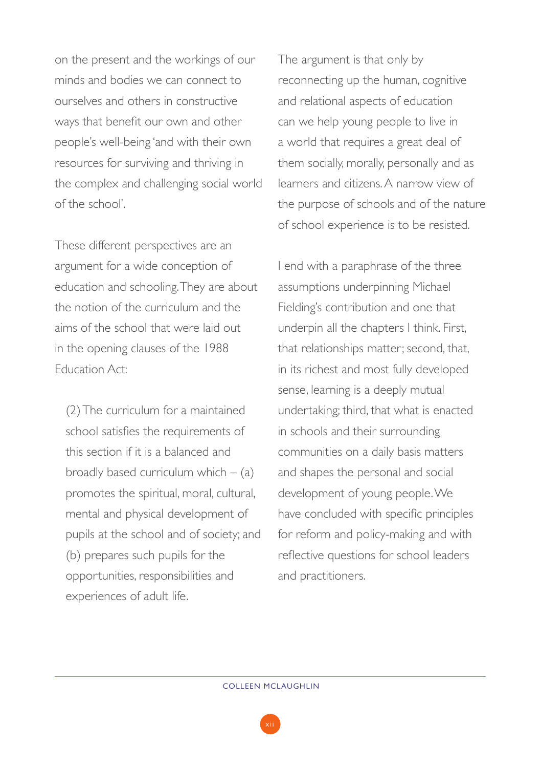on the present and the workings of our minds and bodies we can connect to ourselves and others in constructive ways that benefit our own and other people's well-being 'and with their own resources for surviving and thriving in the complex and challenging social world of the school'.

These different perspectives are an argument for a wide conception of education and schooling. They are about the notion of the curriculum and the aims of the school that were laid out in the opening clauses of the 1988 Education Act:

> (2) The curriculum for a maintained school satisfies the requirements of this section if it is a balanced and broadly based curriculum which – (a) promotes the spiritual, moral, cultural, mental and physical development of pupils at the school and of society; and (b) prepares such pupils for the opportunities, responsibilities and experiences of adult life.

The argument is that only by reconnecting up the human, cognitive and relational aspects of education can we help young people to live in a world that requires a great deal of them socially, morally, personally and as learners and citizens. A narrow view of the purpose of schools and of the nature of school experience is to be resisted.

I end with a paraphrase of the three assumptions underpinning Michael Fielding's contribution and one that underpin all the chapters I think. First, that relationships matter; second, that, in its richest and most fully developed sense, learning is a deeply mutual undertaking; third, that what is enacted in schools and their surrounding communities on a daily basis matters and shapes the personal and social development of young people. We have concluded with specific principles for reform and policy-making and with reflective questions for school leaders and practitioners.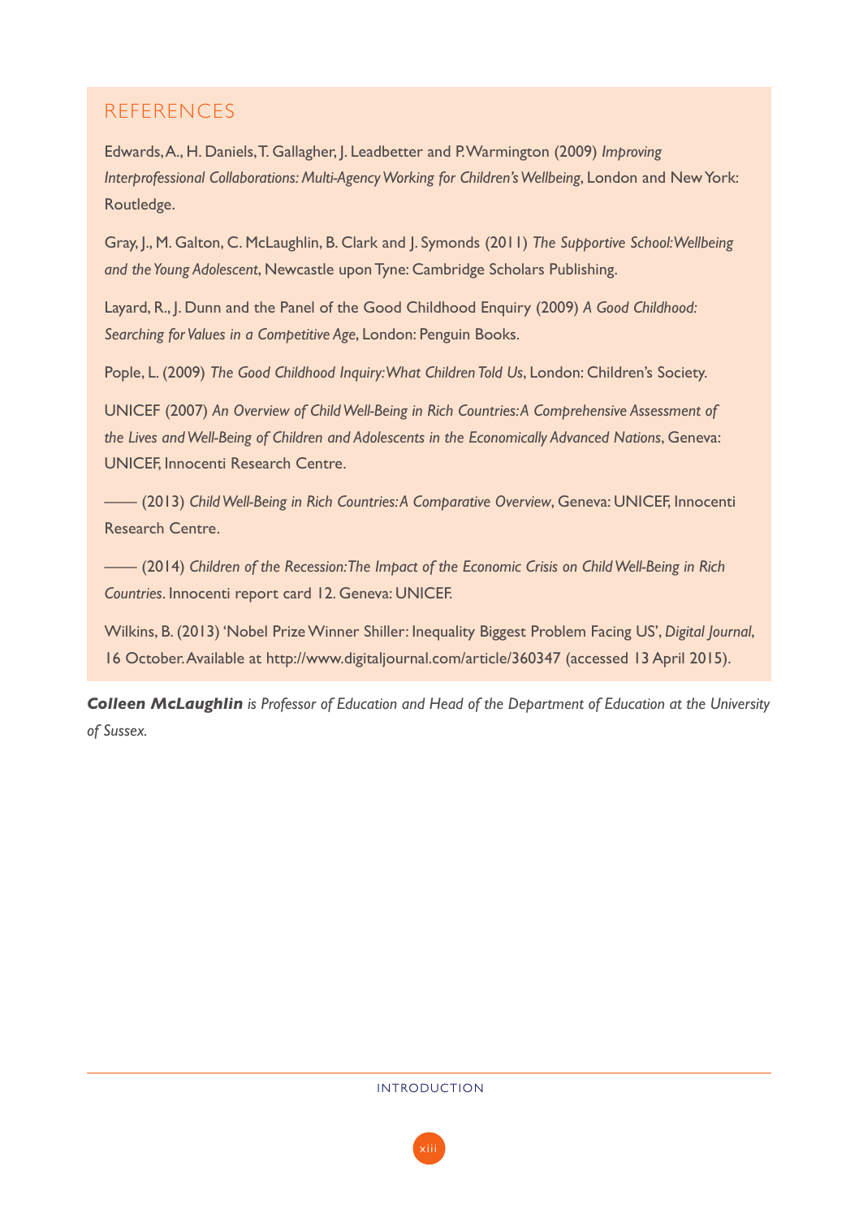## REFERENCES

Edwards, A., H. Daniels, T. Gallagher, J. Leadbetter and P. Warmington (2009) *Improving Interprofessional Collaborations: Multi-Agency Working for Children's Wellbeing*, London and New York: Routledge.

Gray, J., M. Galton, C. McLaughlin, B. Clark and J. Symonds (2011) *The Supportive School: Wellbeing and the Young Adolescent*, Newcastle upon Tyne: Cambridge Scholars Publishing.

Layard, R., J. Dunn and the Panel of the Good Childhood Enquiry (2009) *A Good Childhood: Searching for Values in a Competitive Age*, London: Penguin Books.

Pople, L. (2009) *The Good Childhood Inquiry: What Children Told Us*, London: Children's Society.

UNICEF (2007) *An Overview of Child Well-Being in Rich Countries: A Comprehensive Assessment of the Lives and Well-Being of Children and Adolescents in the Economically Advanced Nations*, Geneva: UNICEF, Innocenti Research Centre.

—— (2013) *Child Well-Being in Rich Countries: A Comparative Overview*, Geneva: UNICEF, Innocenti Research Centre.

—— (2014) *Children of the Recession: The Impact of the Economic Crisis on Child Well-Being in Rich Countries*. Innocenti report card 12. Geneva: UNICEF.

Wilkins, B. (2013) 'Nobel Prize Winner Shiller: Inequality Biggest Problem Facing US', *Digital Journal*, 16 October. Available at http://www.digitaljournal.com/article/360347 (accessed 13 April 2015).

***Colleen McLaughlin*** *is Professor of Education and Head of the Department of Education at the University of Sussex.*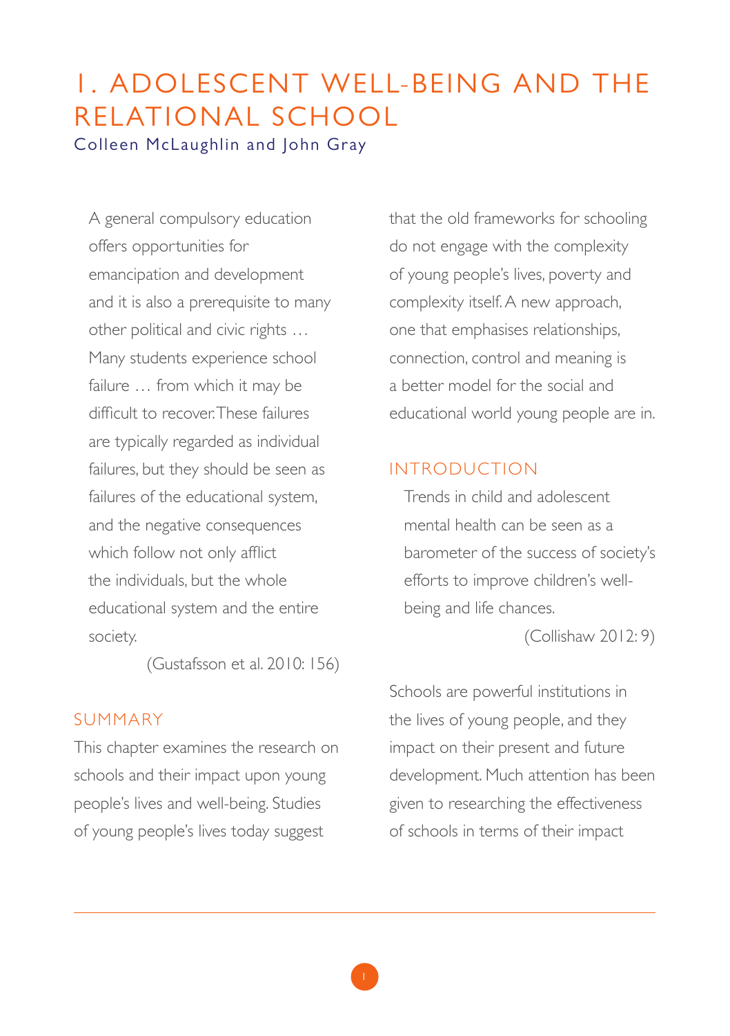# 1. ADOLESCENT WELL-BEING AND THE RELATIONAL SCHOOL

Colleen McLaughlin and John Gray

> A general compulsory education offers opportunities for emancipation and development and it is also a prerequisite to many other political and civic rights … Many students experience school failure … from which it may be difficult to recover. These failures are typically regarded as individual failures, but they should be seen as failures of the educational system, and the negative consequences which follow not only afflict the individuals, but the whole educational system and the entire society.
>
> (Gustafsson et al. 2010: 156)

## SUMMARY

This chapter examines the research on schools and their impact upon young people's lives and well-being. Studies of young people's lives today suggest that the old frameworks for schooling do not engage with the complexity of young people's lives, poverty and complexity itself. A new approach, one that emphasises relationships, connection, control and meaning is a better model for the social and educational world young people are in.

## INTRODUCTION

> Trends in child and adolescent mental health can be seen as a barometer of the success of society's efforts to improve children's well-being and life chances.
>
> (Collishaw 2012: 9)

Schools are powerful institutions in the lives of young people, and they impact on their present and future development. Much attention has been given to researching the effectiveness of schools in terms of their impact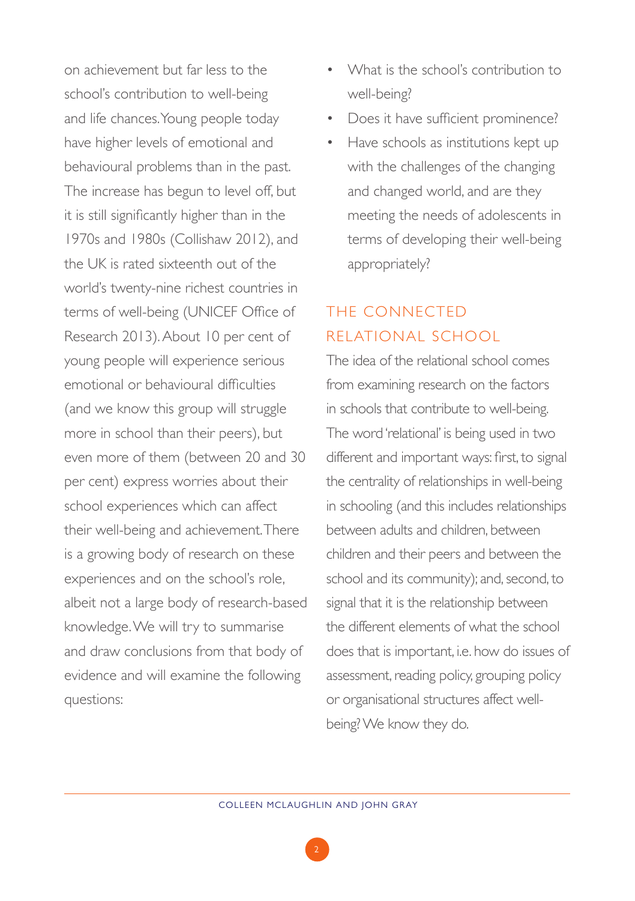on achievement but far less to the school's contribution to well-being and life chances. Young people today have higher levels of emotional and behavioural problems than in the past. The increase has begun to level off, but it is still significantly higher than in the 1970s and 1980s (Collishaw 2012), and the UK is rated sixteenth out of the world's twenty-nine richest countries in terms of well-being (UNICEF Office of Research 2013). About 10 per cent of young people will experience serious emotional or behavioural difficulties (and we know this group will struggle more in school than their peers), but even more of them (between 20 and 30 per cent) express worries about their school experiences which can affect their well-being and achievement. There is a growing body of research on these experiences and on the school's role, albeit not a large body of research-based knowledge. We will try to summarise and draw conclusions from that body of evidence and will examine the following questions:

- What is the school's contribution to well-being?
- Does it have sufficient prominence?
- Have schools as institutions kept up with the challenges of the changing and changed world, and are they meeting the needs of adolescents in terms of developing their well-being appropriately?

## THE CONNECTED RELATIONAL SCHOOL

The idea of the relational school comes from examining research on the factors in schools that contribute to well-being. The word 'relational' is being used in two different and important ways: first, to signal the centrality of relationships in well-being in schooling (and this includes relationships between adults and children, between children and their peers and between the school and its community); and, second, to signal that it is the relationship between the different elements of what the school does that is important, i.e. how do issues of assessment, reading policy, grouping policy or organisational structures affect well-being? We know they do.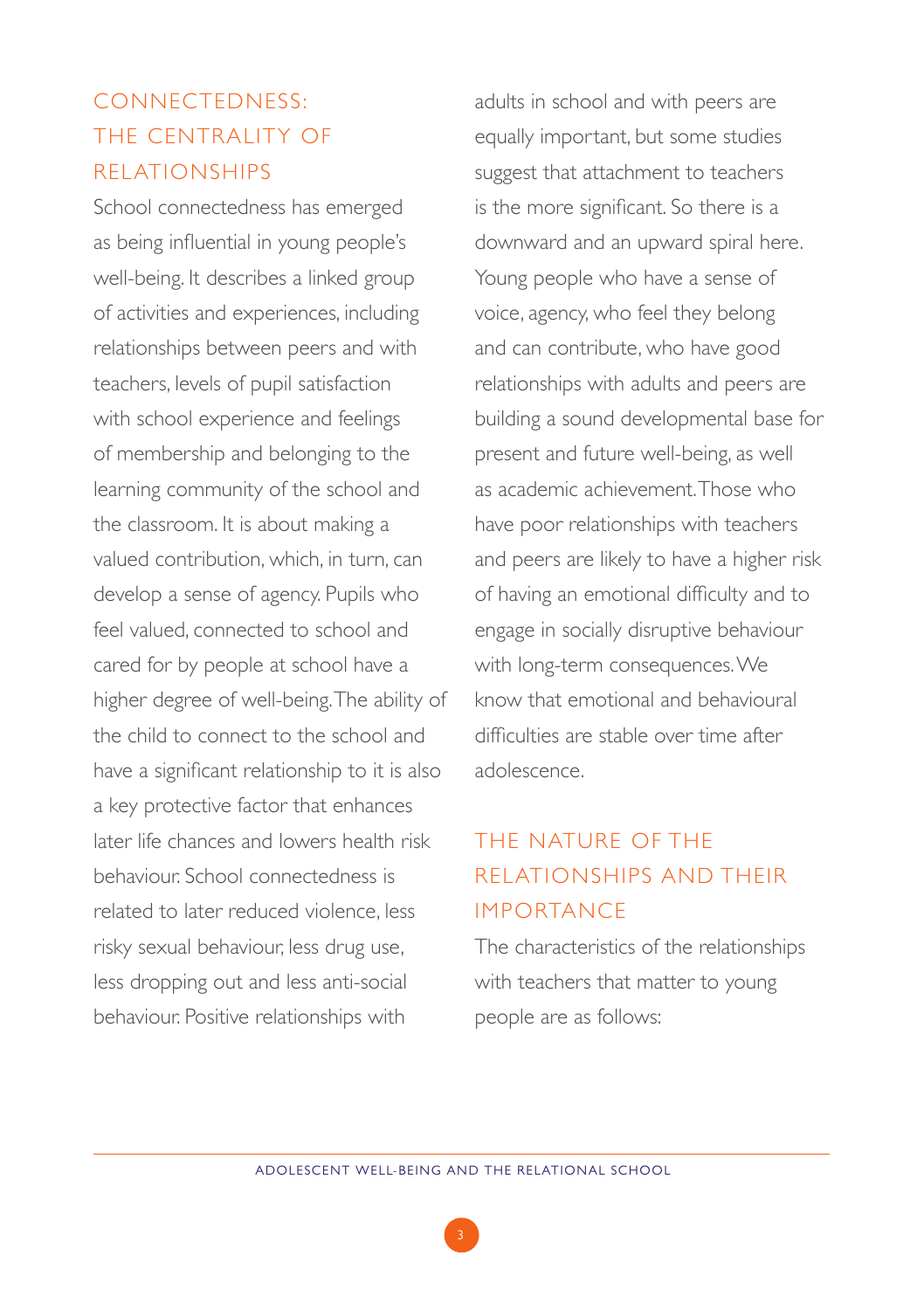## CONNECTEDNESS: THE CENTRALITY OF RELATIONSHIPS

School connectedness has emerged as being influential in young people's well-being. It describes a linked group of activities and experiences, including relationships between peers and with teachers, levels of pupil satisfaction with school experience and feelings of membership and belonging to the learning community of the school and the classroom. It is about making a valued contribution, which, in turn, can develop a sense of agency. Pupils who feel valued, connected to school and cared for by people at school have a higher degree of well-being. The ability of the child to connect to the school and have a significant relationship to it is also a key protective factor that enhances later life chances and lowers health risk behaviour. School connectedness is related to later reduced violence, less risky sexual behaviour, less drug use, less dropping out and less anti-social behaviour. Positive relationships with adults in school and with peers are equally important, but some studies suggest that attachment to teachers is the more significant. So there is a downward and an upward spiral here. Young people who have a sense of voice, agency, who feel they belong and can contribute, who have good relationships with adults and peers are building a sound developmental base for present and future well-being, as well as academic achievement. Those who have poor relationships with teachers and peers are likely to have a higher risk of having an emotional difficulty and to engage in socially disruptive behaviour with long-term consequences. We know that emotional and behavioural difficulties are stable over time after adolescence.

## THE NATURE OF THE RELATIONSHIPS AND THEIR IMPORTANCE

The characteristics of the relationships with teachers that matter to young people are as follows: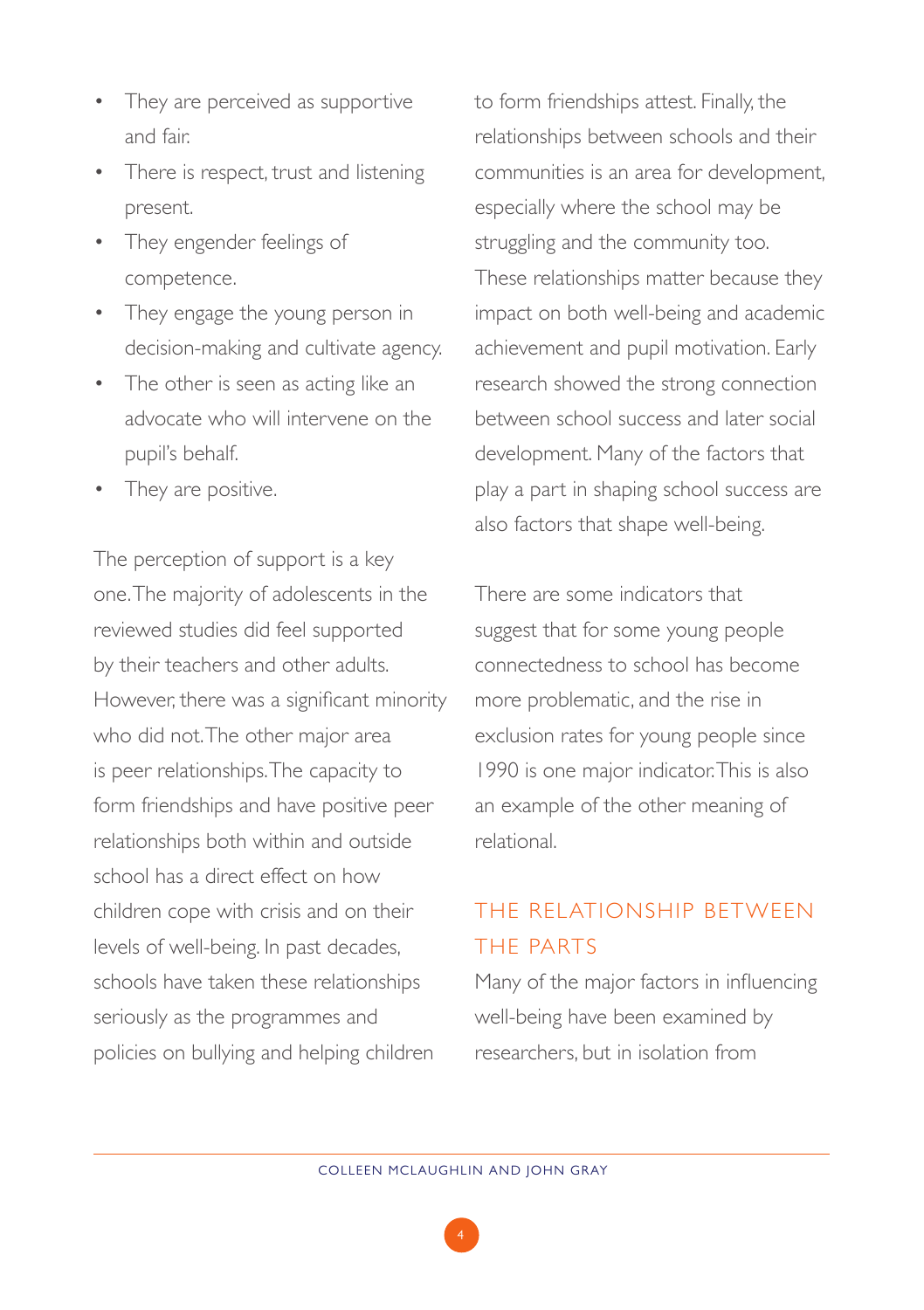- They are perceived as supportive and fair.
- There is respect, trust and listening present.
- They engender feelings of competence.
- They engage the young person in decision-making and cultivate agency.
- The other is seen as acting like an advocate who will intervene on the pupil's behalf.
- They are positive.

The perception of support is a key one. The majority of adolescents in the reviewed studies did feel supported by their teachers and other adults. However, there was a significant minority who did not. The other major area is peer relationships. The capacity to form friendships and have positive peer relationships both within and outside school has a direct effect on how children cope with crisis and on their levels of well-being. In past decades, schools have taken these relationships seriously as the programmes and policies on bullying and helping children to form friendships attest. Finally, the relationships between schools and their communities is an area for development, especially where the school may be struggling and the community too. These relationships matter because they impact on both well-being and academic achievement and pupil motivation. Early research showed the strong connection between school success and later social development. Many of the factors that play a part in shaping school success are also factors that shape well-being.

There are some indicators that suggest that for some young people connectedness to school has become more problematic, and the rise in exclusion rates for young people since 1990 is one major indicator. This is also an example of the other meaning of relational.

## THE RELATIONSHIP BETWEEN THE PARTS

Many of the major factors in influencing well-being have been examined by researchers, but in isolation from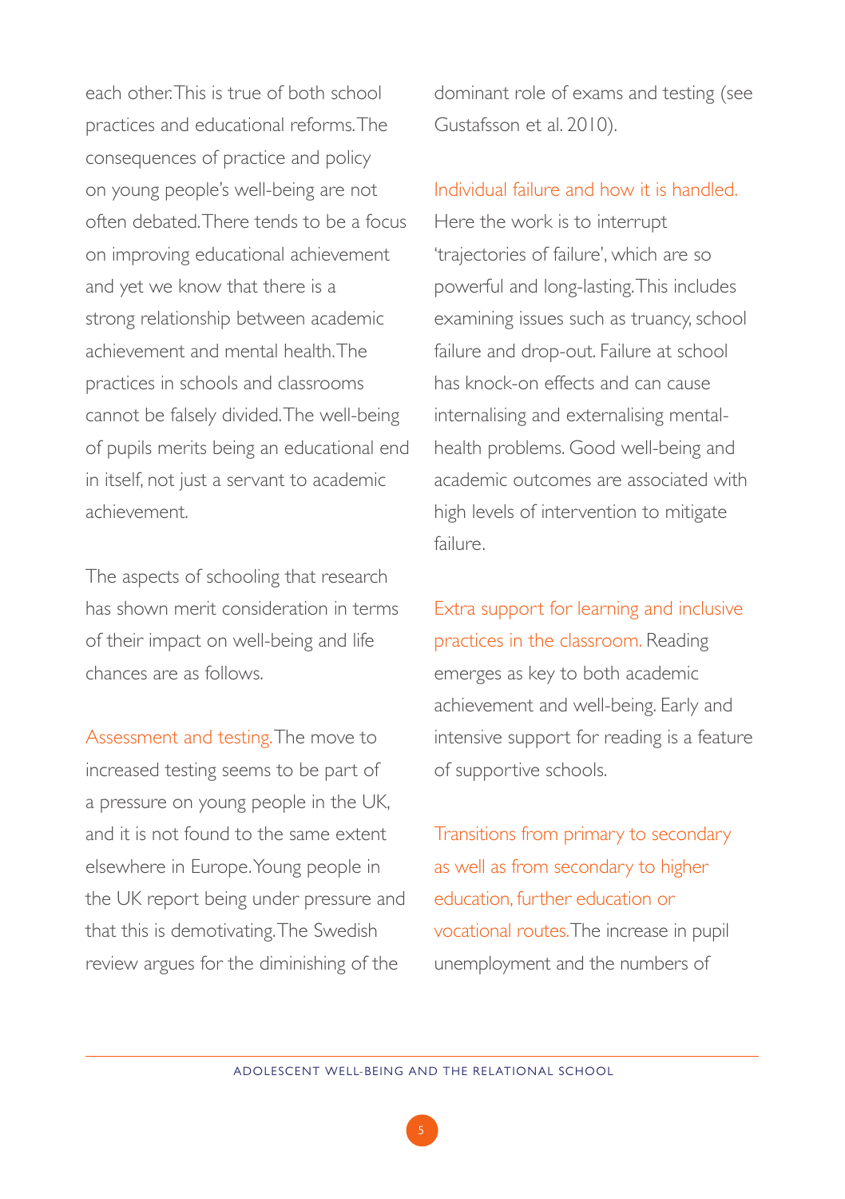each other. This is true of both school practices and educational reforms. The consequences of practice and policy on young people's well-being are not often debated. There tends to be a focus on improving educational achievement and yet we know that there is a strong relationship between academic achievement and mental health. The practices in schools and classrooms cannot be falsely divided. The well-being of pupils merits being an educational end in itself, not just a servant to academic achievement.

The aspects of schooling that research has shown merit consideration in terms of their impact on well-being and life chances are as follows.

**Assessment and testing.** The move to increased testing seems to be part of a pressure on young people in the UK, and it is not found to the same extent elsewhere in Europe. Young people in the UK report being under pressure and that this is demotivating. The Swedish review argues for the diminishing of the dominant role of exams and testing (see Gustafsson et al. 2010).

**Individual failure and how it is handled.** Here the work is to interrupt 'trajectories of failure', which are so powerful and long-lasting. This includes examining issues such as truancy, school failure and drop-out. Failure at school has knock-on effects and can cause internalising and externalising mental-health problems. Good well-being and academic outcomes are associated with high levels of intervention to mitigate failure.

**Extra support for learning and inclusive practices in the classroom.** Reading emerges as key to both academic achievement and well-being. Early and intensive support for reading is a feature of supportive schools.

**Transitions from primary to secondary as well as from secondary to higher education, further education or vocational routes.** The increase in pupil unemployment and the numbers of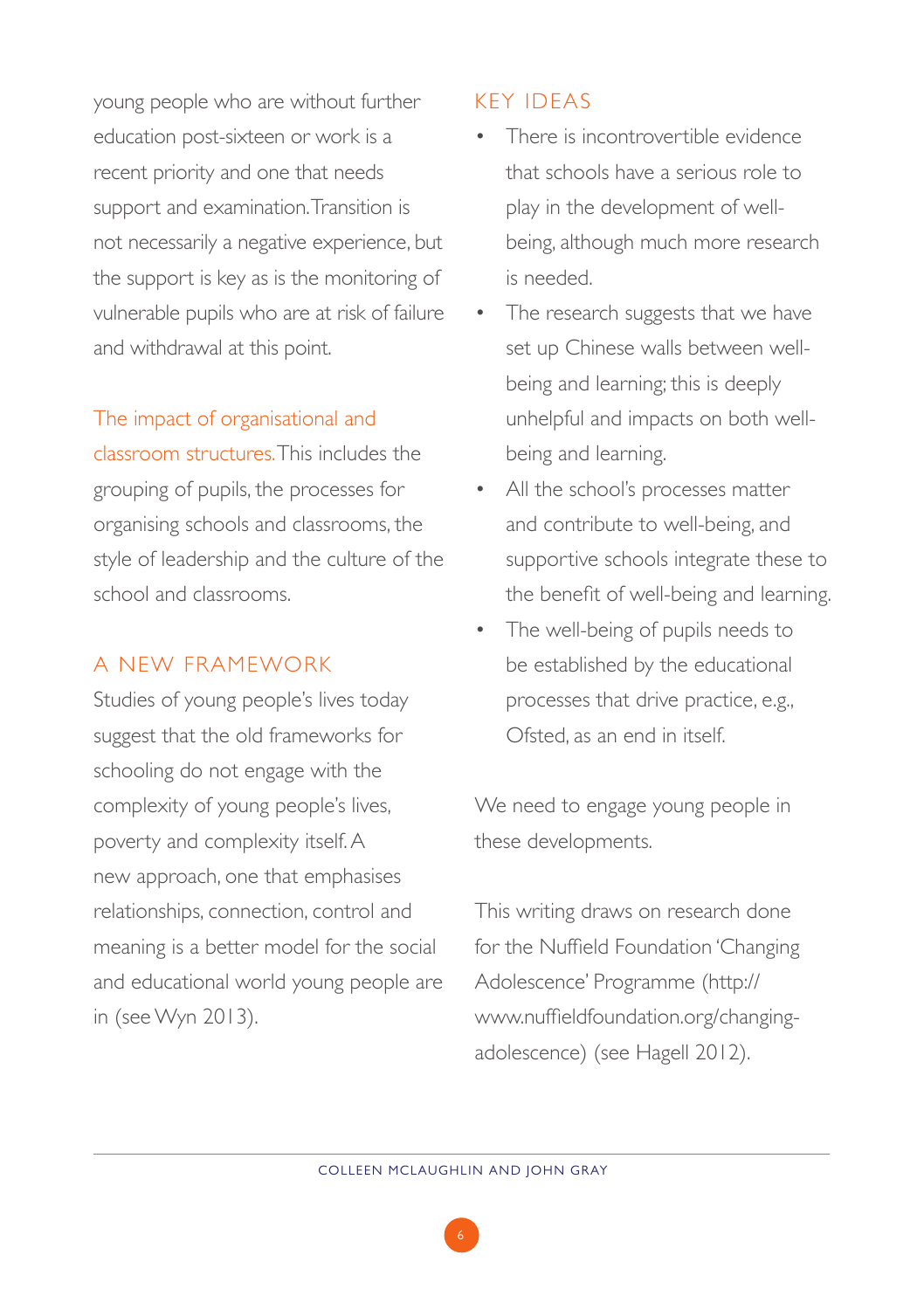young people who are without further education post-sixteen or work is a recent priority and one that needs support and examination. Transition is not necessarily a negative experience, but the support is key as is the monitoring of vulnerable pupils who are at risk of failure and withdrawal at this point.

The impact of organisational and classroom structures. This includes the grouping of pupils, the processes for organising schools and classrooms, the style of leadership and the culture of the school and classrooms.

## A NEW FRAMEWORK

Studies of young people's lives today suggest that the old frameworks for schooling do not engage with the complexity of young people's lives, poverty and complexity itself. A new approach, one that emphasises relationships, connection, control and meaning is a better model for the social and educational world young people are in (see Wyn 2013).

## KEY IDEAS

- There is incontrovertible evidence that schools have a serious role to play in the development of well-being, although much more research is needed.
- The research suggests that we have set up Chinese walls between well-being and learning; this is deeply unhelpful and impacts on both well-being and learning.
- All the school's processes matter and contribute to well-being, and supportive schools integrate these to the benefit of well-being and learning.
- The well-being of pupils needs to be established by the educational processes that drive practice, e.g., Ofsted, as an end in itself.

We need to engage young people in these developments.

This writing draws on research done for the Nuffield Foundation 'Changing Adolescence' Programme (http://www.nuffieldfoundation.org/changing-adolescence) (see Hagell 2012).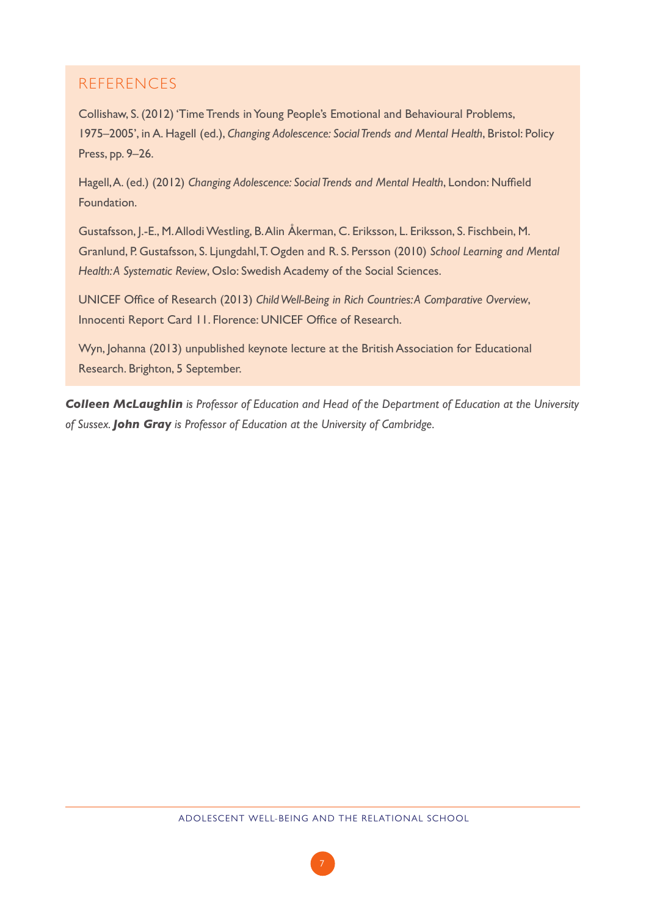## REFERENCES

Collishaw, S. (2012) 'Time Trends in Young People's Emotional and Behavioural Problems, 1975–2005', in A. Hagell (ed.), *Changing Adolescence: Social Trends and Mental Health*, Bristol: Policy Press, pp. 9–26.

Hagell, A. (ed.) (2012) *Changing Adolescence: Social Trends and Mental Health*, London: Nuffield Foundation.

Gustafsson, J.-E., M. Allodi Westling, B. Alin Åkerman, C. Eriksson, L. Eriksson, S. Fischbein, M. Granlund, P. Gustafsson, S. Ljungdahl, T. Ogden and R. S. Persson (2010) *School Learning and Mental Health: A Systematic Review*, Oslo: Swedish Academy of the Social Sciences.

UNICEF Office of Research (2013) *Child Well-Being in Rich Countries: A Comparative Overview*, Innocenti Report Card 11. Florence: UNICEF Office of Research.

Wyn, Johanna (2013) unpublished keynote lecture at the British Association for Educational Research. Brighton, 5 September.

***Colleen McLaughlin** is Professor of Education and Head of the Department of Education at the University of Sussex. **John Gray** is Professor of Education at the University of Cambridge.*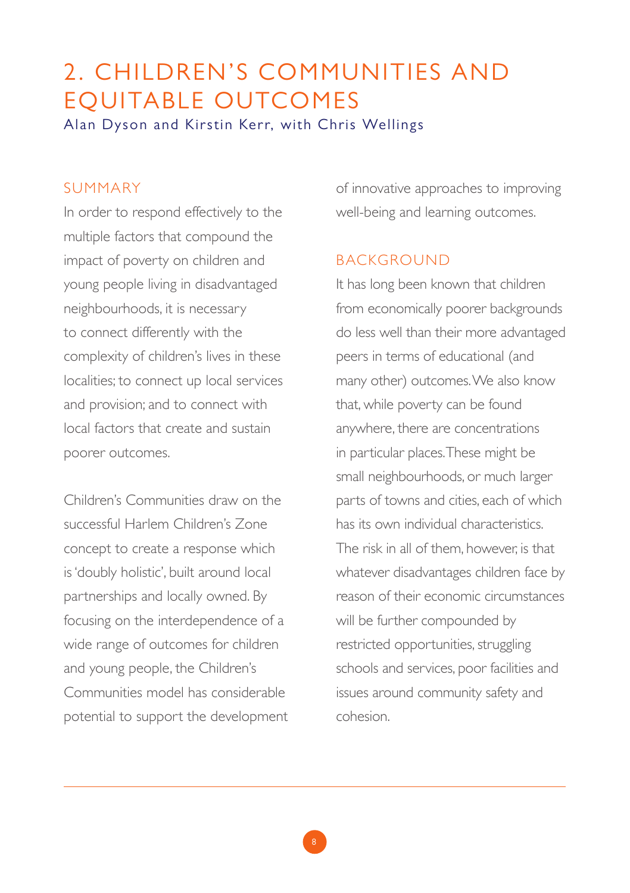# 2. CHILDREN'S COMMUNITIES AND EQUITABLE OUTCOMES

Alan Dyson and Kirstin Kerr, with Chris Wellings

## SUMMARY

In order to respond effectively to the multiple factors that compound the impact of poverty on children and young people living in disadvantaged neighbourhoods, it is necessary to connect differently with the complexity of children's lives in these localities; to connect up local services and provision; and to connect with local factors that create and sustain poorer outcomes.

Children's Communities draw on the successful Harlem Children's Zone concept to create a response which is 'doubly holistic', built around local partnerships and locally owned. By focusing on the interdependence of a wide range of outcomes for children and young people, the Children's Communities model has considerable potential to support the development of innovative approaches to improving well-being and learning outcomes.

## BACKGROUND

It has long been known that children from economically poorer backgrounds do less well than their more advantaged peers in terms of educational (and many other) outcomes. We also know that, while poverty can be found anywhere, there are concentrations in particular places. These might be small neighbourhoods, or much larger parts of towns and cities, each of which has its own individual characteristics. The risk in all of them, however, is that whatever disadvantages children face by reason of their economic circumstances will be further compounded by restricted opportunities, struggling schools and services, poor facilities and issues around community safety and cohesion.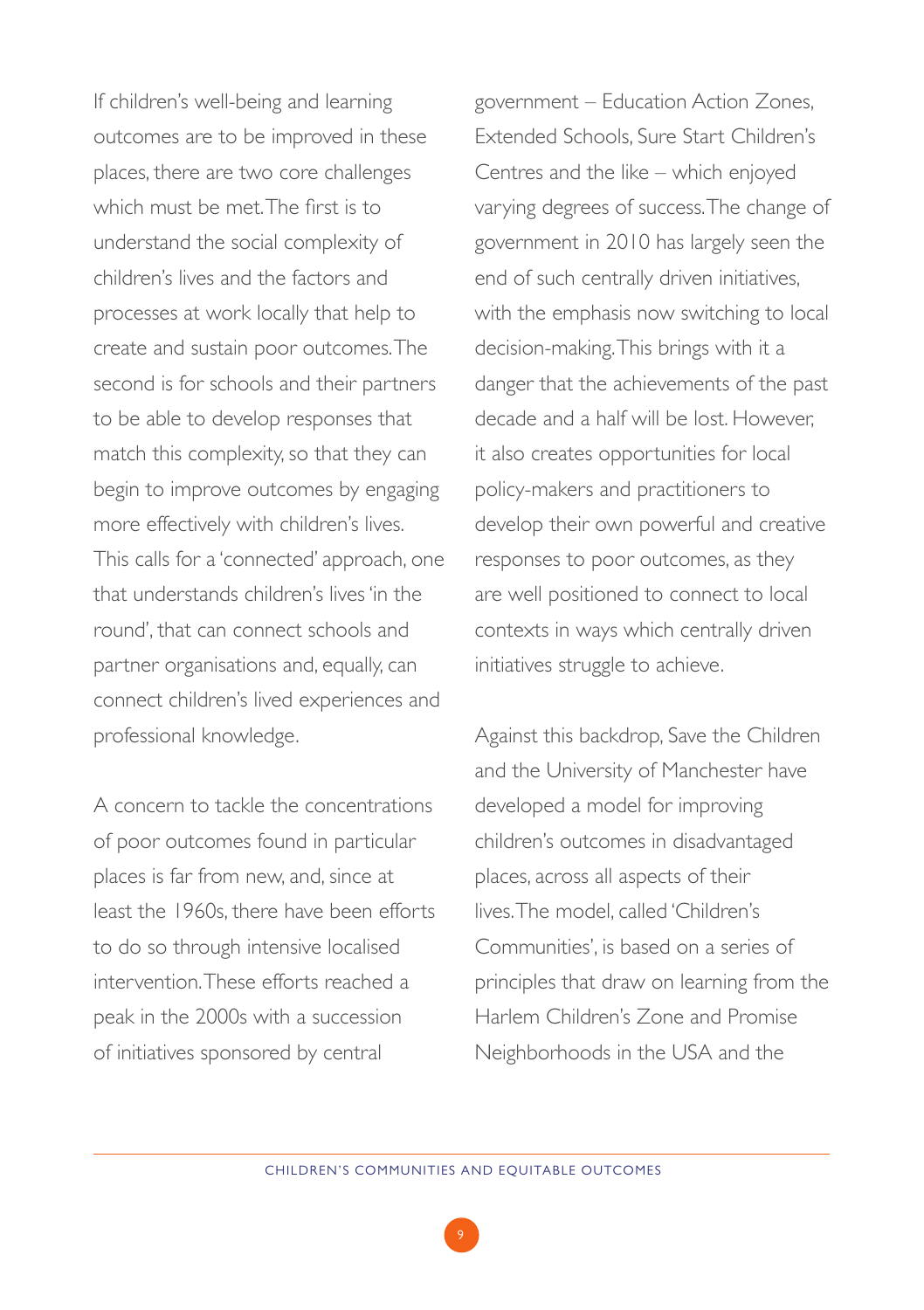If children's well-being and learning outcomes are to be improved in these places, there are two core challenges which must be met. The first is to understand the social complexity of children's lives and the factors and processes at work locally that help to create and sustain poor outcomes. The second is for schools and their partners to be able to develop responses that match this complexity, so that they can begin to improve outcomes by engaging more effectively with children's lives. This calls for a 'connected' approach, one that understands children's lives 'in the round', that can connect schools and partner organisations and, equally, can connect children's lived experiences and professional knowledge.

A concern to tackle the concentrations of poor outcomes found in particular places is far from new, and, since at least the 1960s, there have been efforts to do so through intensive localised intervention. These efforts reached a peak in the 2000s with a succession of initiatives sponsored by central government – Education Action Zones, Extended Schools, Sure Start Children's Centres and the like – which enjoyed varying degrees of success. The change of government in 2010 has largely seen the end of such centrally driven initiatives, with the emphasis now switching to local decision-making. This brings with it a danger that the achievements of the past decade and a half will be lost. However, it also creates opportunities for local policy-makers and practitioners to develop their own powerful and creative responses to poor outcomes, as they are well positioned to connect to local contexts in ways which centrally driven initiatives struggle to achieve.

Against this backdrop, Save the Children and the University of Manchester have developed a model for improving children's outcomes in disadvantaged places, across all aspects of their lives. The model, called 'Children's Communities', is based on a series of principles that draw on learning from the Harlem Children's Zone and Promise Neighborhoods in the USA and the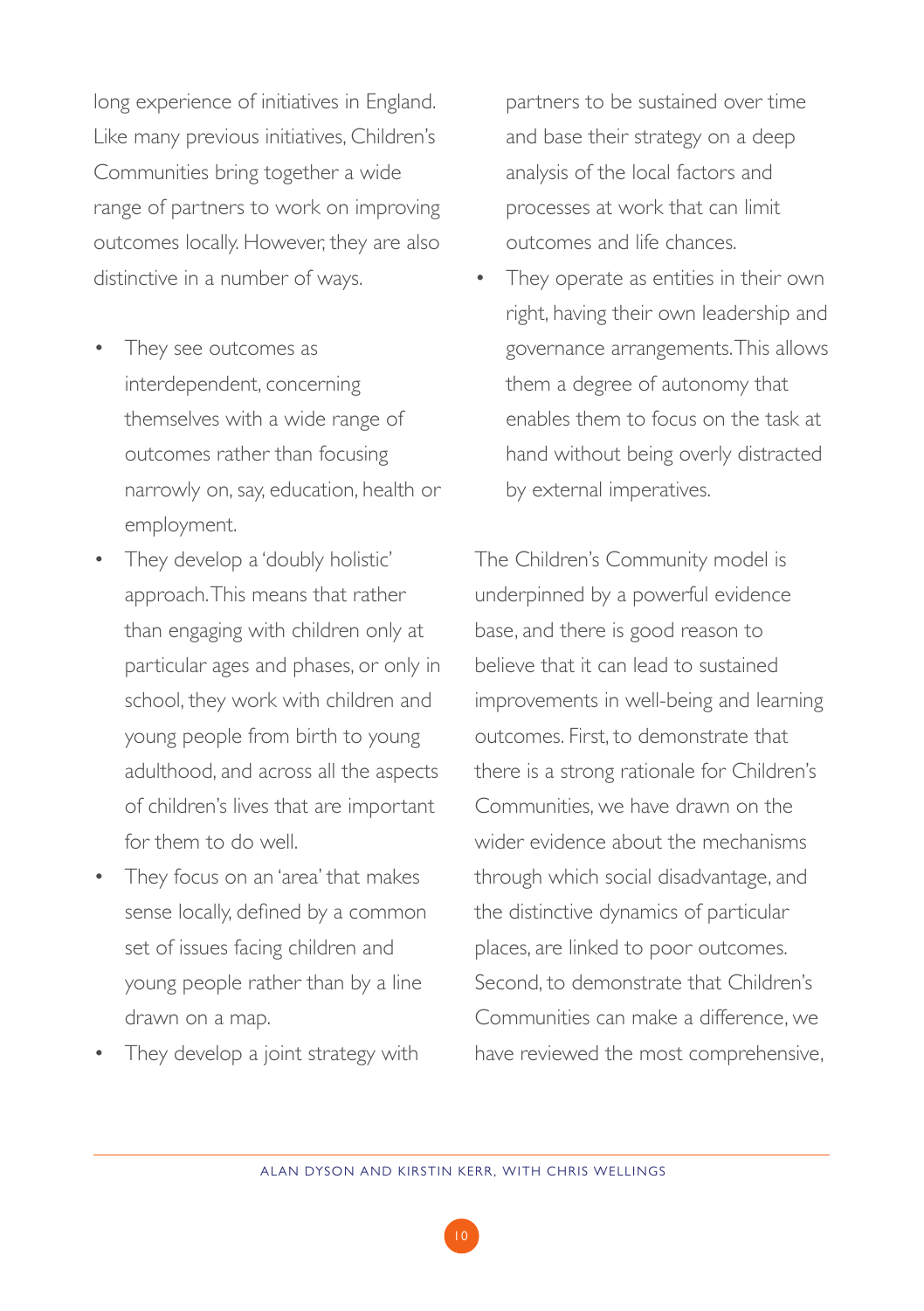long experience of initiatives in England. Like many previous initiatives, Children's Communities bring together a wide range of partners to work on improving outcomes locally. However, they are also distinctive in a number of ways.

- They see outcomes as interdependent, concerning themselves with a wide range of outcomes rather than focusing narrowly on, say, education, health or employment.
- They develop a 'doubly holistic' approach. This means that rather than engaging with children only at particular ages and phases, or only in school, they work with children and young people from birth to young adulthood, and across all the aspects of children's lives that are important for them to do well.
- They focus on an 'area' that makes sense locally, defined by a common set of issues facing children and young people rather than by a line drawn on a map.
- They develop a joint strategy with partners to be sustained over time and base their strategy on a deep analysis of the local factors and processes at work that can limit outcomes and life chances.
- They operate as entities in their own right, having their own leadership and governance arrangements. This allows them a degree of autonomy that enables them to focus on the task at hand without being overly distracted by external imperatives.

The Children's Community model is underpinned by a powerful evidence base, and there is good reason to believe that it can lead to sustained improvements in well-being and learning outcomes. First, to demonstrate that there is a strong rationale for Children's Communities, we have drawn on the wider evidence about the mechanisms through which social disadvantage, and the distinctive dynamics of particular places, are linked to poor outcomes. Second, to demonstrate that Children's Communities can make a difference, we have reviewed the most comprehensive,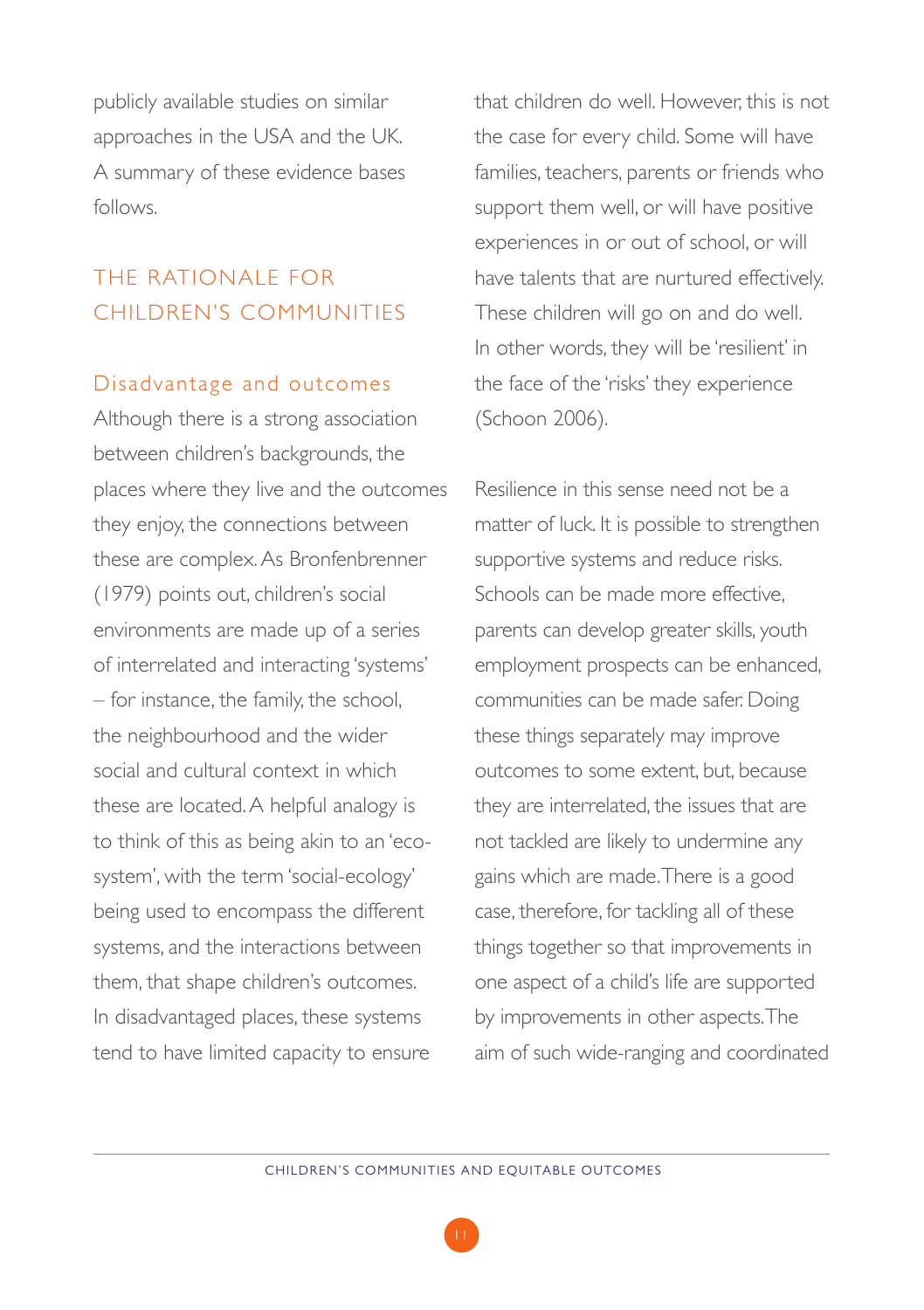publicly available studies on similar approaches in the USA and the UK. A summary of these evidence bases follows.

## THE RATIONALE FOR CHILDREN'S COMMUNITIES

### Disadvantage and outcomes

Although there is a strong association between children's backgrounds, the places where they live and the outcomes they enjoy, the connections between these are complex. As Bronfenbrenner (1979) points out, children's social environments are made up of a series of interrelated and interacting 'systems' – for instance, the family, the school, the neighbourhood and the wider social and cultural context in which these are located. A helpful analogy is to think of this as being akin to an 'eco-system', with the term 'social-ecology' being used to encompass the different systems, and the interactions between them, that shape children's outcomes. In disadvantaged places, these systems tend to have limited capacity to ensure that children do well. However, this is not the case for every child. Some will have families, teachers, parents or friends who support them well, or will have positive experiences in or out of school, or will have talents that are nurtured effectively. These children will go on and do well. In other words, they will be 'resilient' in the face of the 'risks' they experience (Schoon 2006).

Resilience in this sense need not be a matter of luck. It is possible to strengthen supportive systems and reduce risks. Schools can be made more effective, parents can develop greater skills, youth employment prospects can be enhanced, communities can be made safer. Doing these things separately may improve outcomes to some extent, but, because they are interrelated, the issues that are not tackled are likely to undermine any gains which are made. There is a good case, therefore, for tackling all of these things together so that improvements in one aspect of a child's life are supported by improvements in other aspects. The aim of such wide-ranging and coordinated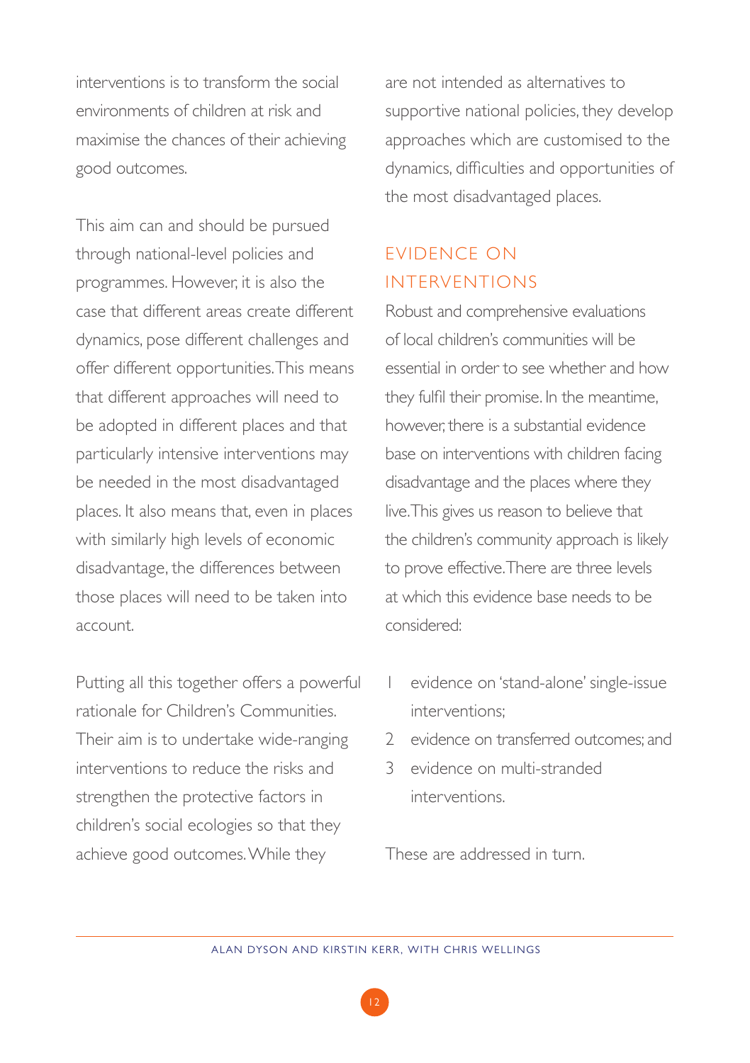interventions is to transform the social environments of children at risk and maximise the chances of their achieving good outcomes.

This aim can and should be pursued through national-level policies and programmes. However, it is also the case that different areas create different dynamics, pose different challenges and offer different opportunities. This means that different approaches will need to be adopted in different places and that particularly intensive interventions may be needed in the most disadvantaged places. It also means that, even in places with similarly high levels of economic disadvantage, the differences between those places will need to be taken into account.

Putting all this together offers a powerful rationale for Children's Communities. Their aim is to undertake wide-ranging interventions to reduce the risks and strengthen the protective factors in children's social ecologies so that they achieve good outcomes. While they are not intended as alternatives to supportive national policies, they develop approaches which are customised to the dynamics, difficulties and opportunities of the most disadvantaged places.

## EVIDENCE ON INTERVENTIONS

Robust and comprehensive evaluations of local children's communities will be essential in order to see whether and how they fulfil their promise. In the meantime, however, there is a substantial evidence base on interventions with children facing disadvantage and the places where they live. This gives us reason to believe that the children's community approach is likely to prove effective. There are three levels at which this evidence base needs to be considered:

1. evidence on 'stand-alone' single-issue interventions;
2. evidence on transferred outcomes; and
3. evidence on multi-stranded interventions.

These are addressed in turn.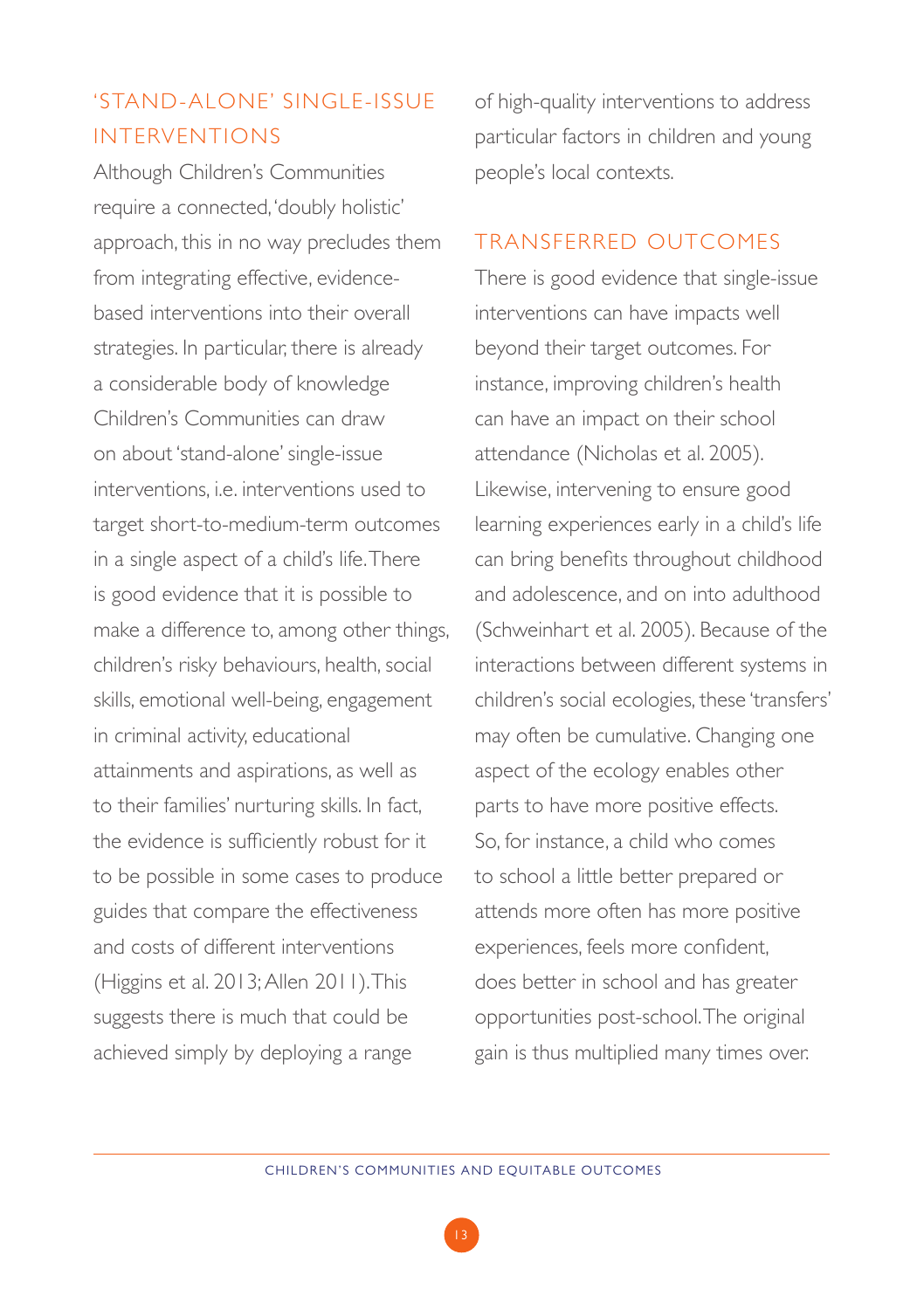## 'STAND-ALONE' SINGLE-ISSUE INTERVENTIONS

Although Children's Communities require a connected, 'doubly holistic' approach, this in no way precludes them from integrating effective, evidence-based interventions into their overall strategies. In particular, there is already a considerable body of knowledge Children's Communities can draw on about 'stand-alone' single-issue interventions, i.e. interventions used to target short-to-medium-term outcomes in a single aspect of a child's life. There is good evidence that it is possible to make a difference to, among other things, children's risky behaviours, health, social skills, emotional well-being, engagement in criminal activity, educational attainments and aspirations, as well as to their families' nurturing skills. In fact, the evidence is sufficiently robust for it to be possible in some cases to produce guides that compare the effectiveness and costs of different interventions (Higgins et al. 2013; Allen 2011). This suggests there is much that could be achieved simply by deploying a range of high-quality interventions to address particular factors in children and young people's local contexts.

## TRANSFERRED OUTCOMES

There is good evidence that single-issue interventions can have impacts well beyond their target outcomes. For instance, improving children's health can have an impact on their school attendance (Nicholas et al. 2005). Likewise, intervening to ensure good learning experiences early in a child's life can bring benefits throughout childhood and adolescence, and on into adulthood (Schweinhart et al. 2005). Because of the interactions between different systems in children's social ecologies, these 'transfers' may often be cumulative. Changing one aspect of the ecology enables other parts to have more positive effects. So, for instance, a child who comes to school a little better prepared or attends more often has more positive experiences, feels more confident, does better in school and has greater opportunities post-school. The original gain is thus multiplied many times over.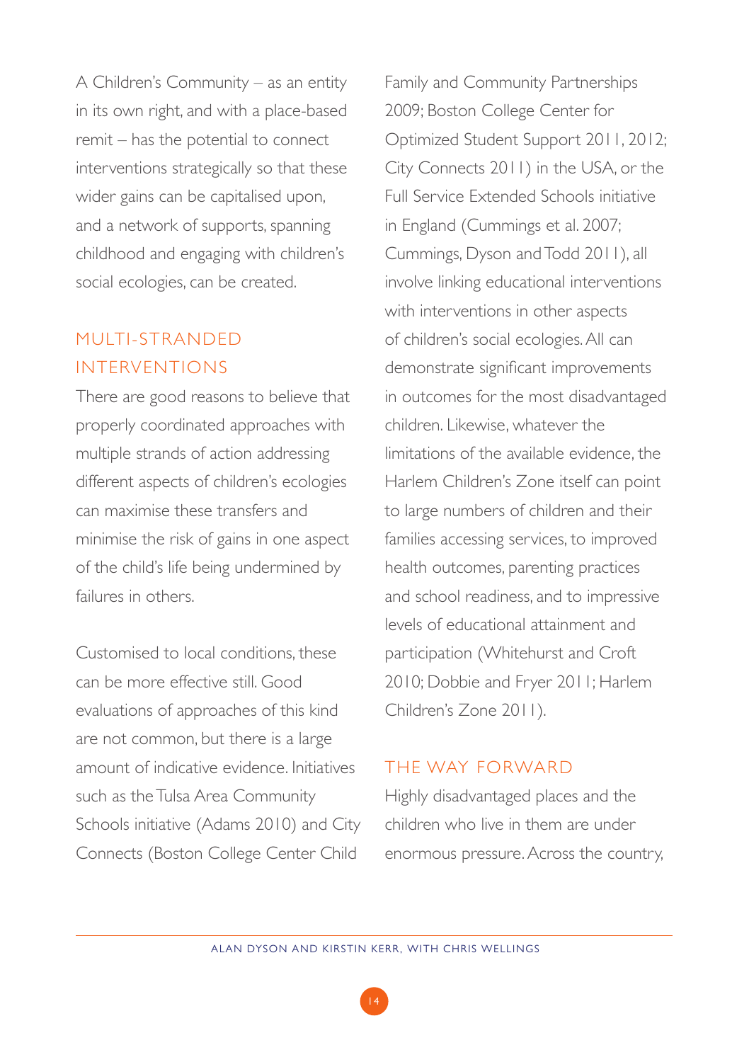A Children's Community – as an entity in its own right, and with a place-based remit – has the potential to connect interventions strategically so that these wider gains can be capitalised upon, and a network of supports, spanning childhood and engaging with children's social ecologies, can be created.

## MULTI-STRANDED INTERVENTIONS

There are good reasons to believe that properly coordinated approaches with multiple strands of action addressing different aspects of children's ecologies can maximise these transfers and minimise the risk of gains in one aspect of the child's life being undermined by failures in others.

Customised to local conditions, these can be more effective still. Good evaluations of approaches of this kind are not common, but there is a large amount of indicative evidence. Initiatives such as the Tulsa Area Community Schools initiative (Adams 2010) and City Connects (Boston College Center Child Family and Community Partnerships 2009; Boston College Center for Optimized Student Support 2011, 2012; City Connects 2011) in the USA, or the Full Service Extended Schools initiative in England (Cummings et al. 2007; Cummings, Dyson and Todd 2011), all involve linking educational interventions with interventions in other aspects of children's social ecologies. All can demonstrate significant improvements in outcomes for the most disadvantaged children. Likewise, whatever the limitations of the available evidence, the Harlem Children's Zone itself can point to large numbers of children and their families accessing services, to improved health outcomes, parenting practices and school readiness, and to impressive levels of educational attainment and participation (Whitehurst and Croft 2010; Dobbie and Fryer 2011; Harlem Children's Zone 2011).

## THE WAY FORWARD

Highly disadvantaged places and the children who live in them are under enormous pressure. Across the country,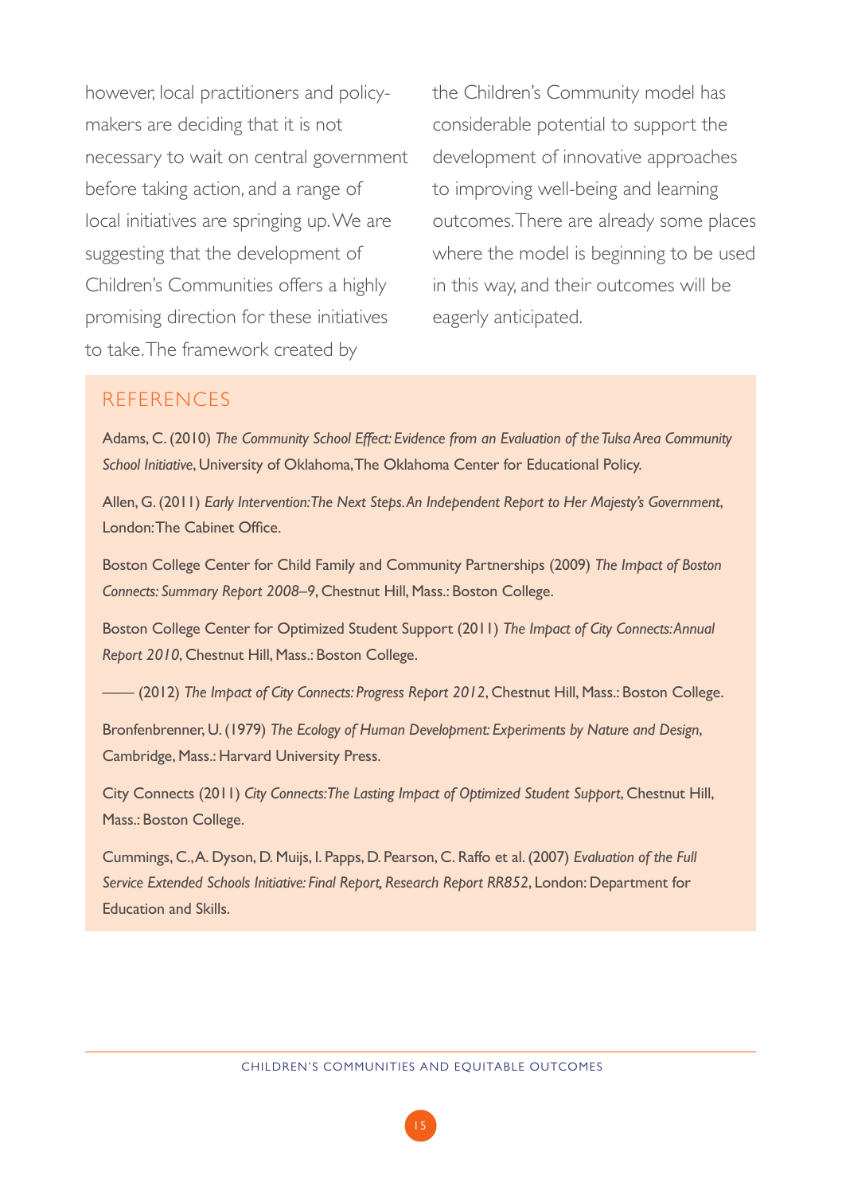however, local practitioners and policy-makers are deciding that it is not necessary to wait on central government before taking action, and a range of local initiatives are springing up. We are suggesting that the development of Children's Communities offers a highly promising direction for these initiatives to take. The framework created by the Children's Community model has considerable potential to support the development of innovative approaches to improving well-being and learning outcomes. There are already some places where the model is beginning to be used in this way, and their outcomes will be eagerly anticipated.

## REFERENCES

Adams, C. (2010) *The Community School Effect: Evidence from an Evaluation of the Tulsa Area Community School Initiative*, University of Oklahoma, The Oklahoma Center for Educational Policy.

Allen, G. (2011) *Early Intervention: The Next Steps. An Independent Report to Her Majesty's Government*, London: The Cabinet Office.

Boston College Center for Child Family and Community Partnerships (2009) *The Impact of Boston Connects: Summary Report 2008–9*, Chestnut Hill, Mass.: Boston College.

Boston College Center for Optimized Student Support (2011) *The Impact of City Connects: Annual Report 2010*, Chestnut Hill, Mass.: Boston College.

—— (2012) *The Impact of City Connects: Progress Report 2012*, Chestnut Hill, Mass.: Boston College.

Bronfenbrenner, U. (1979) *The Ecology of Human Development: Experiments by Nature and Design*, Cambridge, Mass.: Harvard University Press.

City Connects (2011) *City Connects: The Lasting Impact of Optimized Student Support*, Chestnut Hill, Mass.: Boston College.

Cummings, C., A. Dyson, D. Muijs, I. Papps, D. Pearson, C. Raffo et al. (2007) *Evaluation of the Full Service Extended Schools Initiative: Final Report, Research Report RR852*, London: Department for Education and Skills.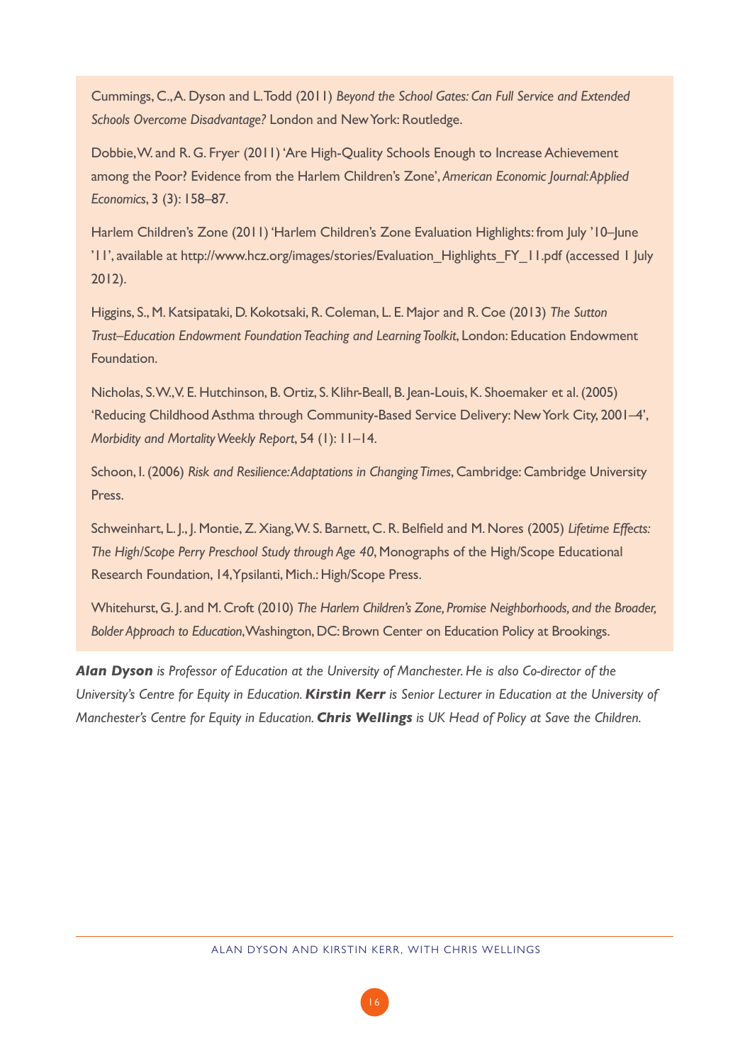Cummings, C., A. Dyson and L. Todd (2011) *Beyond the School Gates: Can Full Service and Extended Schools Overcome Disadvantage?* London and New York: Routledge.

Dobbie, W. and R. G. Fryer (2011) 'Are High-Quality Schools Enough to Increase Achievement among the Poor? Evidence from the Harlem Children's Zone', *American Economic Journal: Applied Economics*, 3 (3): 158–87.

Harlem Children's Zone (2011) 'Harlem Children's Zone Evaluation Highlights: from July '10–June '11', available at http://www.hcz.org/images/stories/Evaluation_Highlights_FY_11.pdf (accessed 1 July 2012).

Higgins, S., M. Katsipataki, D. Kokotsaki, R. Coleman, L. E. Major and R. Coe (2013) *The Sutton Trust–Education Endowment Foundation Teaching and Learning Toolkit*, London: Education Endowment Foundation.

Nicholas, S. W., V. E. Hutchinson, B. Ortiz, S. Klihr-Beall, B. Jean-Louis, K. Shoemaker et al. (2005) 'Reducing Childhood Asthma through Community-Based Service Delivery: New York City, 2001–4', *Morbidity and Mortality Weekly Report*, 54 (1): 11–14.

Schoon, I. (2006) *Risk and Resilience: Adaptations in Changing Times*, Cambridge: Cambridge University Press.

Schweinhart, L. J., J. Montie, Z. Xiang, W. S. Barnett, C. R. Belfield and M. Nores (2005) *Lifetime Effects: The High/Scope Perry Preschool Study through Age 40*, Monographs of the High/Scope Educational Research Foundation, 14, Ypsilanti, Mich.: High/Scope Press.

Whitehurst, G. J. and M. Croft (2010) *The Harlem Children's Zone, Promise Neighborhoods, and the Broader, Bolder Approach to Education*, Washington, DC: Brown Center on Education Policy at Brookings.

***Alan Dyson*** *is Professor of Education at the University of Manchester. He is also Co-director of the University's Centre for Equity in Education.* ***Kirstin Kerr*** *is Senior Lecturer in Education at the University of Manchester's Centre for Equity in Education.* ***Chris Wellings*** *is UK Head of Policy at Save the Children.*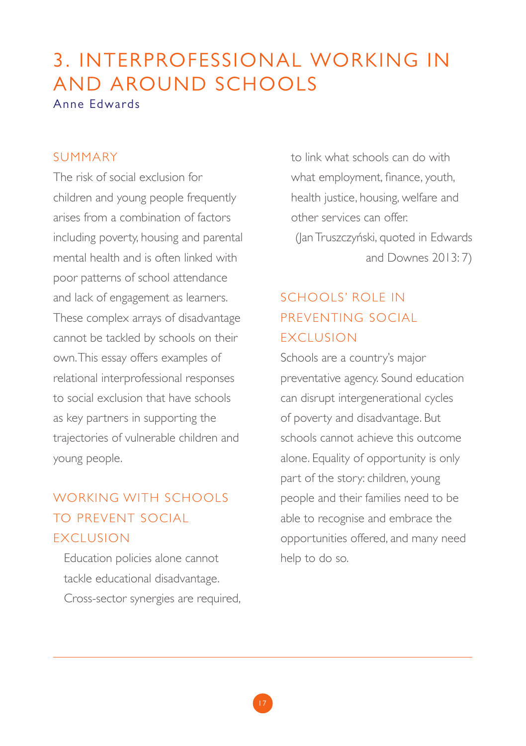# 3. INTERPROFESSIONAL WORKING IN AND AROUND SCHOOLS

Anne Edwards

## SUMMARY

The risk of social exclusion for children and young people frequently arises from a combination of factors including poverty, housing and parental mental health and is often linked with poor patterns of school attendance and lack of engagement as learners. These complex arrays of disadvantage cannot be tackled by schools on their own. This essay offers examples of relational interprofessional responses to social exclusion that have schools as key partners in supporting the trajectories of vulnerable children and young people.

## WORKING WITH SCHOOLS TO PREVENT SOCIAL EXCLUSION

> Education policies alone cannot tackle educational disadvantage. Cross-sector synergies are required, to link what schools can do with what employment, finance, youth, health justice, housing, welfare and other services can offer.
>
> (Jan Truszczyński, quoted in Edwards and Downes 2013: 7)

## SCHOOLS' ROLE IN PREVENTING SOCIAL EXCLUSION

Schools are a country's major preventative agency. Sound education can disrupt intergenerational cycles of poverty and disadvantage. But schools cannot achieve this outcome alone. Equality of opportunity is only part of the story: children, young people and their families need to be able to recognise and embrace the opportunities offered, and many need help to do so.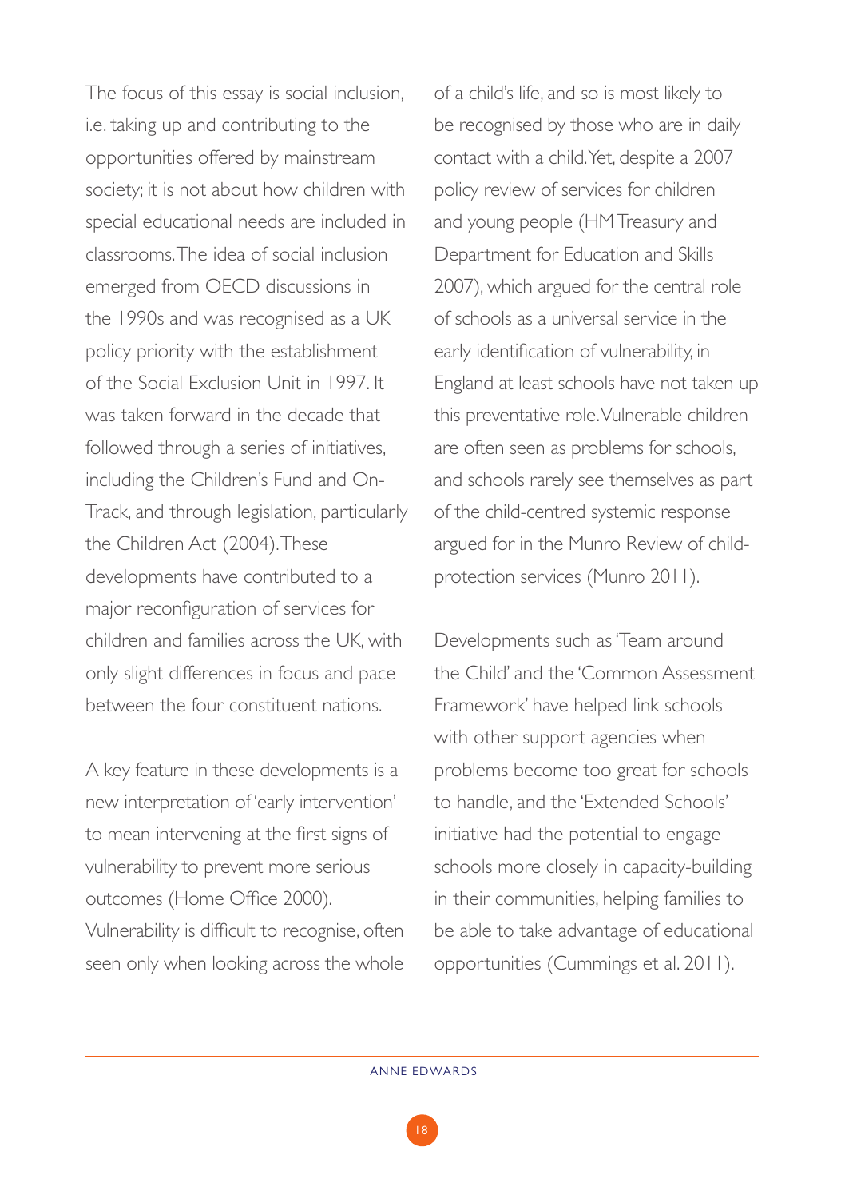The focus of this essay is social inclusion, i.e. taking up and contributing to the opportunities offered by mainstream society; it is not about how children with special educational needs are included in classrooms. The idea of social inclusion emerged from OECD discussions in the 1990s and was recognised as a UK policy priority with the establishment of the Social Exclusion Unit in 1997. It was taken forward in the decade that followed through a series of initiatives, including the Children's Fund and On-Track, and through legislation, particularly the Children Act (2004). These developments have contributed to a major reconfiguration of services for children and families across the UK, with only slight differences in focus and pace between the four constituent nations.

A key feature in these developments is a new interpretation of 'early intervention' to mean intervening at the first signs of vulnerability to prevent more serious outcomes (Home Office 2000). Vulnerability is difficult to recognise, often seen only when looking across the whole of a child's life, and so is most likely to be recognised by those who are in daily contact with a child. Yet, despite a 2007 policy review of services for children and young people (HM Treasury and Department for Education and Skills 2007), which argued for the central role of schools as a universal service in the early identification of vulnerability, in England at least schools have not taken up this preventative role. Vulnerable children are often seen as problems for schools, and schools rarely see themselves as part of the child-centred systemic response argued for in the Munro Review of child-protection services (Munro 2011).

Developments such as 'Team around the Child' and the 'Common Assessment Framework' have helped link schools with other support agencies when problems become too great for schools to handle, and the 'Extended Schools' initiative had the potential to engage schools more closely in capacity-building in their communities, helping families to be able to take advantage of educational opportunities (Cummings et al. 2011).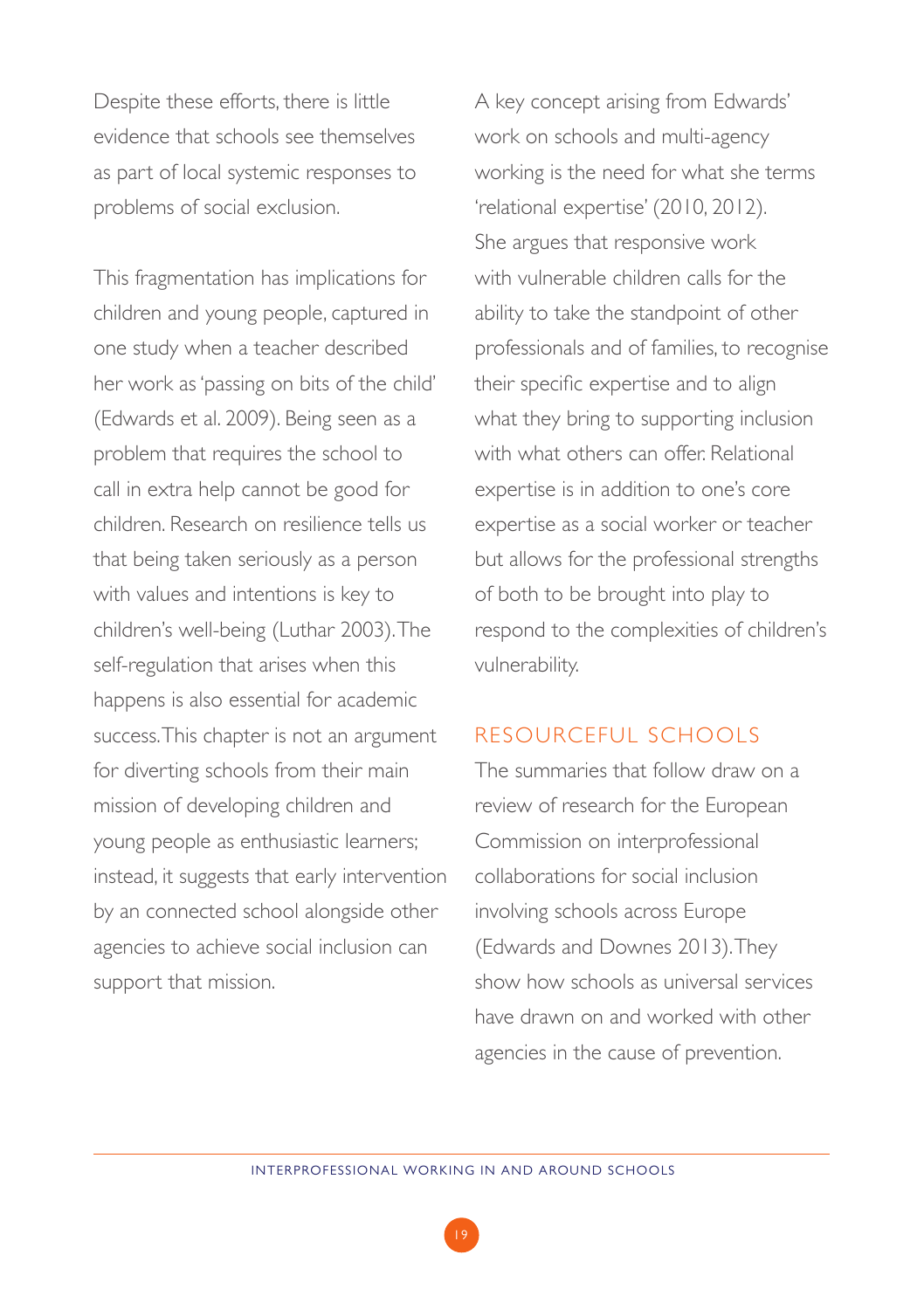Despite these efforts, there is little evidence that schools see themselves as part of local systemic responses to problems of social exclusion.

This fragmentation has implications for children and young people, captured in one study when a teacher described her work as 'passing on bits of the child' (Edwards et al. 2009). Being seen as a problem that requires the school to call in extra help cannot be good for children. Research on resilience tells us that being taken seriously as a person with values and intentions is key to children's well-being (Luthar 2003). The self-regulation that arises when this happens is also essential for academic success. This chapter is not an argument for diverting schools from their main mission of developing children and young people as enthusiastic learners; instead, it suggests that early intervention by an connected school alongside other agencies to achieve social inclusion can support that mission.

A key concept arising from Edwards' work on schools and multi-agency working is the need for what she terms 'relational expertise' (2010, 2012). She argues that responsive work with vulnerable children calls for the ability to take the standpoint of other professionals and of families, to recognise their specific expertise and to align what they bring to supporting inclusion with what others can offer. Relational expertise is in addition to one's core expertise as a social worker or teacher but allows for the professional strengths of both to be brought into play to respond to the complexities of children's vulnerability.

## RESOURCEFUL SCHOOLS

The summaries that follow draw on a review of research for the European Commission on interprofessional collaborations for social inclusion involving schools across Europe (Edwards and Downes 2013). They show how schools as universal services have drawn on and worked with other agencies in the cause of prevention.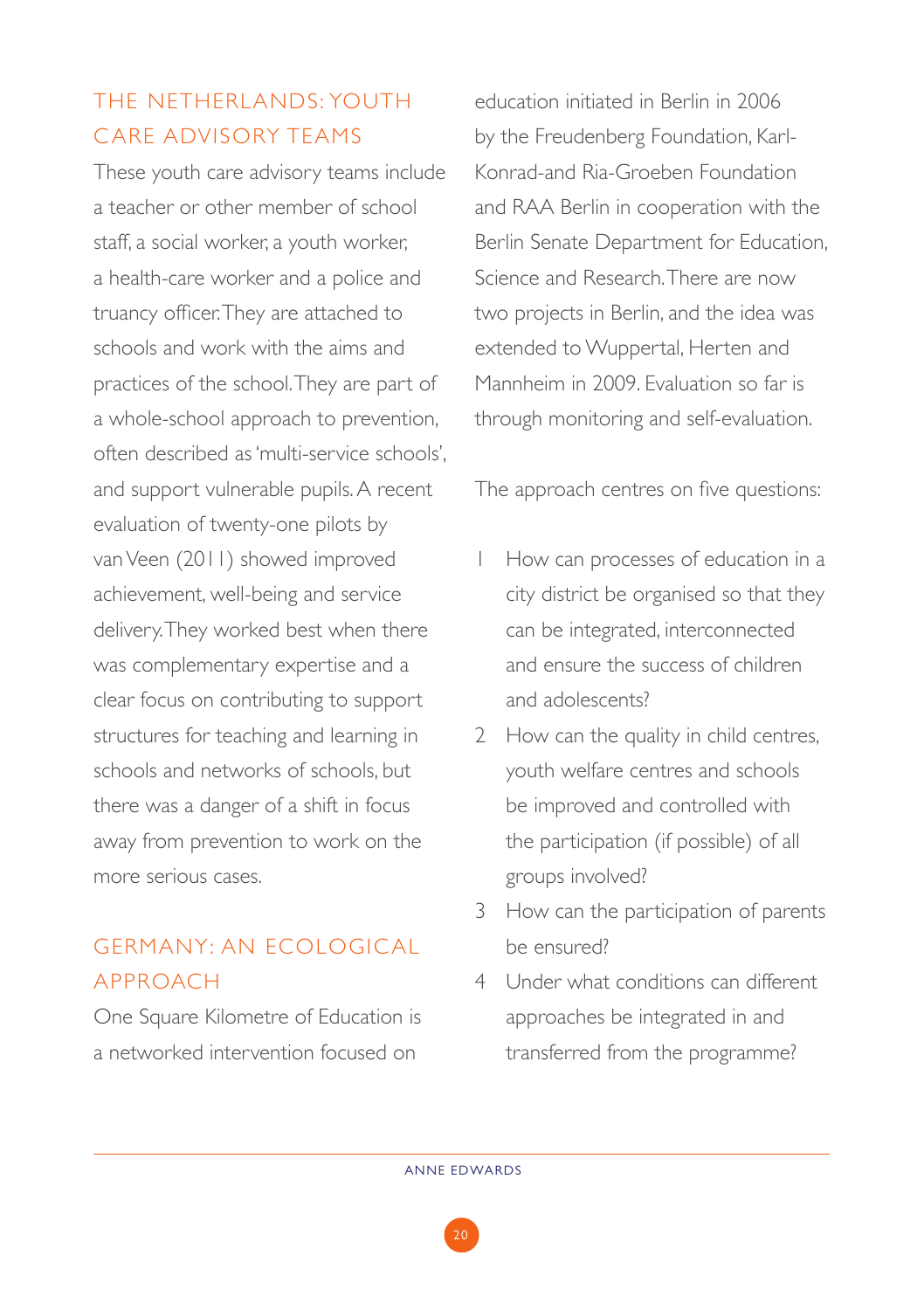## THE NETHERLANDS: YOUTH CARE ADVISORY TEAMS

These youth care advisory teams include a teacher or other member of school staff, a social worker, a youth worker, a health-care worker and a police and truancy officer. They are attached to schools and work with the aims and practices of the school. They are part of a whole-school approach to prevention, often described as 'multi-service schools', and support vulnerable pupils. A recent evaluation of twenty-one pilots by van Veen (2011) showed improved achievement, well-being and service delivery. They worked best when there was complementary expertise and a clear focus on contributing to support structures for teaching and learning in schools and networks of schools, but there was a danger of a shift in focus away from prevention to work on the more serious cases.

## GERMANY: AN ECOLOGICAL APPROACH

One Square Kilometre of Education is a networked intervention focused on education initiated in Berlin in 2006 by the Freudenberg Foundation, Karl-Konrad-and Ria-Groeben Foundation and RAA Berlin in cooperation with the Berlin Senate Department for Education, Science and Research. There are now two projects in Berlin, and the idea was extended to Wuppertal, Herten and Mannheim in 2009. Evaluation so far is through monitoring and self-evaluation.

The approach centres on five questions:

1. How can processes of education in a city district be organised so that they can be integrated, interconnected and ensure the success of children and adolescents?
2. How can the quality in child centres, youth welfare centres and schools be improved and controlled with the participation (if possible) of all groups involved?
3. How can the participation of parents be ensured?
4. Under what conditions can different approaches be integrated in and transferred from the programme?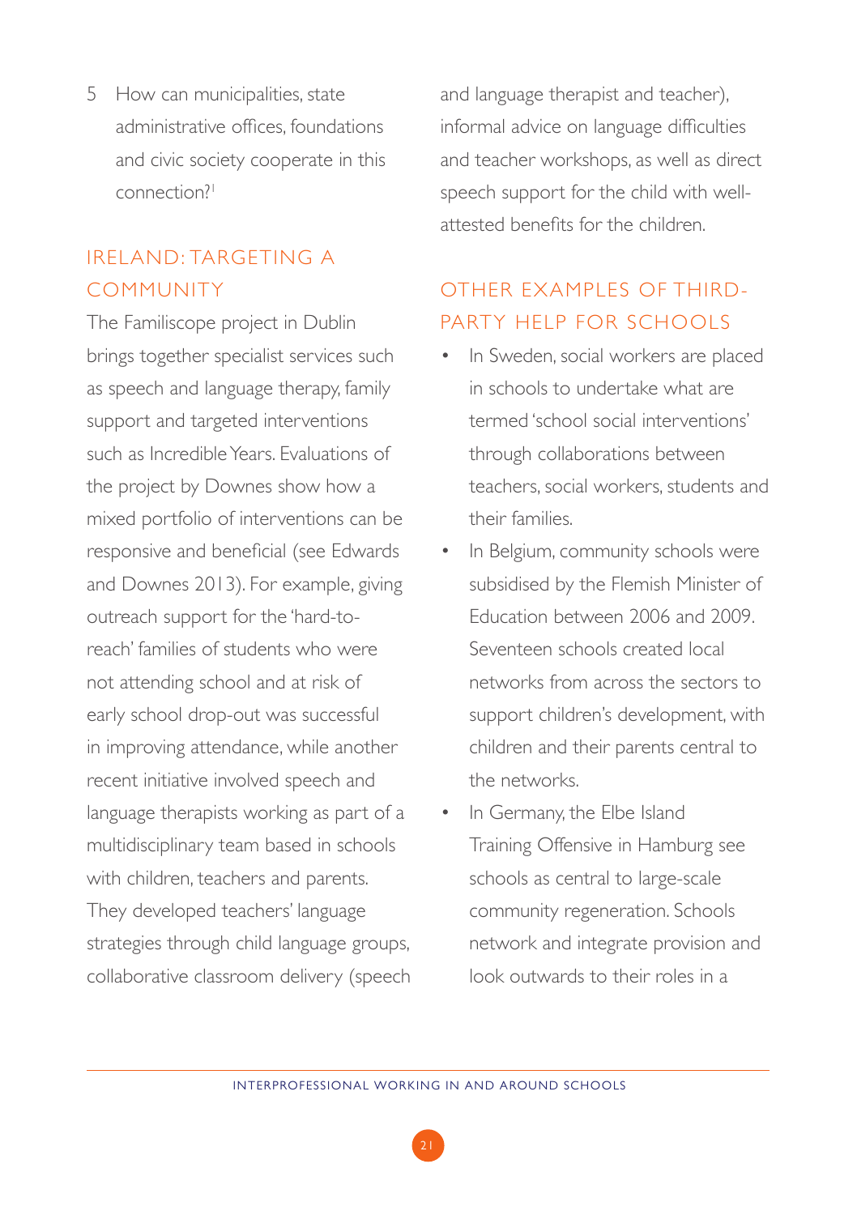5 How can municipalities, state administrative offices, foundations and civic society cooperate in this connection?[1]

## IRELAND: TARGETING A COMMUNITY

The Familiscope project in Dublin brings together specialist services such as speech and language therapy, family support and targeted interventions such as Incredible Years. Evaluations of the project by Downes show how a mixed portfolio of interventions can be responsive and beneficial (see Edwards and Downes 2013). For example, giving outreach support for the 'hard-to-reach' families of students who were not attending school and at risk of early school drop-out was successful in improving attendance, while another recent initiative involved speech and language therapists working as part of a multidisciplinary team based in schools with children, teachers and parents. They developed teachers' language strategies through child language groups, collaborative classroom delivery (speech and language therapist and teacher), informal advice on language difficulties and teacher workshops, as well as direct speech support for the child with well-attested benefits for the children.

## OTHER EXAMPLES OF THIRD-PARTY HELP FOR SCHOOLS

- In Sweden, social workers are placed in schools to undertake what are termed 'school social interventions' through collaborations between teachers, social workers, students and their families.
- In Belgium, community schools were subsidised by the Flemish Minister of Education between 2006 and 2009. Seventeen schools created local networks from across the sectors to support children's development, with children and their parents central to the networks.
- In Germany, the Elbe Island Training Offensive in Hamburg see schools as central to large-scale community regeneration. Schools network and integrate provision and look outwards to their roles in a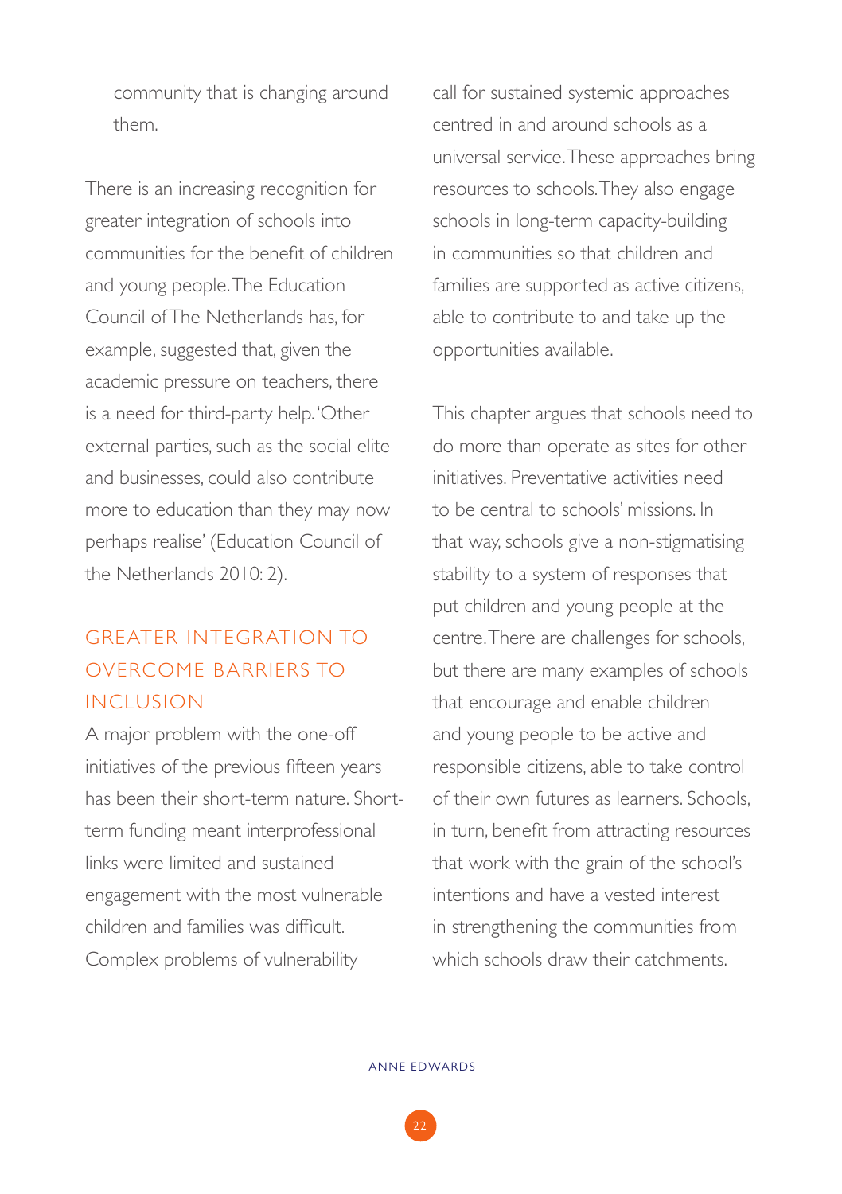community that is changing around them.

There is an increasing recognition for greater integration of schools into communities for the benefit of children and young people. The Education Council of The Netherlands has, for example, suggested that, given the academic pressure on teachers, there is a need for third-party help. 'Other external parties, such as the social elite and businesses, could also contribute more to education than they may now perhaps realise' (Education Council of the Netherlands 2010: 2).

## GREATER INTEGRATION TO OVERCOME BARRIERS TO INCLUSION

A major problem with the one-off initiatives of the previous fifteen years has been their short-term nature. Short-term funding meant interprofessional links were limited and sustained engagement with the most vulnerable children and families was difficult. Complex problems of vulnerability call for sustained systemic approaches centred in and around schools as a universal service. These approaches bring resources to schools. They also engage schools in long-term capacity-building in communities so that children and families are supported as active citizens, able to contribute to and take up the opportunities available.

This chapter argues that schools need to do more than operate as sites for other initiatives. Preventative activities need to be central to schools' missions. In that way, schools give a non-stigmatising stability to a system of responses that put children and young people at the centre. There are challenges for schools, but there are many examples of schools that encourage and enable children and young people to be active and responsible citizens, able to take control of their own futures as learners. Schools, in turn, benefit from attracting resources that work with the grain of the school's intentions and have a vested interest in strengthening the communities from which schools draw their catchments.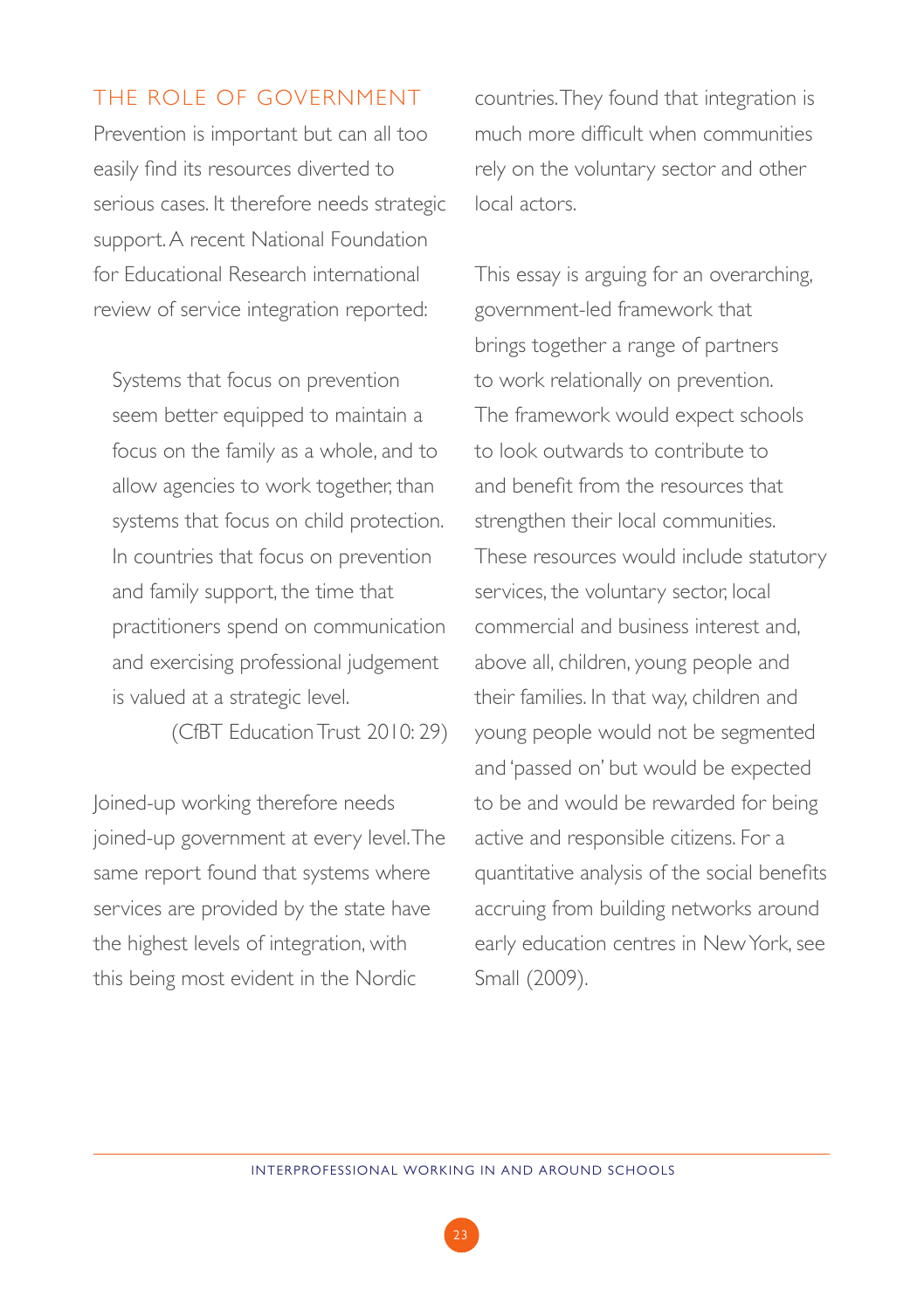## THE ROLE OF GOVERNMENT

Prevention is important but can all too easily find its resources diverted to serious cases. It therefore needs strategic support. A recent National Foundation for Educational Research international review of service integration reported:

> Systems that focus on prevention seem better equipped to maintain a focus on the family as a whole, and to allow agencies to work together, than systems that focus on child protection. In countries that focus on prevention and family support, the time that practitioners spend on communication and exercising professional judgement is valued at a strategic level.
>
> (CfBT Education Trust 2010: 29)

Joined-up working therefore needs joined-up government at every level. The same report found that systems where services are provided by the state have the highest levels of integration, with this being most evident in the Nordic countries. They found that integration is much more difficult when communities rely on the voluntary sector and other local actors.

This essay is arguing for an overarching, government-led framework that brings together a range of partners to work relationally on prevention. The framework would expect schools to look outwards to contribute to and benefit from the resources that strengthen their local communities. These resources would include statutory services, the voluntary sector, local commercial and business interest and, above all, children, young people and their families. In that way, children and young people would not be segmented and 'passed on' but would be expected to be and would be rewarded for being active and responsible citizens. For a quantitative analysis of the social benefits accruing from building networks around early education centres in New York, see Small (2009).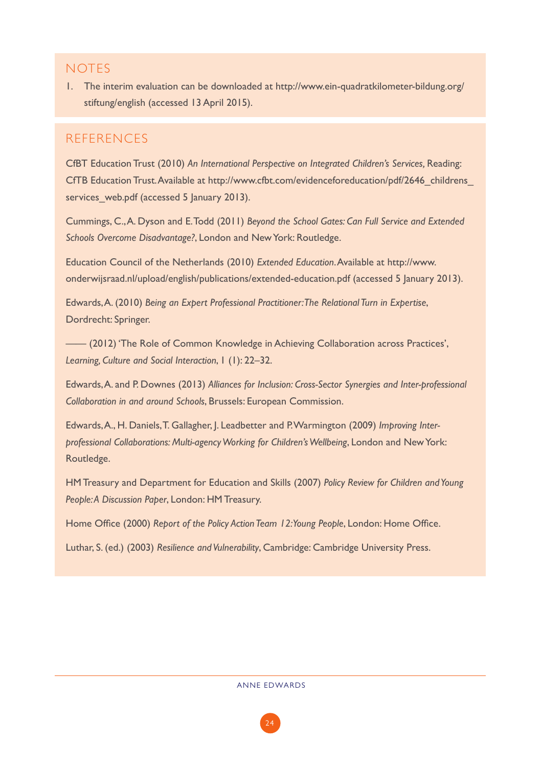## NOTES

1. The interim evaluation can be downloaded at http://www.ein-quadratkilometer-bildung.org/stiftung/english (accessed 13 April 2015).

## REFERENCES

CfBT Education Trust (2010) *An International Perspective on Integrated Children's Services,* Reading: CfTB Education Trust. Available at http://www.cfbt.com/evidenceforeducation/pdf/2646_childrens_services_web.pdf (accessed 5 January 2013).

Cummings, C., A. Dyson and E. Todd (2011) *Beyond the School Gates: Can Full Service and Extended Schools Overcome Disadvantage?*, London and New York: Routledge.

Education Council of the Netherlands (2010) *Extended Education*. Available at http://www.onderwijsraad.nl/upload/english/publications/extended-education.pdf (accessed 5 January 2013).

Edwards, A. (2010) *Being an Expert Professional Practitioner: The Relational Turn in Expertise*, Dordrecht: Springer.

—— (2012) 'The Role of Common Knowledge in Achieving Collaboration across Practices', *Learning, Culture and Social Interaction*, 1 (1): 22–32.

Edwards, A. and P. Downes (2013) *Alliances for Inclusion: Cross-Sector Synergies and Inter-professional Collaboration in and around Schools*, Brussels: European Commission.

Edwards, A., H. Daniels, T. Gallagher, J. Leadbetter and P. Warmington (2009) *Improving Inter-professional Collaborations: Multi-agency Working for Children's Wellbeing*, London and New York: Routledge.

HM Treasury and Department for Education and Skills (2007) *Policy Review for Children and Young People: A Discussion Paper*, London: HM Treasury.

Home Office (2000) *Report of the Policy Action Team 12: Young People*, London: Home Office.

Luthar, S. (ed.) (2003) *Resilience and Vulnerability*, Cambridge: Cambridge University Press.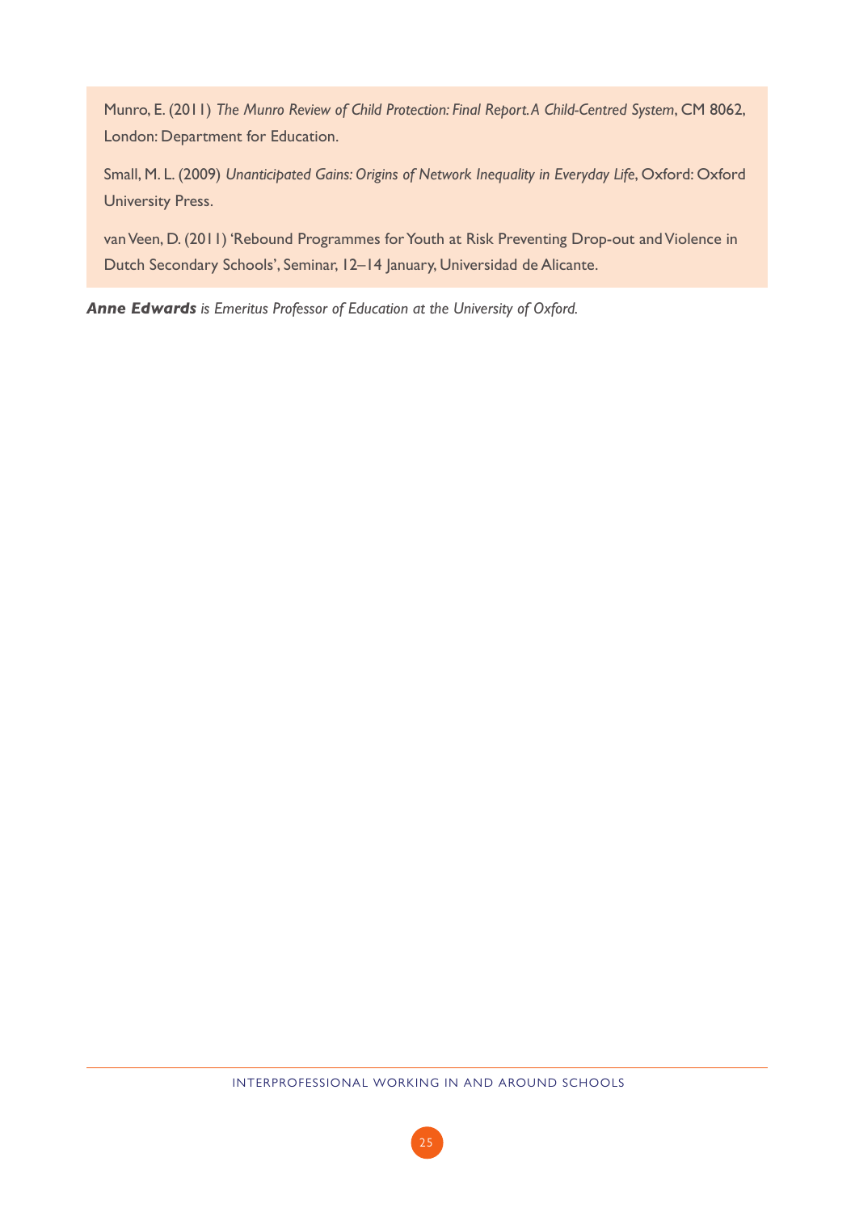Munro, E. (2011) *The Munro Review of Child Protection: Final Report. A Child-Centred System*, CM 8062, London: Department for Education.

Small, M. L. (2009) *Unanticipated Gains: Origins of Network Inequality in Everyday Life*, Oxford: Oxford University Press.

van Veen, D. (2011) 'Rebound Programmes for Youth at Risk Preventing Drop-out and Violence in Dutch Secondary Schools', Seminar, 12–14 January, Universidad de Alicante.

***Anne Edwards*** *is Emeritus Professor of Education at the University of Oxford.*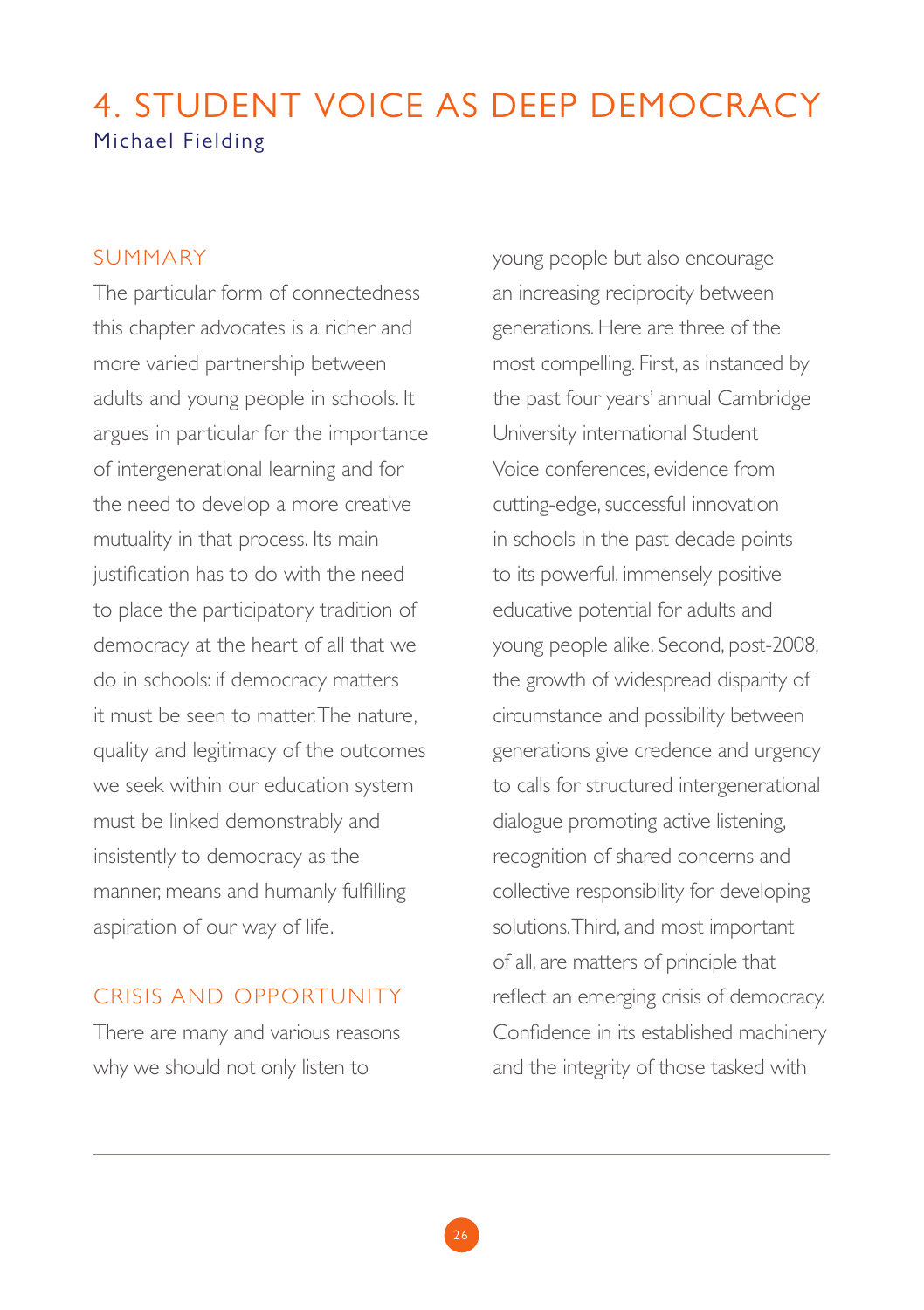# 4. STUDENT VOICE AS DEEP DEMOCRACY

Michael Fielding

## SUMMARY

The particular form of connectedness this chapter advocates is a richer and more varied partnership between adults and young people in schools. It argues in particular for the importance of intergenerational learning and for the need to develop a more creative mutuality in that process. Its main justification has to do with the need to place the participatory tradition of democracy at the heart of all that we do in schools: if democracy matters it must be seen to matter. The nature, quality and legitimacy of the outcomes we seek within our education system must be linked demonstrably and insistently to democracy as the manner, means and humanly fulfilling aspiration of our way of life.

## CRISIS AND OPPORTUNITY

There are many and various reasons why we should not only listen to young people but also encourage an increasing reciprocity between generations. Here are three of the most compelling. First, as instanced by the past four years' annual Cambridge University international Student Voice conferences, evidence from cutting-edge, successful innovation in schools in the past decade points to its powerful, immensely positive educative potential for adults and young people alike. Second, post-2008, the growth of widespread disparity of circumstance and possibility between generations give credence and urgency to calls for structured intergenerational dialogue promoting active listening, recognition of shared concerns and collective responsibility for developing solutions. Third, and most important of all, are matters of principle that reflect an emerging crisis of democracy. Confidence in its established machinery and the integrity of those tasked with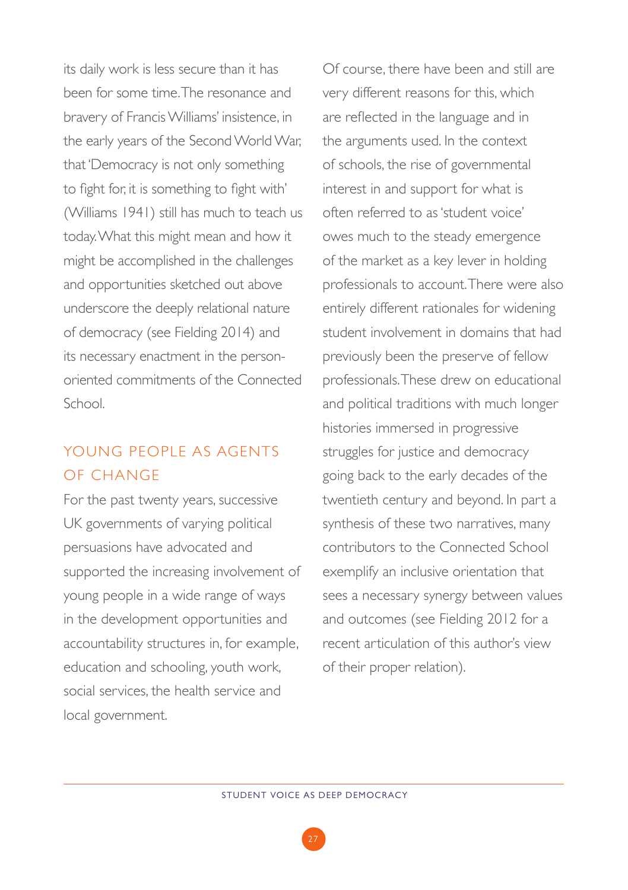its daily work is less secure than it has been for some time. The resonance and bravery of Francis Williams' insistence, in the early years of the Second World War, that 'Democracy is not only something to fight for, it is something to fight with' (Williams 1941) still has much to teach us today. What this might mean and how it might be accomplished in the challenges and opportunities sketched out above underscore the deeply relational nature of democracy (see Fielding 2014) and its necessary enactment in the person-oriented commitments of the Connected School.

## YOUNG PEOPLE AS AGENTS OF CHANGE

For the past twenty years, successive UK governments of varying political persuasions have advocated and supported the increasing involvement of young people in a wide range of ways in the development opportunities and accountability structures in, for example, education and schooling, youth work, social services, the health service and local government.

Of course, there have been and still are very different reasons for this, which are reflected in the language and in the arguments used. In the context of schools, the rise of governmental interest in and support for what is often referred to as 'student voice' owes much to the steady emergence of the market as a key lever in holding professionals to account. There were also entirely different rationales for widening student involvement in domains that had previously been the preserve of fellow professionals. These drew on educational and political traditions with much longer histories immersed in progressive struggles for justice and democracy going back to the early decades of the twentieth century and beyond. In part a synthesis of these two narratives, many contributors to the Connected School exemplify an inclusive orientation that sees a necessary synergy between values and outcomes (see Fielding 2012 for a recent articulation of this author's view of their proper relation).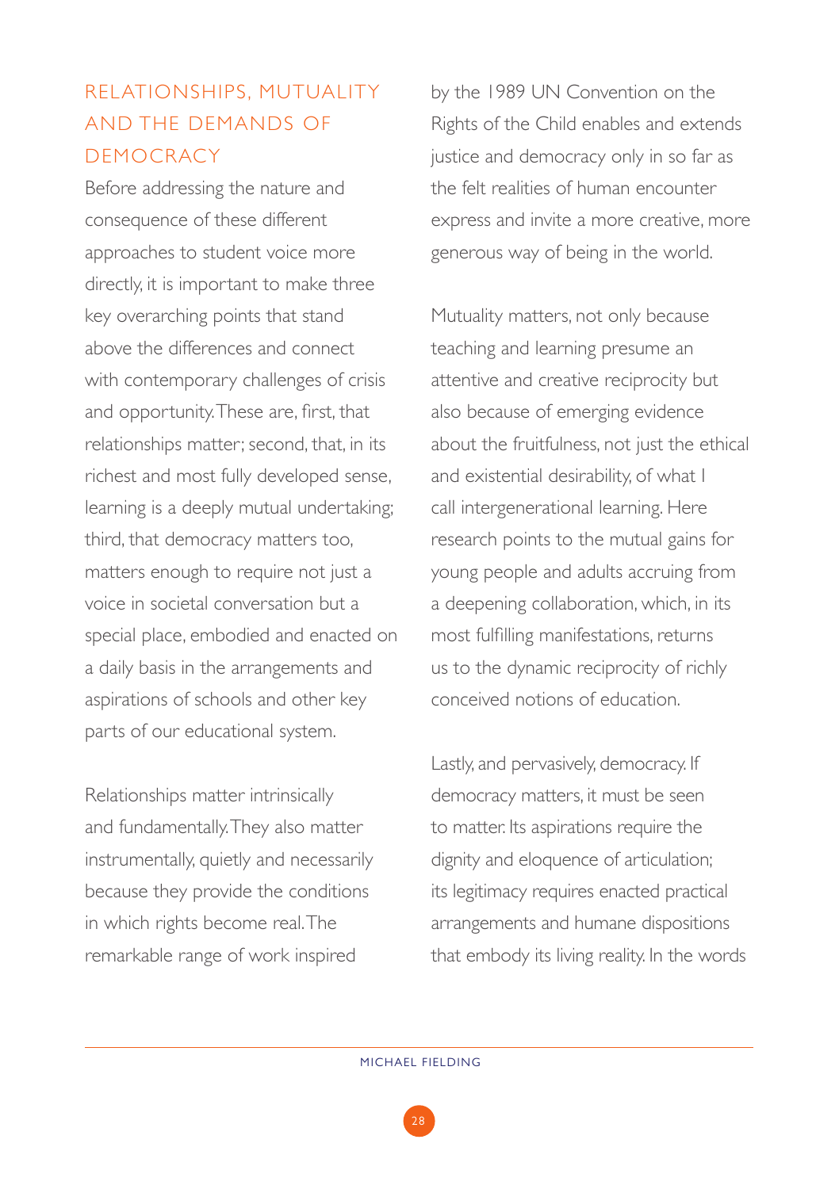## RELATIONSHIPS, MUTUALITY AND THE DEMANDS OF DEMOCRACY

Before addressing the nature and consequence of these different approaches to student voice more directly, it is important to make three key overarching points that stand above the differences and connect with contemporary challenges of crisis and opportunity. These are, first, that relationships matter; second, that, in its richest and most fully developed sense, learning is a deeply mutual undertaking; third, that democracy matters too, matters enough to require not just a voice in societal conversation but a special place, embodied and enacted on a daily basis in the arrangements and aspirations of schools and other key parts of our educational system.

Relationships matter intrinsically and fundamentally. They also matter instrumentally, quietly and necessarily because they provide the conditions in which rights become real. The remarkable range of work inspired by the 1989 UN Convention on the Rights of the Child enables and extends justice and democracy only in so far as the felt realities of human encounter express and invite a more creative, more generous way of being in the world.

Mutuality matters, not only because teaching and learning presume an attentive and creative reciprocity but also because of emerging evidence about the fruitfulness, not just the ethical and existential desirability, of what I call intergenerational learning. Here research points to the mutual gains for young people and adults accruing from a deepening collaboration, which, in its most fulfilling manifestations, returns us to the dynamic reciprocity of richly conceived notions of education.

Lastly, and pervasively, democracy. If democracy matters, it must be seen to matter. Its aspirations require the dignity and eloquence of articulation; its legitimacy requires enacted practical arrangements and humane dispositions that embody its living reality. In the words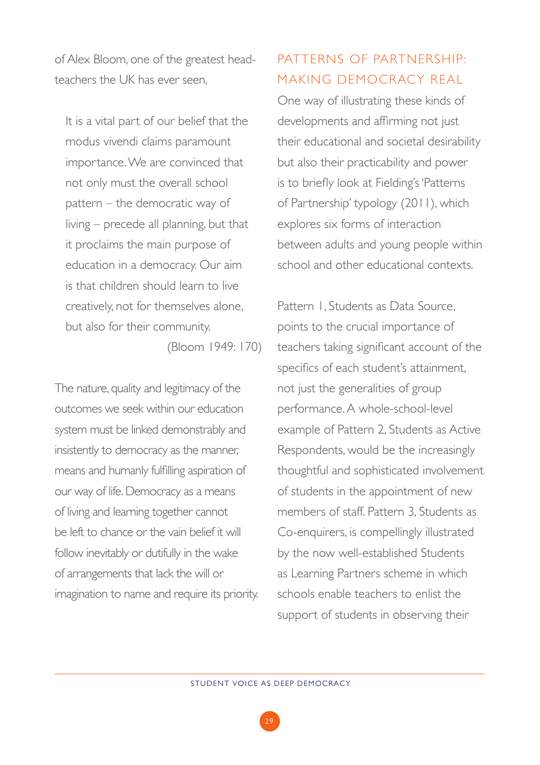of Alex Bloom, one of the greatest head-teachers the UK has ever seen,

> It is a vital part of our belief that the modus vivendi claims paramount importance. We are convinced that not only must the overall school pattern – the democratic way of living – precede all planning, but that it proclaims the main purpose of education in a democracy. Our aim is that children should learn to live creatively, not for themselves alone, but also for their community.
>
> (Bloom 1949: 170)

The nature, quality and legitimacy of the outcomes we seek within our education system must be linked demonstrably and insistently to democracy as the manner, means and humanly fulfilling aspiration of our way of life. Democracy as a means of living and learning together cannot be left to chance or the vain belief it will follow inevitably or dutifully in the wake of arrangements that lack the will or imagination to name and require its priority.

## PATTERNS OF PARTNERSHIP: MAKING DEMOCRACY REAL

One way of illustrating these kinds of developments and affirming not just their educational and societal desirability but also their practicability and power is to briefly look at Fielding's 'Patterns of Partnership' typology (2011), which explores six forms of interaction between adults and young people within school and other educational contexts.

Pattern 1, Students as Data Source, points to the crucial importance of teachers taking significant account of the specifics of each student's attainment, not just the generalities of group performance. A whole-school-level example of Pattern 2, Students as Active Respondents, would be the increasingly thoughtful and sophisticated involvement of students in the appointment of new members of staff. Pattern 3, Students as Co-enquirers, is compellingly illustrated by the now well-established Students as Learning Partners scheme in which schools enable teachers to enlist the support of students in observing their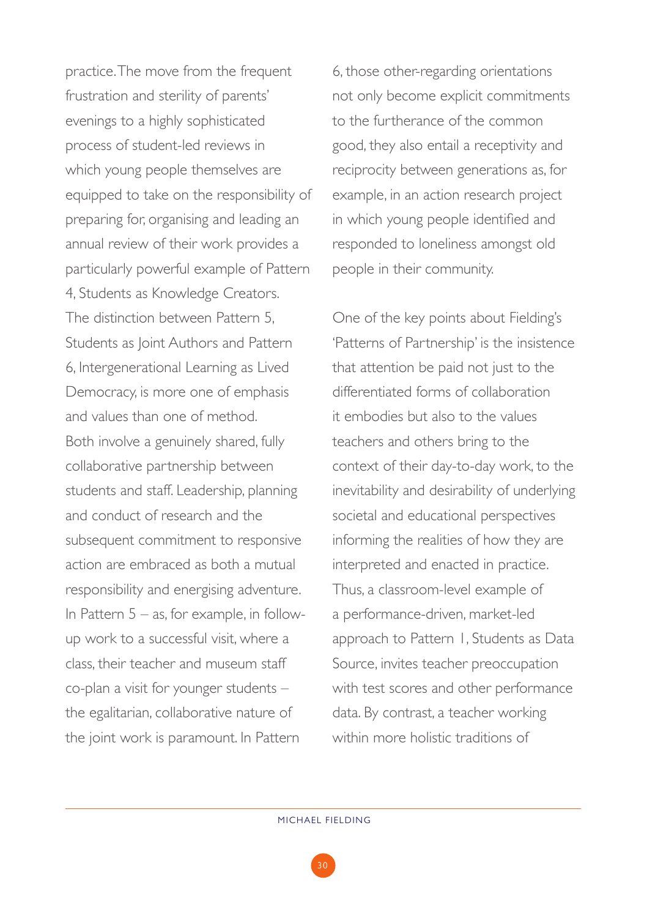practice. The move from the frequent frustration and sterility of parents' evenings to a highly sophisticated process of student-led reviews in which young people themselves are equipped to take on the responsibility of preparing for, organising and leading an annual review of their work provides a particularly powerful example of Pattern 4, Students as Knowledge Creators. The distinction between Pattern 5, Students as Joint Authors and Pattern 6, Intergenerational Learning as Lived Democracy, is more one of emphasis and values than one of method. Both involve a genuinely shared, fully collaborative partnership between students and staff. Leadership, planning and conduct of research and the subsequent commitment to responsive action are embraced as both a mutual responsibility and energising adventure. In Pattern 5 – as, for example, in follow-up work to a successful visit, where a class, their teacher and museum staff co-plan a visit for younger students – the egalitarian, collaborative nature of the joint work is paramount. In Pattern 6, those other-regarding orientations not only become explicit commitments to the furtherance of the common good, they also entail a receptivity and reciprocity between generations as, for example, in an action research project in which young people identified and responded to loneliness amongst old people in their community.

One of the key points about Fielding's 'Patterns of Partnership' is the insistence that attention be paid not just to the differentiated forms of collaboration it embodies but also to the values teachers and others bring to the context of their day-to-day work, to the inevitability and desirability of underlying societal and educational perspectives informing the realities of how they are interpreted and enacted in practice. Thus, a classroom-level example of a performance-driven, market-led approach to Pattern 1, Students as Data Source, invites teacher preoccupation with test scores and other performance data. By contrast, a teacher working within more holistic traditions of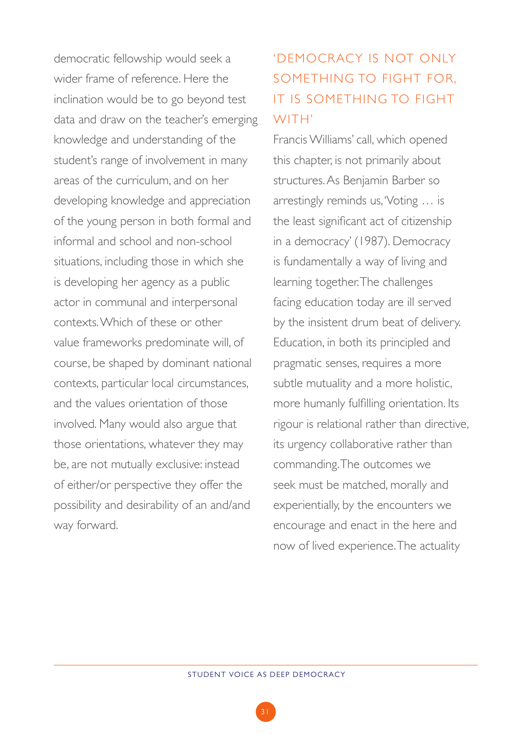democratic fellowship would seek a wider frame of reference. Here the inclination would be to go beyond test data and draw on the teacher's emerging knowledge and understanding of the student's range of involvement in many areas of the curriculum, and on her developing knowledge and appreciation of the young person in both formal and informal and school and non-school situations, including those in which she is developing her agency as a public actor in communal and interpersonal contexts. Which of these or other value frameworks predominate will, of course, be shaped by dominant national contexts, particular local circumstances, and the values orientation of those involved. Many would also argue that those orientations, whatever they may be, are not mutually exclusive: instead of either/or perspective they offer the possibility and desirability of an and/and way forward.

## 'DEMOCRACY IS NOT ONLY SOMETHING TO FIGHT FOR, IT IS SOMETHING TO FIGHT WITH'

Francis Williams' call, which opened this chapter, is not primarily about structures. As Benjamin Barber so arrestingly reminds us, 'Voting … is the least significant act of citizenship in a democracy' (1987). Democracy is fundamentally a way of living and learning together. The challenges facing education today are ill served by the insistent drum beat of delivery. Education, in both its principled and pragmatic senses, requires a more subtle mutuality and a more holistic, more humanly fulfilling orientation. Its rigour is relational rather than directive, its urgency collaborative rather than commanding. The outcomes we seek must be matched, morally and experientially, by the encounters we encourage and enact in the here and now of lived experience. The actuality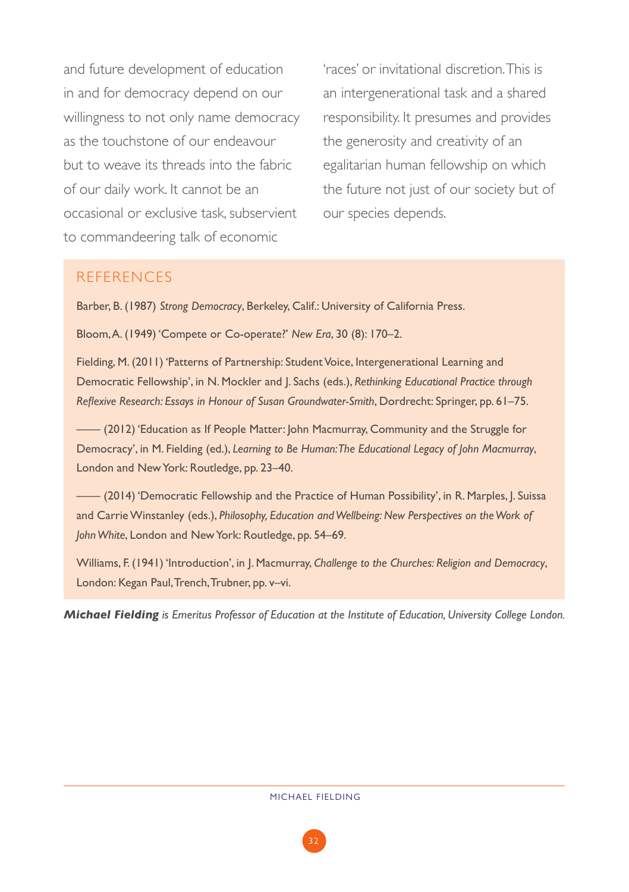and future development of education in and for democracy depend on our willingness to not only name democracy as the touchstone of our endeavour but to weave its threads into the fabric of our daily work. It cannot be an occasional or exclusive task, subservient to commandeering talk of economic 'races' or invitational discretion. This is an intergenerational task and a shared responsibility. It presumes and provides the generosity and creativity of an egalitarian human fellowship on which the future not just of our society but of our species depends.

## REFERENCES

Barber, B. (1987) *Strong Democracy*, Berkeley, Calif.: University of California Press.

Bloom, A. (1949) 'Compete or Co-operate?' *New Era*, 30 (8): 170–2.

Fielding, M. (2011) 'Patterns of Partnership: Student Voice, Intergenerational Learning and Democratic Fellowship', in N. Mockler and J. Sachs (eds.), *Rethinking Educational Practice through Reflexive Research: Essays in Honour of Susan Groundwater-Smith*, Dordrecht: Springer, pp. 61–75.

—— (2012) 'Education as If People Matter: John Macmurray, Community and the Struggle for Democracy', in M. Fielding (ed.), *Learning to Be Human: The Educational Legacy of John Macmurray*, London and New York: Routledge, pp. 23–40.

—— (2014) 'Democratic Fellowship and the Practice of Human Possibility', in R. Marples, J. Suissa and Carrie Winstanley (eds.), *Philosophy, Education and Wellbeing: New Perspectives on the Work of John White*, London and New York: Routledge, pp. 54–69.

Williams, F. (1941) 'Introduction', in J. Macmurray, *Challenge to the Churches: Religion and Democracy*, London: Kegan Paul, Trench, Trubner, pp. v–vi.

***Michael Fielding*** *is Emeritus Professor of Education at the Institute of Education, University College London.*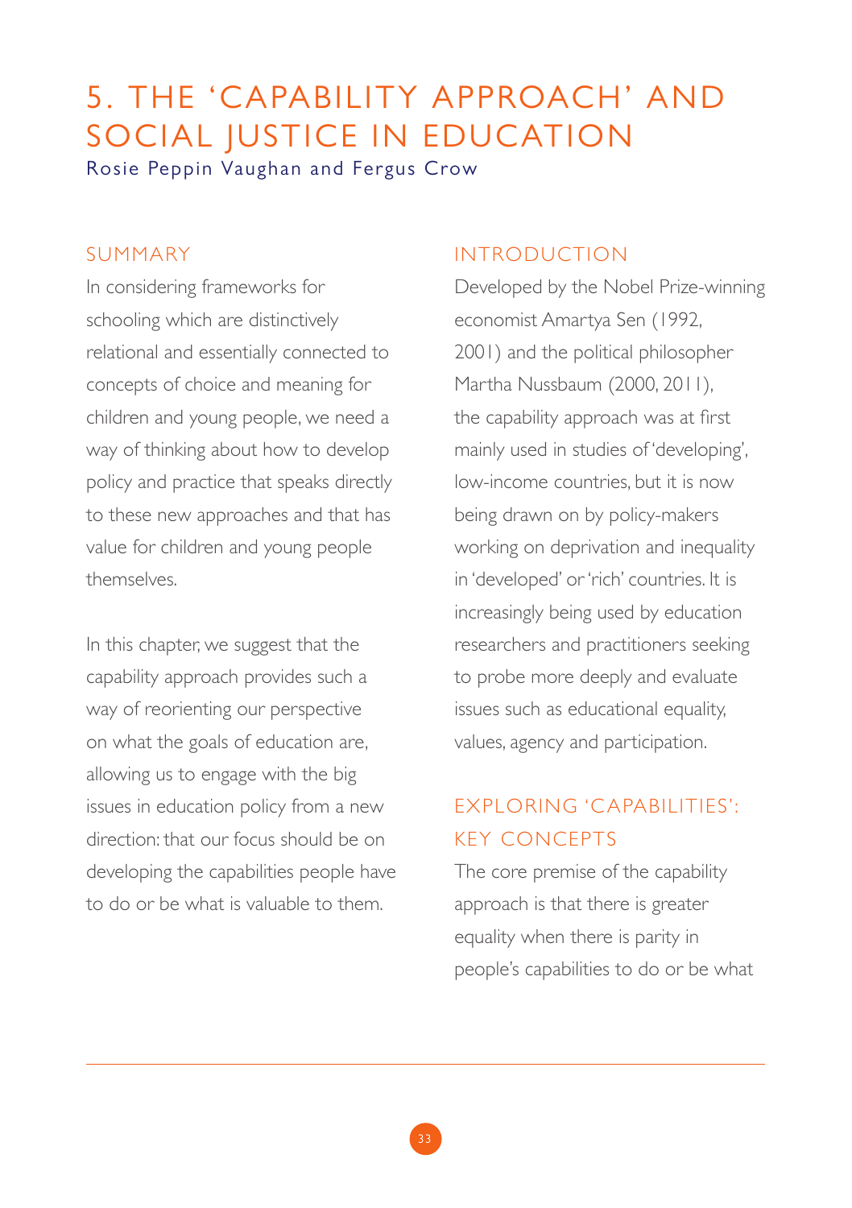# 5. THE 'CAPABILITY APPROACH' AND SOCIAL JUSTICE IN EDUCATION

Rosie Peppin Vaughan and Fergus Crow

## SUMMARY

In considering frameworks for schooling which are distinctively relational and essentially connected to concepts of choice and meaning for children and young people, we need a way of thinking about how to develop policy and practice that speaks directly to these new approaches and that has value for children and young people themselves.

In this chapter, we suggest that the capability approach provides such a way of reorienting our perspective on what the goals of education are, allowing us to engage with the big issues in education policy from a new direction: that our focus should be on developing the capabilities people have to do or be what is valuable to them.

## INTRODUCTION

Developed by the Nobel Prize-winning economist Amartya Sen (1992, 2001) and the political philosopher Martha Nussbaum (2000, 2011), the capability approach was at first mainly used in studies of 'developing', low-income countries, but it is now being drawn on by policy-makers working on deprivation and inequality in 'developed' or 'rich' countries. It is increasingly being used by education researchers and practitioners seeking to probe more deeply and evaluate issues such as educational equality, values, agency and participation.

## EXPLORING 'CAPABILITIES': KEY CONCEPTS

The core premise of the capability approach is that there is greater equality when there is parity in people's capabilities to do or be what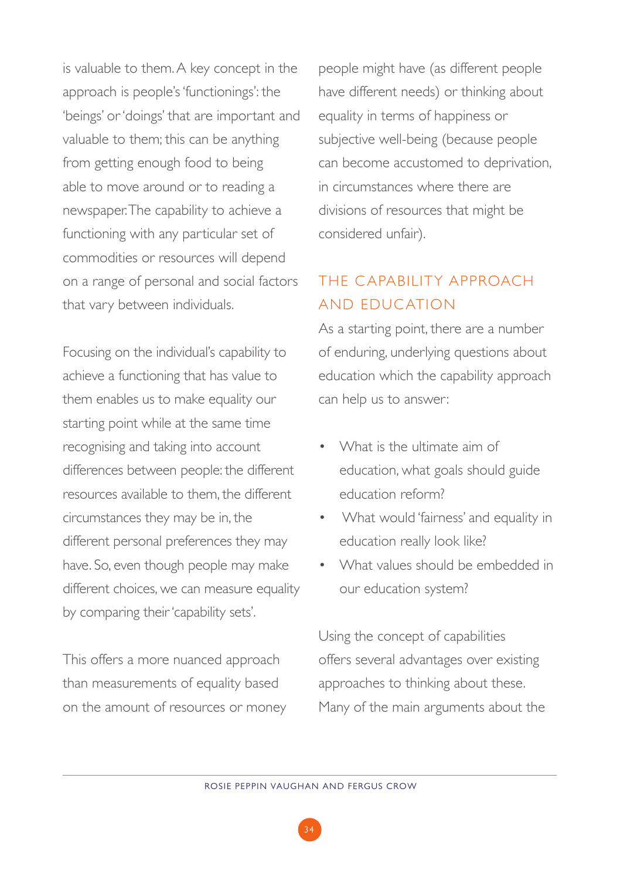is valuable to them. A key concept in the approach is people's 'functionings': the 'beings' or 'doings' that are important and valuable to them; this can be anything from getting enough food to being able to move around or to reading a newspaper. The capability to achieve a functioning with any particular set of commodities or resources will depend on a range of personal and social factors that vary between individuals.

Focusing on the individual's capability to achieve a functioning that has value to them enables us to make equality our starting point while at the same time recognising and taking into account differences between people: the different resources available to them, the different circumstances they may be in, the different personal preferences they may have. So, even though people may make different choices, we can measure equality by comparing their 'capability sets'.

This offers a more nuanced approach than measurements of equality based on the amount of resources or money people might have (as different people have different needs) or thinking about equality in terms of happiness or subjective well-being (because people can become accustomed to deprivation, in circumstances where there are divisions of resources that might be considered unfair).

## THE CAPABILITY APPROACH AND EDUCATION

As a starting point, there are a number of enduring, underlying questions about education which the capability approach can help us to answer:

- What is the ultimate aim of education, what goals should guide education reform?
- What would 'fairness' and equality in education really look like?
- What values should be embedded in our education system?

Using the concept of capabilities offers several advantages over existing approaches to thinking about these. Many of the main arguments about the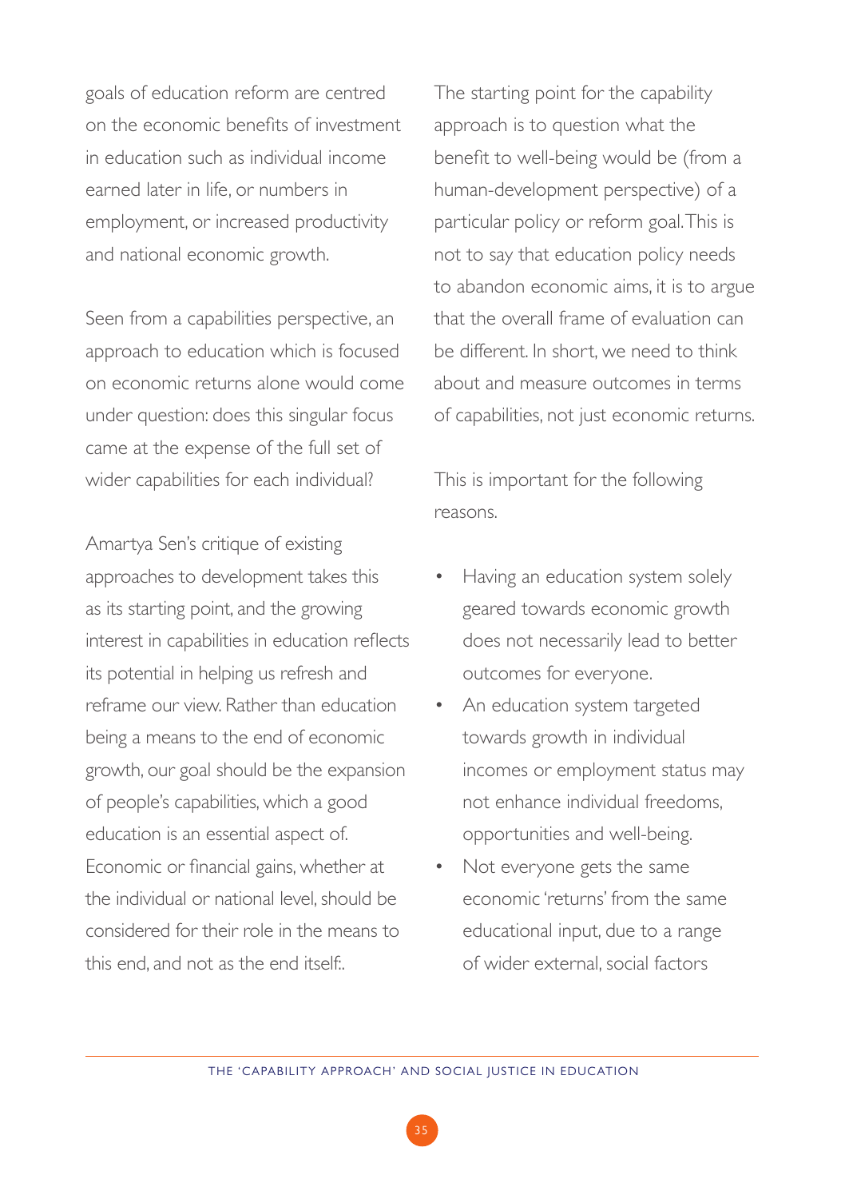goals of education reform are centred on the economic benefits of investment in education such as individual income earned later in life, or numbers in employment, or increased productivity and national economic growth.

Seen from a capabilities perspective, an approach to education which is focused on economic returns alone would come under question: does this singular focus came at the expense of the full set of wider capabilities for each individual?

Amartya Sen's critique of existing approaches to development takes this as its starting point, and the growing interest in capabilities in education reflects its potential in helping us refresh and reframe our view. Rather than education being a means to the end of economic growth, our goal should be the expansion of people's capabilities, which a good education is an essential aspect of. Economic or financial gains, whether at the individual or national level, should be considered for their role in the means to this end, and not as the end itself:.

The starting point for the capability approach is to question what the benefit to well-being would be (from a human-development perspective) of a particular policy or reform goal. This is not to say that education policy needs to abandon economic aims, it is to argue that the overall frame of evaluation can be different. In short, we need to think about and measure outcomes in terms of capabilities, not just economic returns.

This is important for the following reasons.

- Having an education system solely geared towards economic growth does not necessarily lead to better outcomes for everyone.
- An education system targeted towards growth in individual incomes or employment status may not enhance individual freedoms, opportunities and well-being.
- Not everyone gets the same economic 'returns' from the same educational input, due to a range of wider external, social factors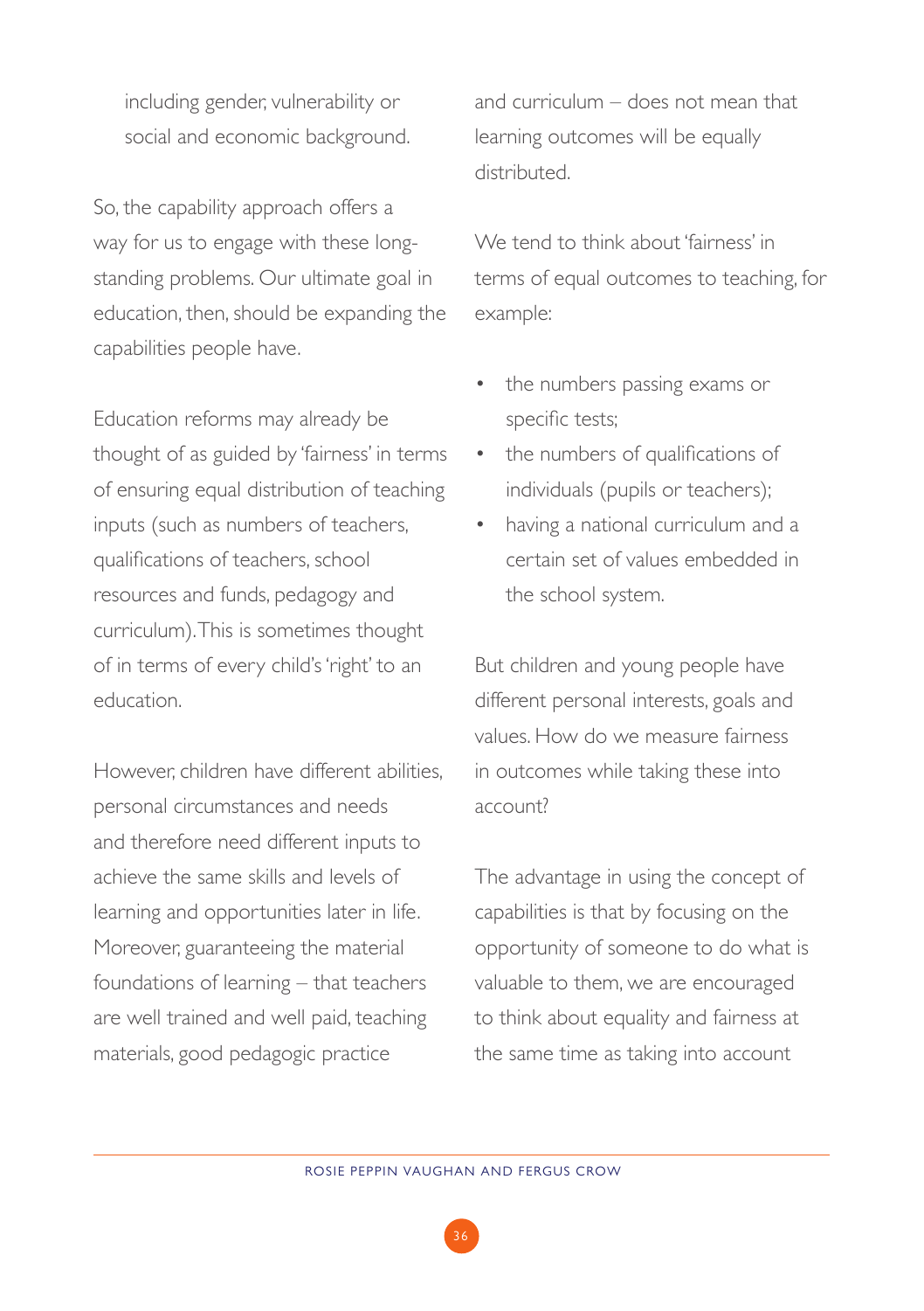including gender, vulnerability or social and economic background.

So, the capability approach offers a way for us to engage with these long-standing problems. Our ultimate goal in education, then, should be expanding the capabilities people have.

Education reforms may already be thought of as guided by 'fairness' in terms of ensuring equal distribution of teaching inputs (such as numbers of teachers, qualifications of teachers, school resources and funds, pedagogy and curriculum). This is sometimes thought of in terms of every child's 'right' to an education.

However, children have different abilities, personal circumstances and needs and therefore need different inputs to achieve the same skills and levels of learning and opportunities later in life. Moreover, guaranteeing the material foundations of learning – that teachers are well trained and well paid, teaching materials, good pedagogic practice and curriculum – does not mean that learning outcomes will be equally distributed.

We tend to think about 'fairness' in terms of equal outcomes to teaching, for example:

- the numbers passing exams or specific tests;
- the numbers of qualifications of individuals (pupils or teachers);
- having a national curriculum and a certain set of values embedded in the school system.

But children and young people have different personal interests, goals and values. How do we measure fairness in outcomes while taking these into account?

The advantage in using the concept of capabilities is that by focusing on the opportunity of someone to do what is valuable to them, we are encouraged to think about equality and fairness at the same time as taking into account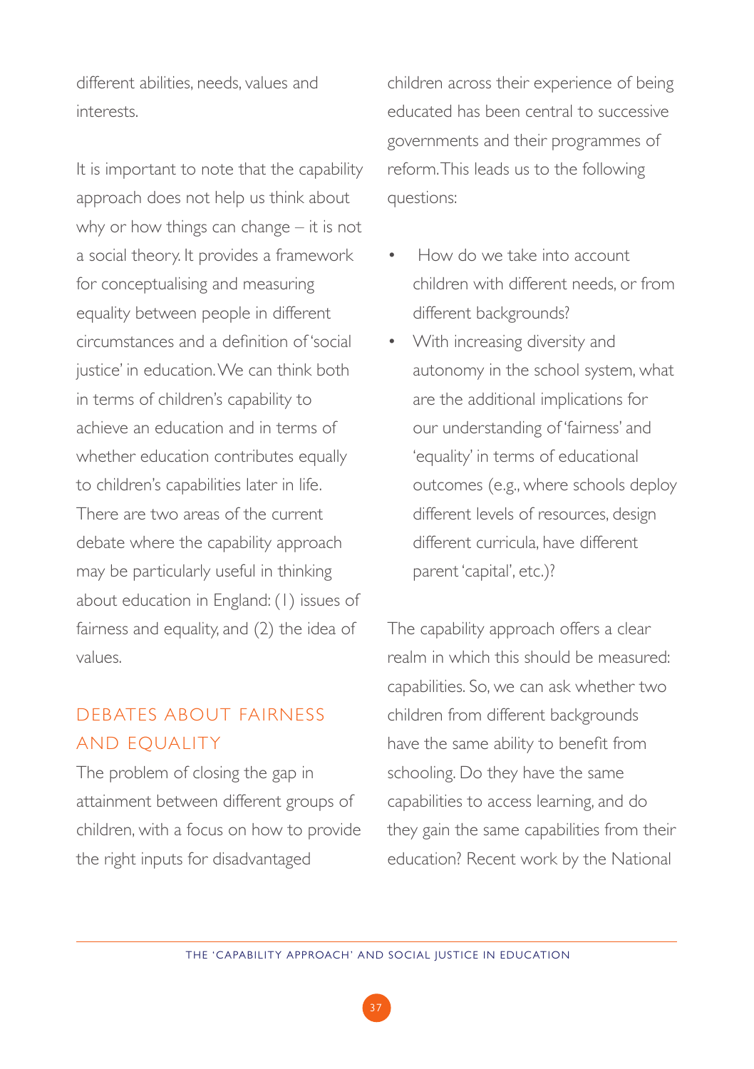different abilities, needs, values and interests.

It is important to note that the capability approach does not help us think about why or how things can change – it is not a social theory. It provides a framework for conceptualising and measuring equality between people in different circumstances and a definition of 'social justice' in education. We can think both in terms of children's capability to achieve an education and in terms of whether education contributes equally to children's capabilities later in life. There are two areas of the current debate where the capability approach may be particularly useful in thinking about education in England: (1) issues of fairness and equality, and (2) the idea of values.

## DEBATES ABOUT FAIRNESS AND EQUALITY

The problem of closing the gap in attainment between different groups of children, with a focus on how to provide the right inputs for disadvantaged children across their experience of being educated has been central to successive governments and their programmes of reform. This leads us to the following questions:

- How do we take into account children with different needs, or from different backgrounds?
- With increasing diversity and autonomy in the school system, what are the additional implications for our understanding of 'fairness' and 'equality' in terms of educational outcomes (e.g., where schools deploy different levels of resources, design different curricula, have different parent 'capital', etc.)?

The capability approach offers a clear realm in which this should be measured: capabilities. So, we can ask whether two children from different backgrounds have the same ability to benefit from schooling. Do they have the same capabilities to access learning, and do they gain the same capabilities from their education? Recent work by the National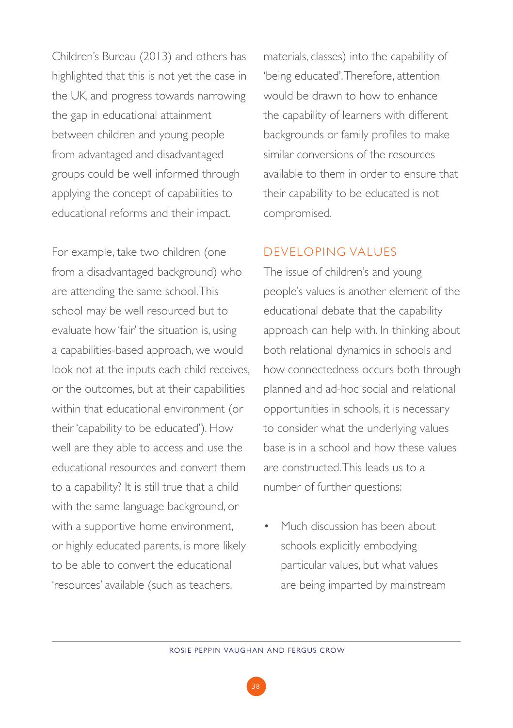Children's Bureau (2013) and others has highlighted that this is not yet the case in the UK, and progress towards narrowing the gap in educational attainment between children and young people from advantaged and disadvantaged groups could be well informed through applying the concept of capabilities to educational reforms and their impact.

For example, take two children (one from a disadvantaged background) who are attending the same school. This school may be well resourced but to evaluate how 'fair' the situation is, using a capabilities-based approach, we would look not at the inputs each child receives, or the outcomes, but at their capabilities within that educational environment (or their 'capability to be educated'). How well are they able to access and use the educational resources and convert them to a capability? It is still true that a child with the same language background, or with a supportive home environment, or highly educated parents, is more likely to be able to convert the educational 'resources' available (such as teachers, materials, classes) into the capability of 'being educated'. Therefore, attention would be drawn to how to enhance the capability of learners with different backgrounds or family profiles to make similar conversions of the resources available to them in order to ensure that their capability to be educated is not compromised.

## DEVELOPING VALUES

The issue of children's and young people's values is another element of the educational debate that the capability approach can help with. In thinking about both relational dynamics in schools and how connectedness occurs both through planned and ad-hoc social and relational opportunities in schools, it is necessary to consider what the underlying values base is in a school and how these values are constructed. This leads us to a number of further questions:

- Much discussion has been about schools explicitly embodying particular values, but what values are being imparted by mainstream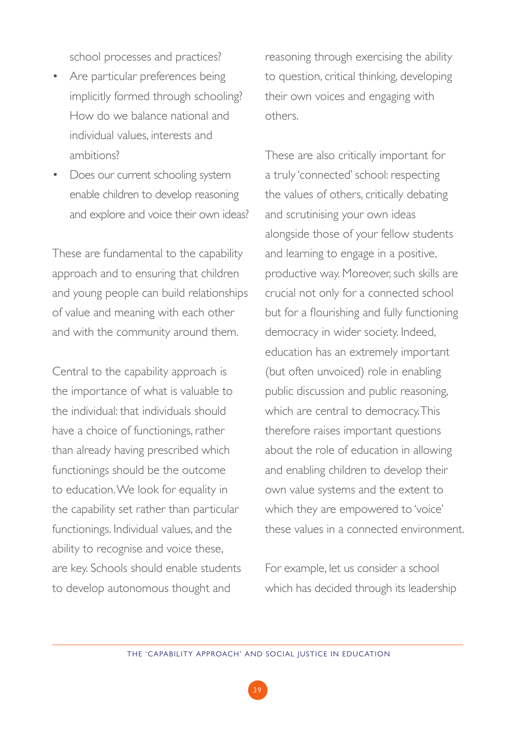school processes and practices?

- Are particular preferences being implicitly formed through schooling? How do we balance national and individual values, interests and ambitions?
- Does our current schooling system enable children to develop reasoning and explore and voice their own ideas?

These are fundamental to the capability approach and to ensuring that children and young people can build relationships of value and meaning with each other and with the community around them.

Central to the capability approach is the importance of what is valuable to the individual: that individuals should have a choice of functionings, rather than already having prescribed which functionings should be the outcome to education. We look for equality in the capability set rather than particular functionings. Individual values, and the ability to recognise and voice these, are key. Schools should enable students to develop autonomous thought and reasoning through exercising the ability to question, critical thinking, developing their own voices and engaging with others.

These are also critically important for a truly 'connected' school: respecting the values of others, critically debating and scrutinising your own ideas alongside those of your fellow students and learning to engage in a positive, productive way. Moreover, such skills are crucial not only for a connected school but for a flourishing and fully functioning democracy in wider society. Indeed, education has an extremely important (but often unvoiced) role in enabling public discussion and public reasoning, which are central to democracy. This therefore raises important questions about the role of education in allowing and enabling children to develop their own value systems and the extent to which they are empowered to 'voice' these values in a connected environment.

For example, let us consider a school which has decided through its leadership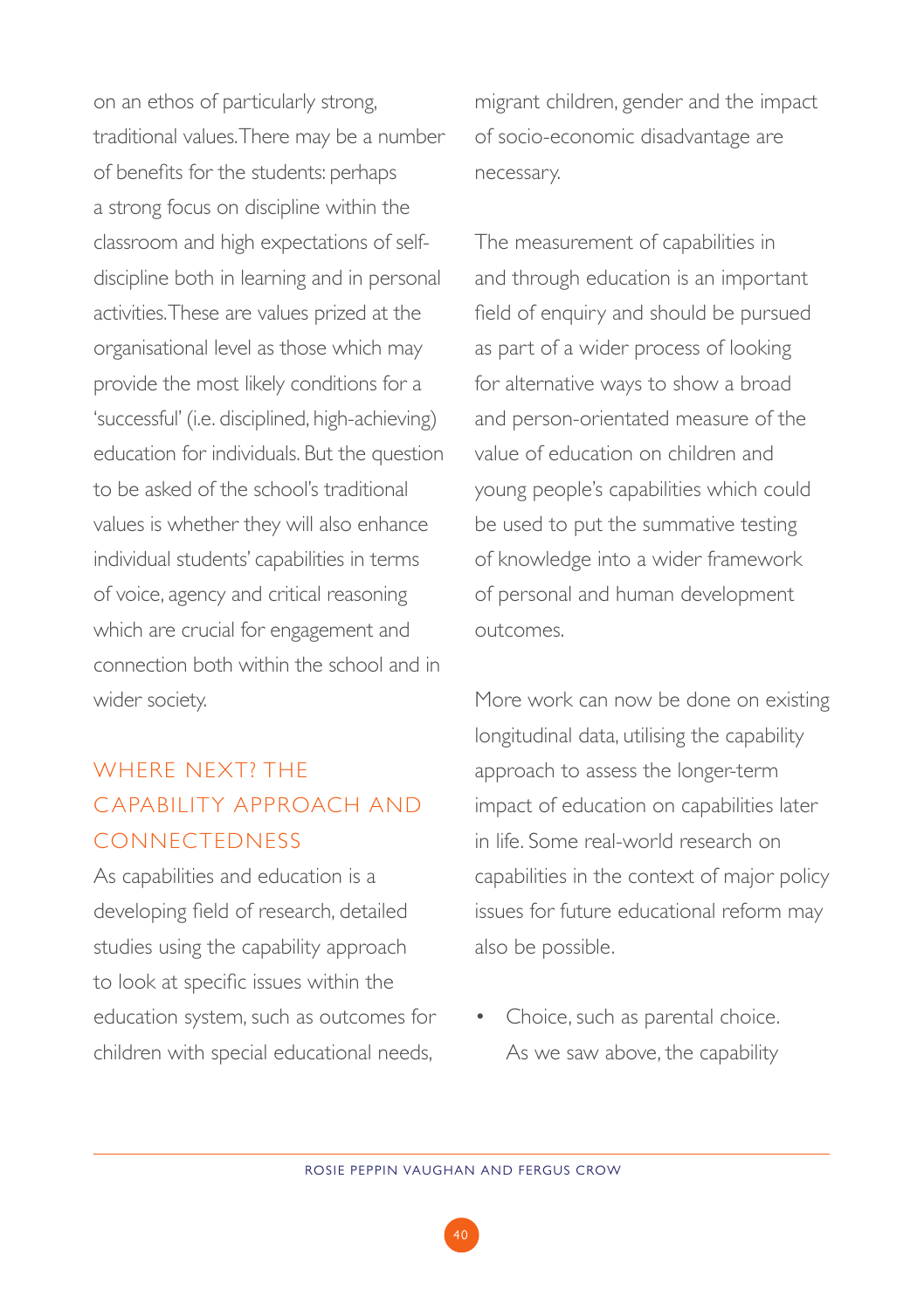on an ethos of particularly strong, traditional values. There may be a number of benefits for the students: perhaps a strong focus on discipline within the classroom and high expectations of self-discipline both in learning and in personal activities. These are values prized at the organisational level as those which may provide the most likely conditions for a 'successful' (i.e. disciplined, high-achieving) education for individuals. But the question to be asked of the school's traditional values is whether they will also enhance individual students' capabilities in terms of voice, agency and critical reasoning which are crucial for engagement and connection both within the school and in wider society.

## WHERE NEXT? THE CAPABILITY APPROACH AND CONNECTEDNESS

As capabilities and education is a developing field of research, detailed studies using the capability approach to look at specific issues within the education system, such as outcomes for children with special educational needs, migrant children, gender and the impact of socio-economic disadvantage are necessary.

The measurement of capabilities in and through education is an important field of enquiry and should be pursued as part of a wider process of looking for alternative ways to show a broad and person-orientated measure of the value of education on children and young people's capabilities which could be used to put the summative testing of knowledge into a wider framework of personal and human development outcomes.

More work can now be done on existing longitudinal data, utilising the capability approach to assess the longer-term impact of education on capabilities later in life. Some real-world research on capabilities in the context of major policy issues for future educational reform may also be possible.

- Choice, such as parental choice. As we saw above, the capability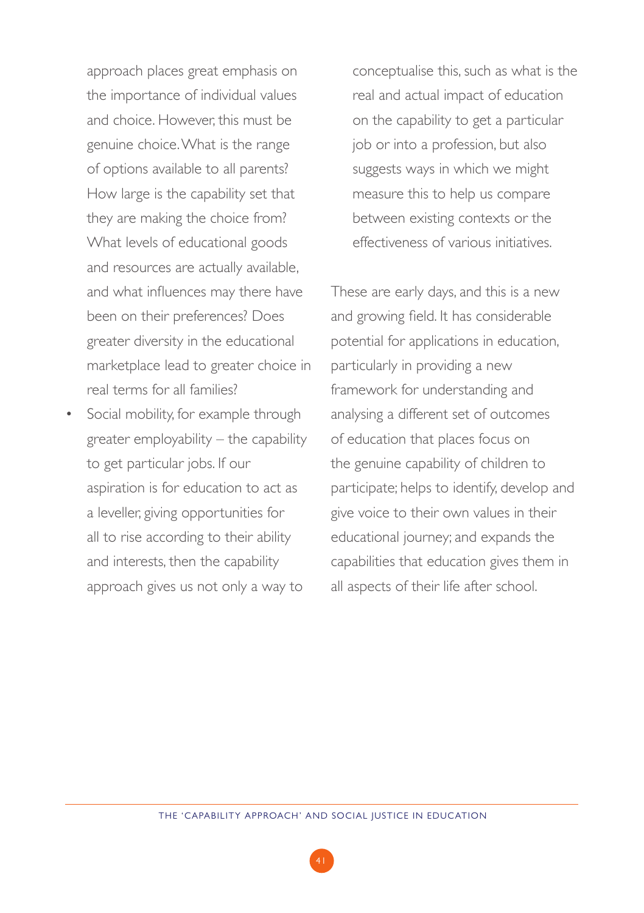approach places great emphasis on the importance of individual values and choice. However, this must be genuine choice. What is the range of options available to all parents? How large is the capability set that they are making the choice from? What levels of educational goods and resources are actually available, and what influences may there have been on their preferences? Does greater diversity in the educational marketplace lead to greater choice in real terms for all families?

- Social mobility, for example through greater employability – the capability to get particular jobs. If our aspiration is for education to act as a leveller, giving opportunities for all to rise according to their ability and interests, then the capability approach gives us not only a way to conceptualise this, such as what is the real and actual impact of education on the capability to get a particular job or into a profession, but also suggests ways in which we might measure this to help us compare between existing contexts or the effectiveness of various initiatives.

These are early days, and this is a new and growing field. It has considerable potential for applications in education, particularly in providing a new framework for understanding and analysing a different set of outcomes of education that places focus on the genuine capability of children to participate; helps to identify, develop and give voice to their own values in their educational journey; and expands the capabilities that education gives them in all aspects of their life after school.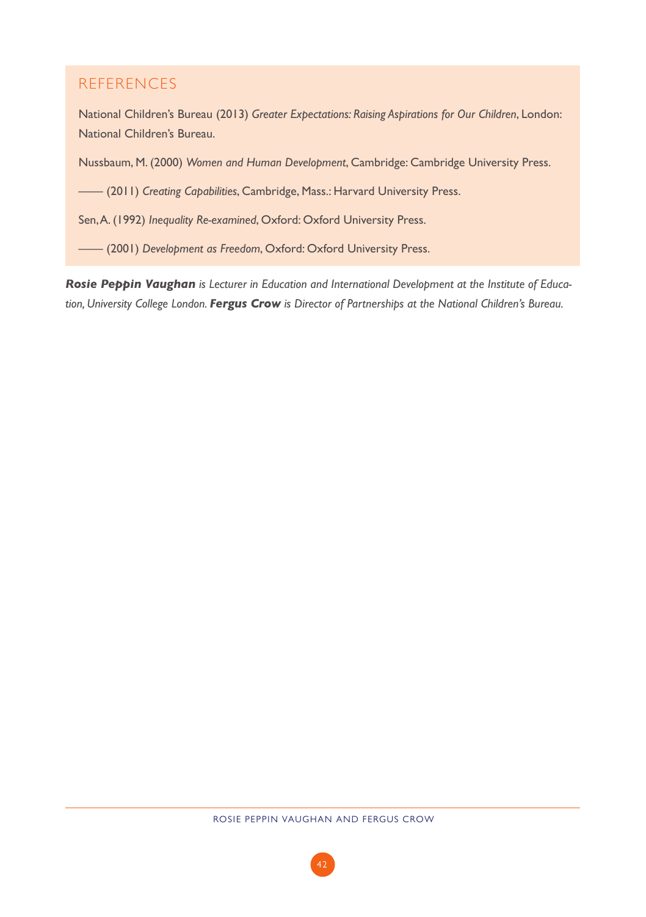## REFERENCES

National Children's Bureau (2013) *Greater Expectations: Raising Aspirations for Our Children*, London: National Children's Bureau.

Nussbaum, M. (2000) *Women and Human Development*, Cambridge: Cambridge University Press.

—— (2011) *Creating Capabilities*, Cambridge, Mass.: Harvard University Press.

Sen, A. (1992) *Inequality Re-examined*, Oxford: Oxford University Press.

—— (2001) *Development as Freedom*, Oxford: Oxford University Press.

***Rosie Peppin Vaughan*** *is Lecturer in Education and International Development at the Institute of Education, University College London.* ***Fergus Crow*** *is Director of Partnerships at the National Children's Bureau.*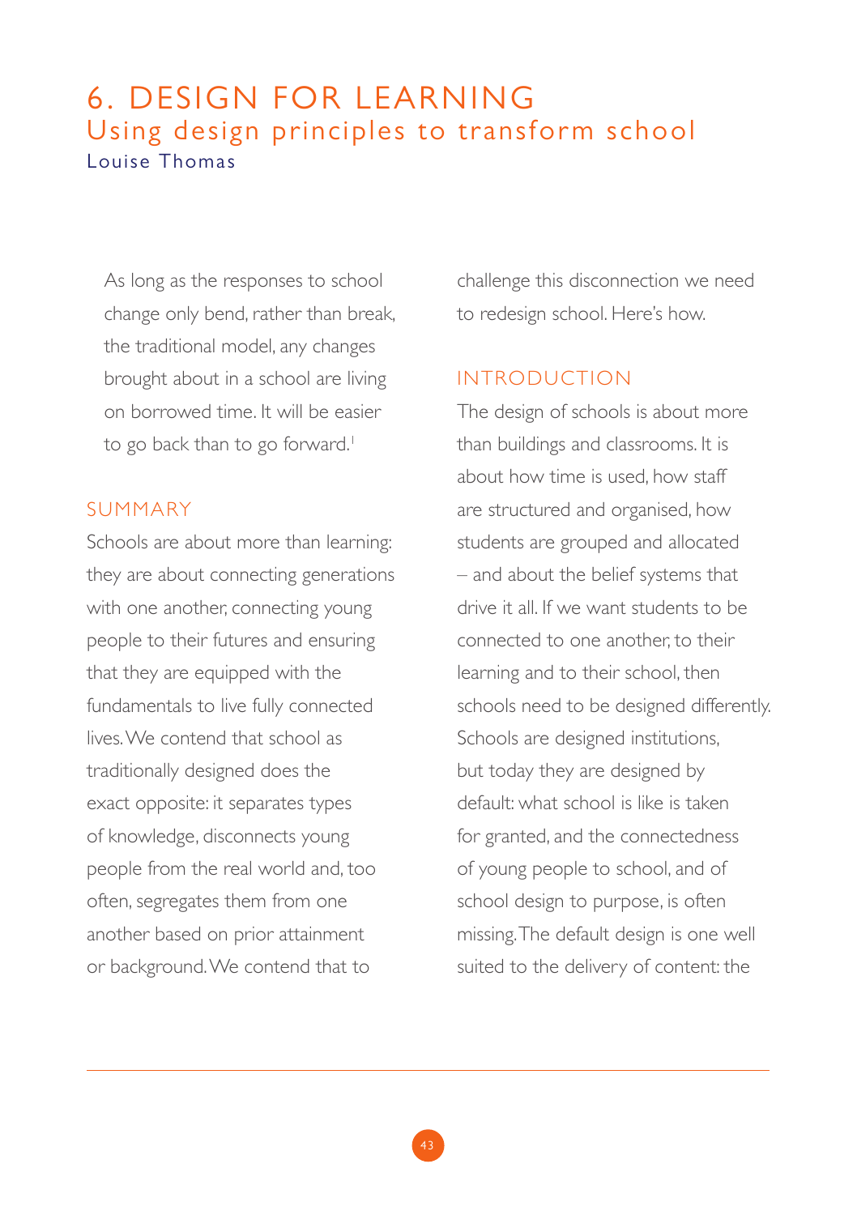# 6. DESIGN FOR LEARNING

## Using design principles to transform school

Louise Thomas

> As long as the responses to school change only bend, rather than break, the traditional model, any changes brought about in a school are living on borrowed time. It will be easier to go back than to go forward.[1]

### SUMMARY

Schools are about more than learning: they are about connecting generations with one another, connecting young people to their futures and ensuring that they are equipped with the fundamentals to live fully connected lives. We contend that school as traditionally designed does the exact opposite: it separates types of knowledge, disconnects young people from the real world and, too often, segregates them from one another based on prior attainment or background. We contend that to challenge this disconnection we need to redesign school. Here's how.

### INTRODUCTION

The design of schools is about more than buildings and classrooms. It is about how time is used, how staff are structured and organised, how students are grouped and allocated – and about the belief systems that drive it all. If we want students to be connected to one another, to their learning and to their school, then schools need to be designed differently. Schools are designed institutions, but today they are designed by default: what school is like is taken for granted, and the connectedness of young people to school, and of school design to purpose, is often missing. The default design is one well suited to the delivery of content: the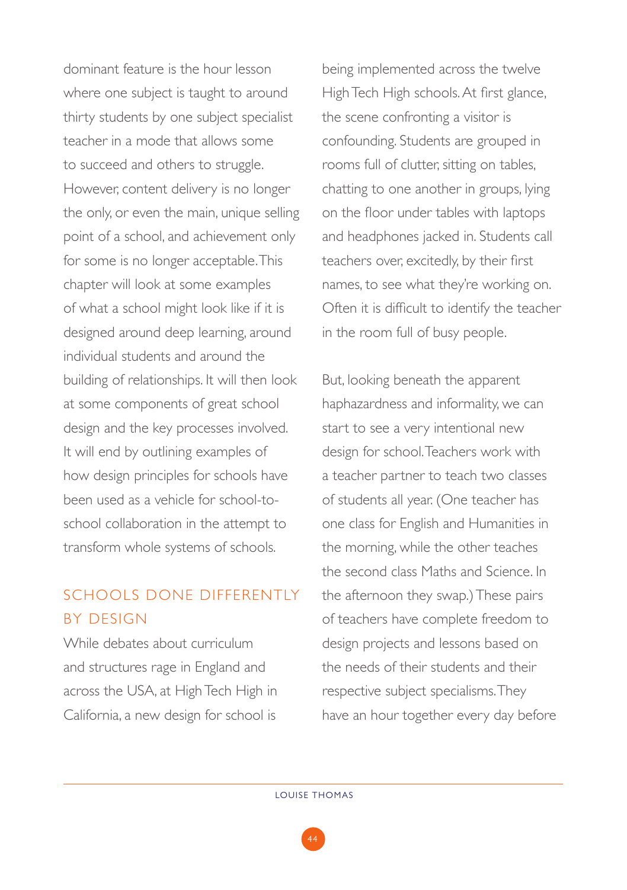dominant feature is the hour lesson where one subject is taught to around thirty students by one subject specialist teacher in a mode that allows some to succeed and others to struggle. However, content delivery is no longer the only, or even the main, unique selling point of a school, and achievement only for some is no longer acceptable. This chapter will look at some examples of what a school might look like if it is designed around deep learning, around individual students and around the building of relationships. It will then look at some components of great school design and the key processes involved. It will end by outlining examples of how design principles for schools have been used as a vehicle for school-to-school collaboration in the attempt to transform whole systems of schools.

## SCHOOLS DONE DIFFERENTLY BY DESIGN

While debates about curriculum and structures rage in England and across the USA, at High Tech High in California, a new design for school is being implemented across the twelve High Tech High schools. At first glance, the scene confronting a visitor is confounding. Students are grouped in rooms full of clutter, sitting on tables, chatting to one another in groups, lying on the floor under tables with laptops and headphones jacked in. Students call teachers over, excitedly, by their first names, to see what they're working on. Often it is difficult to identify the teacher in the room full of busy people.

But, looking beneath the apparent haphazardness and informality, we can start to see a very intentional new design for school. Teachers work with a teacher partner to teach two classes of students all year. (One teacher has one class for English and Humanities in the morning, while the other teaches the second class Maths and Science. In the afternoon they swap.) These pairs of teachers have complete freedom to design projects and lessons based on the needs of their students and their respective subject specialisms. They have an hour together every day before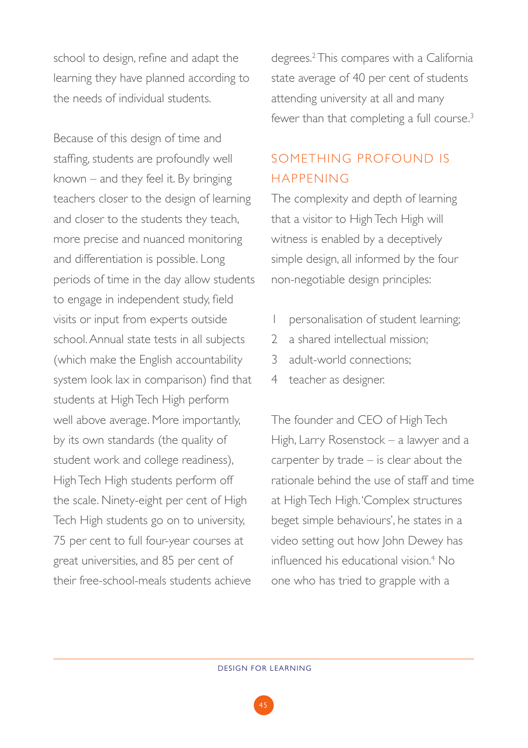school to design, refine and adapt the learning they have planned according to the needs of individual students.

Because of this design of time and staffing, students are profoundly well known – and they feel it. By bringing teachers closer to the design of learning and closer to the students they teach, more precise and nuanced monitoring and differentiation is possible. Long periods of time in the day allow students to engage in independent study, field visits or input from experts outside school. Annual state tests in all subjects (which make the English accountability system look lax in comparison) find that students at High Tech High perform well above average. More importantly, by its own standards (the quality of student work and college readiness), High Tech High students perform off the scale. Ninety-eight per cent of High Tech High students go on to university, 75 per cent to full four-year courses at great universities, and 85 per cent of their free-school-meals students achieve degrees.[2] This compares with a California state average of 40 per cent of students attending university at all and many fewer than that completing a full course.[3]

## SOMETHING PROFOUND IS HAPPENING

The complexity and depth of learning that a visitor to High Tech High will witness is enabled by a deceptively simple design, all informed by the four non-negotiable design principles:

1. personalisation of student learning;
2. a shared intellectual mission;
3. adult-world connections;
4. teacher as designer.

The founder and CEO of High Tech High, Larry Rosenstock – a lawyer and a carpenter by trade – is clear about the rationale behind the use of staff and time at High Tech High. 'Complex structures beget simple behaviours', he states in a video setting out how John Dewey has influenced his educational vision.[4] No one who has tried to grapple with a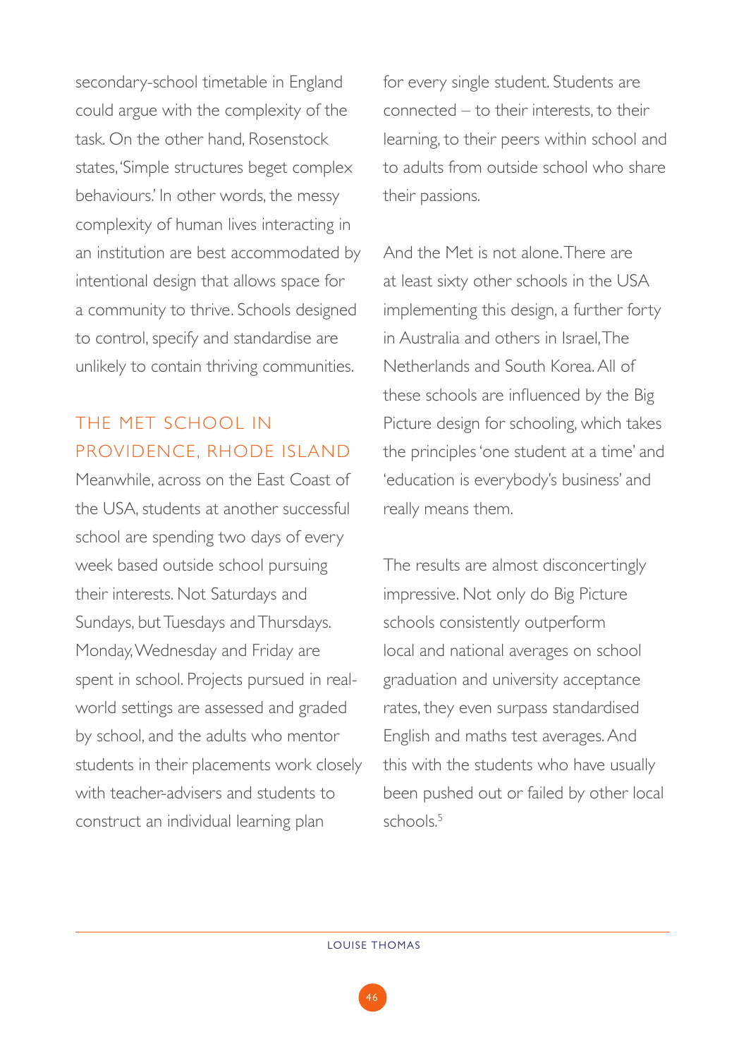secondary-school timetable in England could argue with the complexity of the task. On the other hand, Rosenstock states, 'Simple structures beget complex behaviours.' In other words, the messy complexity of human lives interacting in an institution are best accommodated by intentional design that allows space for a community to thrive. Schools designed to control, specify and standardise are unlikely to contain thriving communities.

## THE MET SCHOOL IN PROVIDENCE, RHODE ISLAND

Meanwhile, across on the East Coast of the USA, students at another successful school are spending two days of every week based outside school pursuing their interests. Not Saturdays and Sundays, but Tuesdays and Thursdays. Monday, Wednesday and Friday are spent in school. Projects pursued in real-world settings are assessed and graded by school, and the adults who mentor students in their placements work closely with teacher-advisers and students to construct an individual learning plan for every single student. Students are connected – to their interests, to their learning, to their peers within school and to adults from outside school who share their passions.

And the Met is not alone. There are at least sixty other schools in the USA implementing this design, a further forty in Australia and others in Israel, The Netherlands and South Korea. All of these schools are influenced by the Big Picture design for schooling, which takes the principles 'one student at a time' and 'education is everybody's business' and really means them.

The results are almost disconcertingly impressive. Not only do Big Picture schools consistently outperform local and national averages on school graduation and university acceptance rates, they even surpass standardised English and maths test averages. And this with the students who have usually been pushed out or failed by other local schools.[5]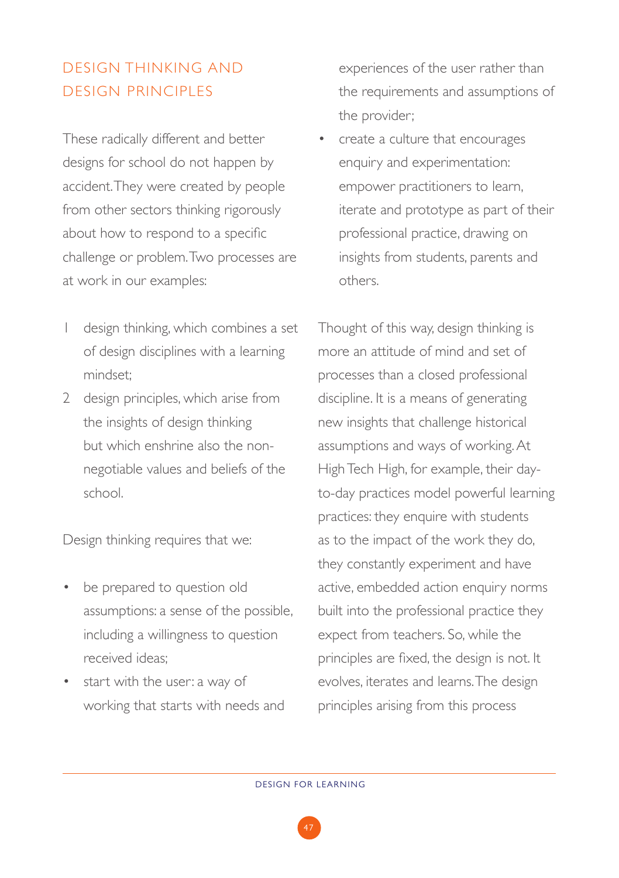## DESIGN THINKING AND DESIGN PRINCIPLES

These radically different and better designs for school do not happen by accident. They were created by people from other sectors thinking rigorously about how to respond to a specific challenge or problem. Two processes are at work in our examples:

1. design thinking, which combines a set of design disciplines with a learning mindset;
2. design principles, which arise from the insights of design thinking but which enshrine also the non-negotiable values and beliefs of the school.

Design thinking requires that we:

- be prepared to question old assumptions: a sense of the possible, including a willingness to question received ideas;
- start with the user: a way of working that starts with needs and experiences of the user rather than the requirements and assumptions of the provider;
- create a culture that encourages enquiry and experimentation: empower practitioners to learn, iterate and prototype as part of their professional practice, drawing on insights from students, parents and others.

Thought of this way, design thinking is more an attitude of mind and set of processes than a closed professional discipline. It is a means of generating new insights that challenge historical assumptions and ways of working. At High Tech High, for example, their day-to-day practices model powerful learning practices: they enquire with students as to the impact of the work they do, they constantly experiment and have active, embedded action enquiry norms built into the professional practice they expect from teachers. So, while the principles are fixed, the design is not. It evolves, iterates and learns. The design principles arising from this process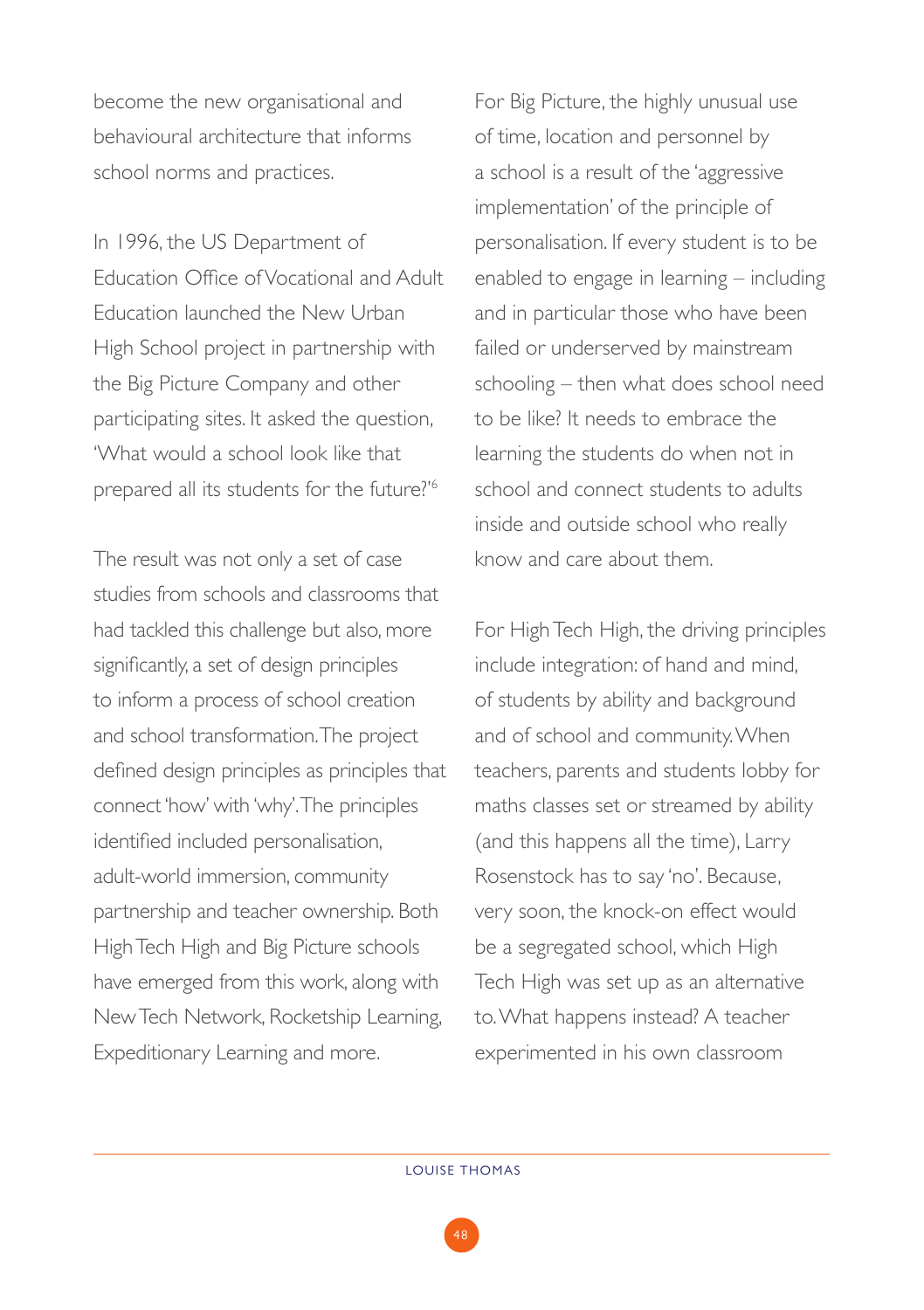become the new organisational and behavioural architecture that informs school norms and practices.

In 1996, the US Department of Education Office of Vocational and Adult Education launched the New Urban High School project in partnership with the Big Picture Company and other participating sites. It asked the question, 'What would a school look like that prepared all its students for the future?'[6]

The result was not only a set of case studies from schools and classrooms that had tackled this challenge but also, more significantly, a set of design principles to inform a process of school creation and school transformation. The project defined design principles as principles that connect 'how' with 'why'. The principles identified included personalisation, adult-world immersion, community partnership and teacher ownership. Both High Tech High and Big Picture schools have emerged from this work, along with New Tech Network, Rocketship Learning, Expeditionary Learning and more.

For Big Picture, the highly unusual use of time, location and personnel by a school is a result of the 'aggressive implementation' of the principle of personalisation. If every student is to be enabled to engage in learning – including and in particular those who have been failed or underserved by mainstream schooling – then what does school need to be like? It needs to embrace the learning the students do when not in school and connect students to adults inside and outside school who really know and care about them.

For High Tech High, the driving principles include integration: of hand and mind, of students by ability and background and of school and community. When teachers, parents and students lobby for maths classes set or streamed by ability (and this happens all the time), Larry Rosenstock has to say 'no'. Because, very soon, the knock-on effect would be a segregated school, which High Tech High was set up as an alternative to. What happens instead? A teacher experimented in his own classroom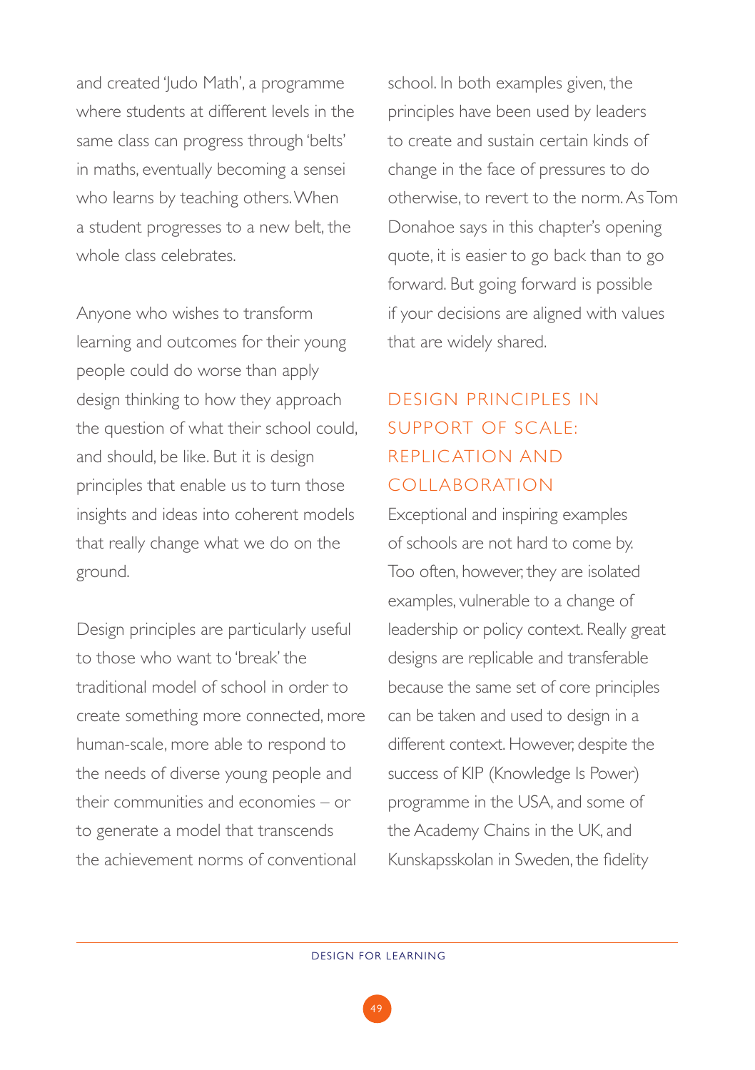and created 'Judo Math', a programme where students at different levels in the same class can progress through 'belts' in maths, eventually becoming a sensei who learns by teaching others. When a student progresses to a new belt, the whole class celebrates.

Anyone who wishes to transform learning and outcomes for their young people could do worse than apply design thinking to how they approach the question of what their school could, and should, be like. But it is design principles that enable us to turn those insights and ideas into coherent models that really change what we do on the ground.

Design principles are particularly useful to those who want to 'break' the traditional model of school in order to create something more connected, more human-scale, more able to respond to the needs of diverse young people and their communities and economies – or to generate a model that transcends the achievement norms of conventional school. In both examples given, the principles have been used by leaders to create and sustain certain kinds of change in the face of pressures to do otherwise, to revert to the norm. As Tom Donahoe says in this chapter's opening quote, it is easier to go back than to go forward. But going forward is possible if your decisions are aligned with values that are widely shared.

## DESIGN PRINCIPLES IN SUPPORT OF SCALE: REPLICATION AND COLLABORATION

Exceptional and inspiring examples of schools are not hard to come by. Too often, however, they are isolated examples, vulnerable to a change of leadership or policy context. Really great designs are replicable and transferable because the same set of core principles can be taken and used to design in a different context. However, despite the success of KIP (Knowledge Is Power) programme in the USA, and some of the Academy Chains in the UK, and Kunskapsskolan in Sweden, the fidelity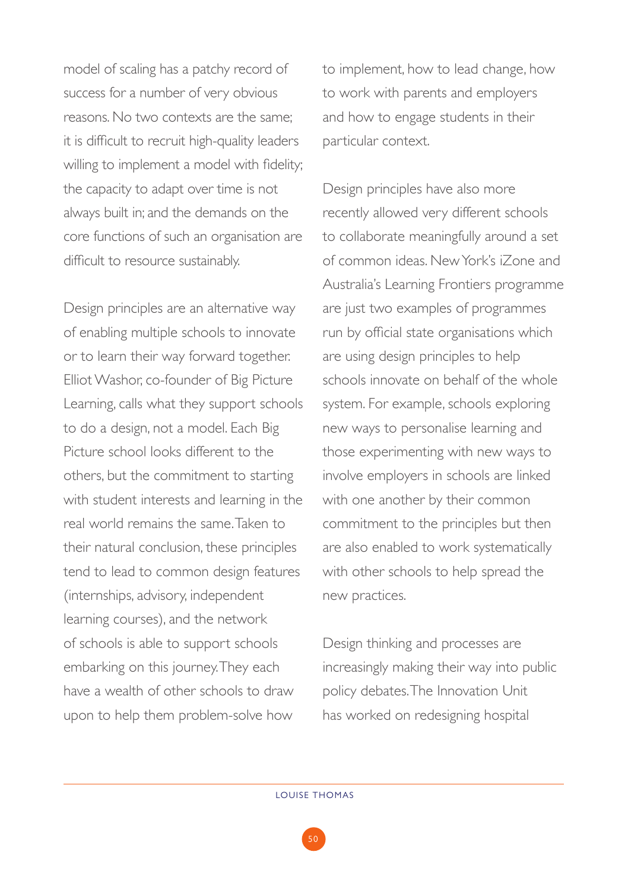model of scaling has a patchy record of success for a number of very obvious reasons. No two contexts are the same; it is difficult to recruit high-quality leaders willing to implement a model with fidelity; the capacity to adapt over time is not always built in; and the demands on the core functions of such an organisation are difficult to resource sustainably.

Design principles are an alternative way of enabling multiple schools to innovate or to learn their way forward together. Elliot Washor, co-founder of Big Picture Learning, calls what they support schools to do a design, not a model. Each Big Picture school looks different to the others, but the commitment to starting with student interests and learning in the real world remains the same. Taken to their natural conclusion, these principles tend to lead to common design features (internships, advisory, independent learning courses), and the network of schools is able to support schools embarking on this journey. They each have a wealth of other schools to draw upon to help them problem-solve how to implement, how to lead change, how to work with parents and employers and how to engage students in their particular context.

Design principles have also more recently allowed very different schools to collaborate meaningfully around a set of common ideas. New York's iZone and Australia's Learning Frontiers programme are just two examples of programmes run by official state organisations which are using design principles to help schools innovate on behalf of the whole system. For example, schools exploring new ways to personalise learning and those experimenting with new ways to involve employers in schools are linked with one another by their common commitment to the principles but then are also enabled to work systematically with other schools to help spread the new practices.

Design thinking and processes are increasingly making their way into public policy debates. The Innovation Unit has worked on redesigning hospital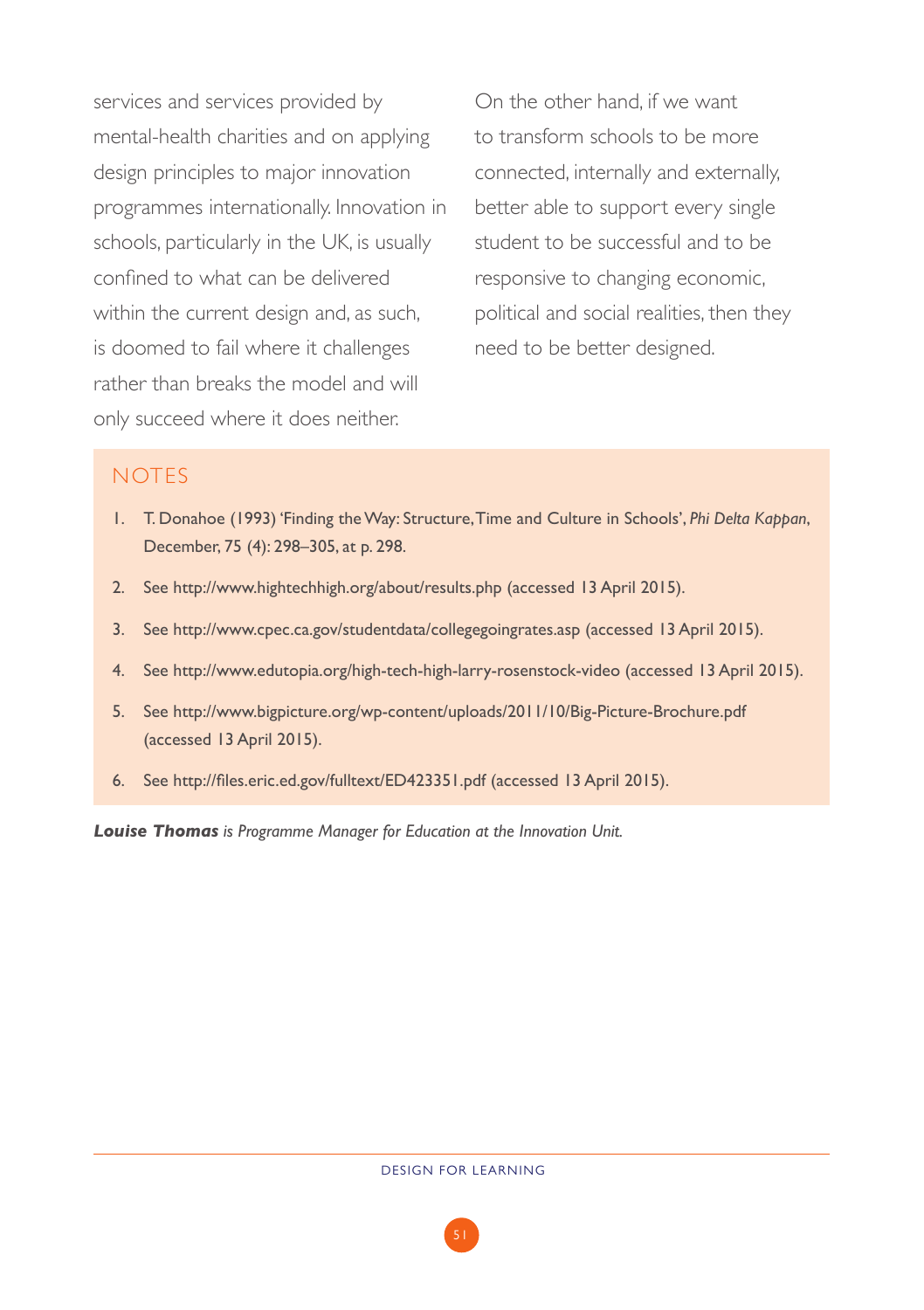services and services provided by mental-health charities and on applying design principles to major innovation programmes internationally. Innovation in schools, particularly in the UK, is usually confined to what can be delivered within the current design and, as such, is doomed to fail where it challenges rather than breaks the model and will only succeed where it does neither.

On the other hand, if we want to transform schools to be more connected, internally and externally, better able to support every single student to be successful and to be responsive to changing economic, political and social realities, then they need to be better designed.

## NOTES

1. T. Donahoe (1993) 'Finding the Way: Structure, Time and Culture in Schools', *Phi Delta Kappan*, December, 75 (4): 298–305, at p. 298.
2. See http://www.hightechhigh.org/about/results.php (accessed 13 April 2015).
3. See http://www.cpec.ca.gov/studentdata/collegegoingrates.asp (accessed 13 April 2015).
4. See http://www.edutopia.org/high-tech-high-larry-rosenstock-video (accessed 13 April 2015).
5. See http://www.bigpicture.org/wp-content/uploads/2011/10/Big-Picture-Brochure.pdf (accessed 13 April 2015).
6. See http://files.eric.ed.gov/fulltext/ED423351.pdf (accessed 13 April 2015).

***Louise Thomas** is Programme Manager for Education at the Innovation Unit.*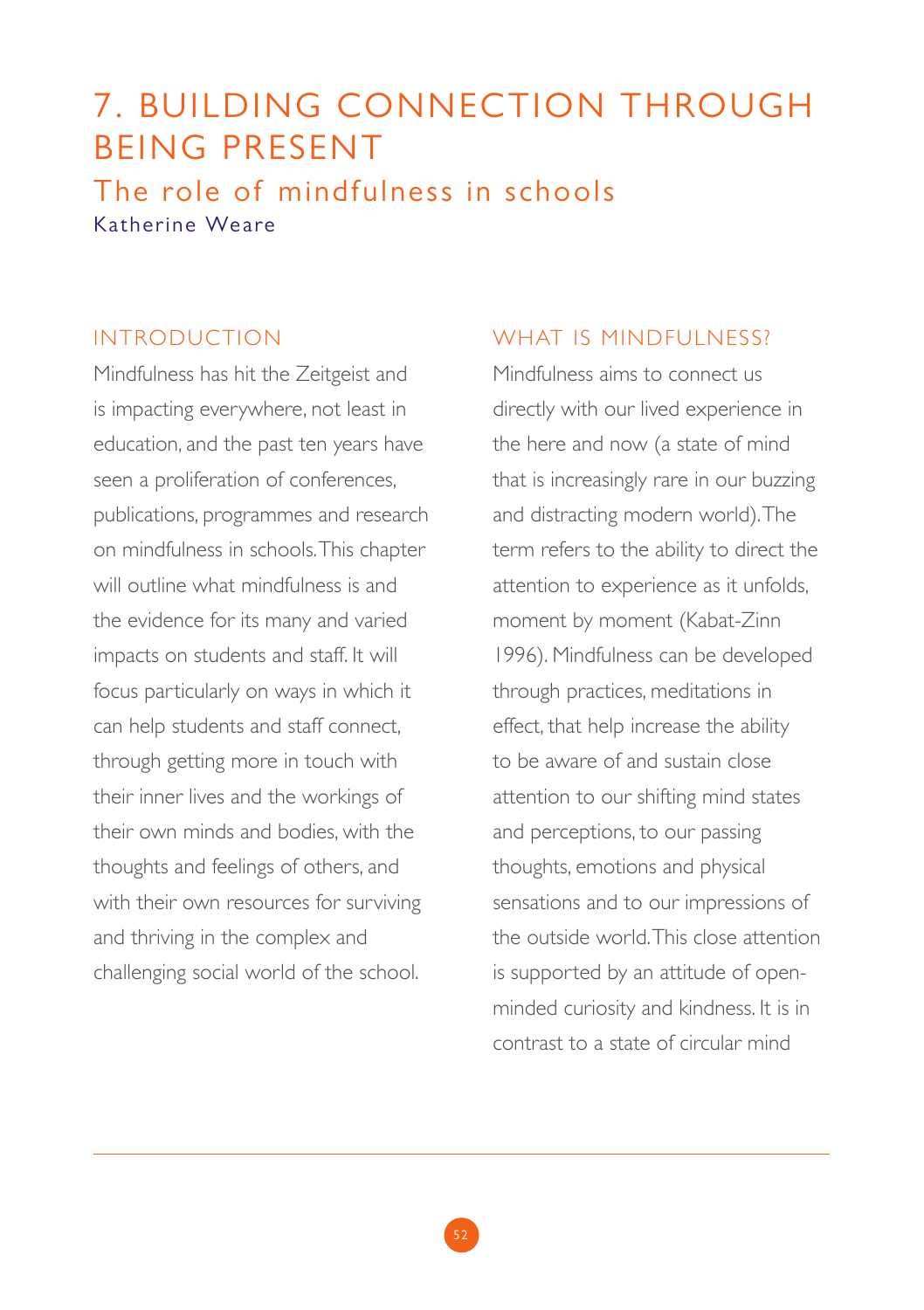# 7. BUILDING CONNECTION THROUGH BEING PRESENT

## The role of mindfulness in schools

Katherine Weare

### INTRODUCTION

Mindfulness has hit the Zeitgeist and is impacting everywhere, not least in education, and the past ten years have seen a proliferation of conferences, publications, programmes and research on mindfulness in schools. This chapter will outline what mindfulness is and the evidence for its many and varied impacts on students and staff. It will focus particularly on ways in which it can help students and staff connect, through getting more in touch with their inner lives and the workings of their own minds and bodies, with the thoughts and feelings of others, and with their own resources for surviving and thriving in the complex and challenging social world of the school.

### WHAT IS MINDFULNESS?

Mindfulness aims to connect us directly with our lived experience in the here and now (a state of mind that is increasingly rare in our buzzing and distracting modern world). The term refers to the ability to direct the attention to experience as it unfolds, moment by moment (Kabat-Zinn 1996). Mindfulness can be developed through practices, meditations in effect, that help increase the ability to be aware of and sustain close attention to our shifting mind states and perceptions, to our passing thoughts, emotions and physical sensations and to our impressions of the outside world. This close attention is supported by an attitude of open-minded curiosity and kindness. It is in contrast to a state of circular mind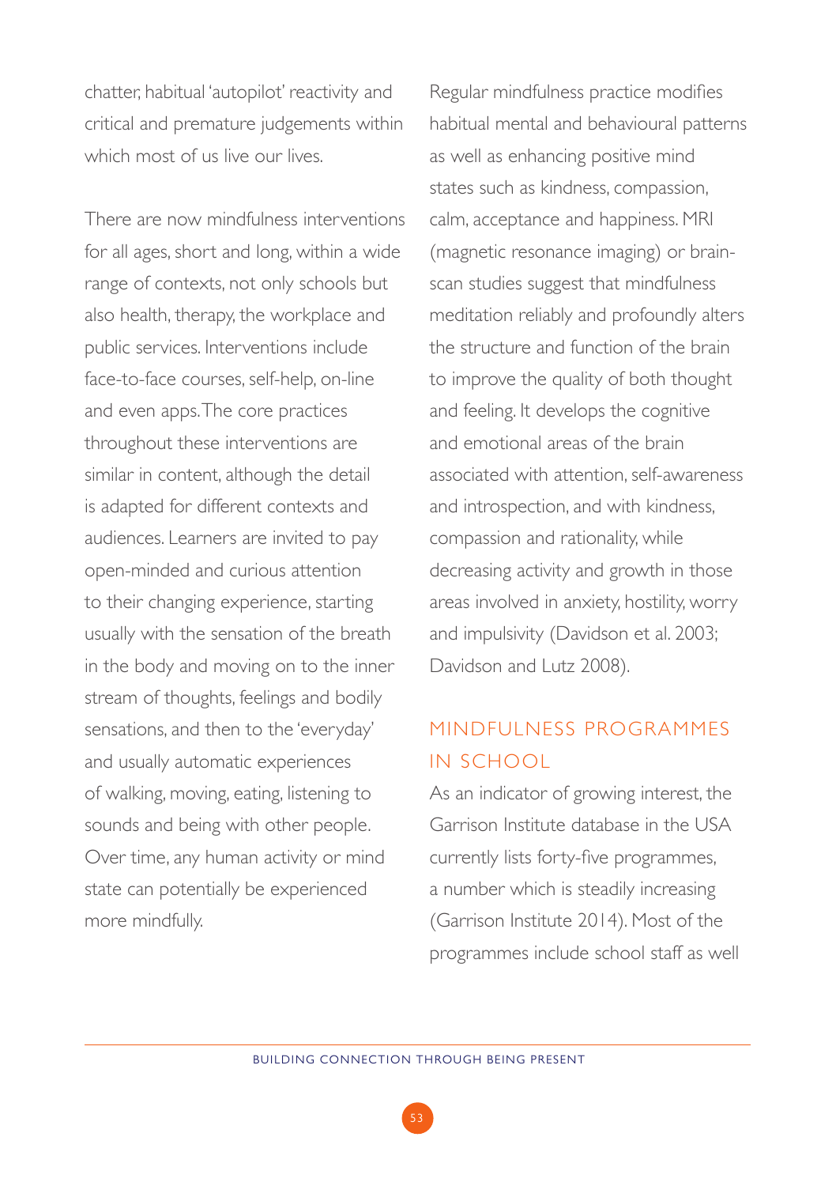chatter, habitual 'autopilot' reactivity and critical and premature judgements within which most of us live our lives.

There are now mindfulness interventions for all ages, short and long, within a wide range of contexts, not only schools but also health, therapy, the workplace and public services. Interventions include face-to-face courses, self-help, on-line and even apps. The core practices throughout these interventions are similar in content, although the detail is adapted for different contexts and audiences. Learners are invited to pay open-minded and curious attention to their changing experience, starting usually with the sensation of the breath in the body and moving on to the inner stream of thoughts, feelings and bodily sensations, and then to the 'everyday' and usually automatic experiences of walking, moving, eating, listening to sounds and being with other people. Over time, any human activity or mind state can potentially be experienced more mindfully.

Regular mindfulness practice modifies habitual mental and behavioural patterns as well as enhancing positive mind states such as kindness, compassion, calm, acceptance and happiness. MRI (magnetic resonance imaging) or brain-scan studies suggest that mindfulness meditation reliably and profoundly alters the structure and function of the brain to improve the quality of both thought and feeling. It develops the cognitive and emotional areas of the brain associated with attention, self-awareness and introspection, and with kindness, compassion and rationality, while decreasing activity and growth in those areas involved in anxiety, hostility, worry and impulsivity (Davidson et al. 2003; Davidson and Lutz 2008).

## MINDFULNESS PROGRAMMES IN SCHOOL

As an indicator of growing interest, the Garrison Institute database in the USA currently lists forty-five programmes, a number which is steadily increasing (Garrison Institute 2014). Most of the programmes include school staff as well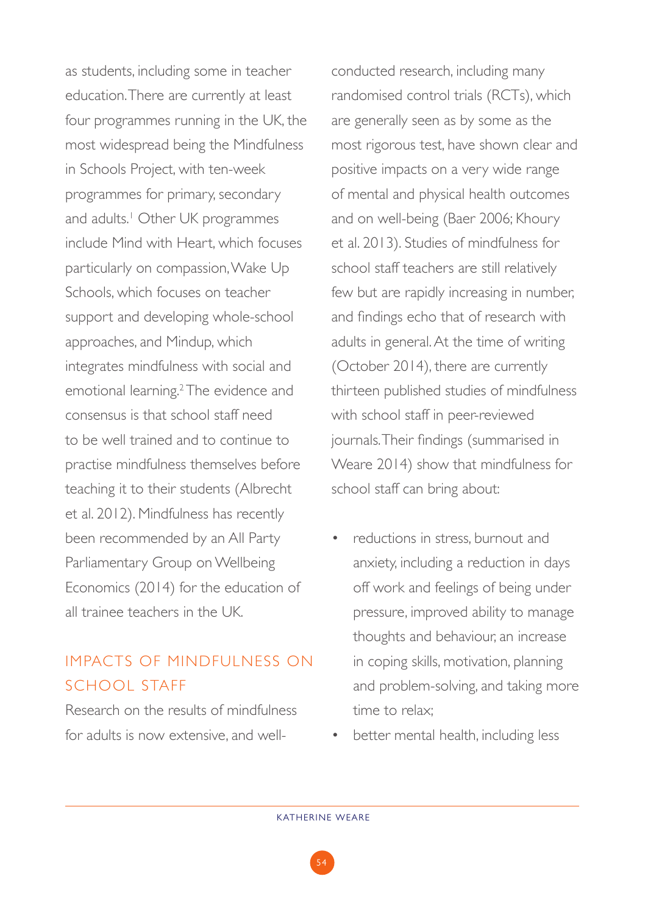as students, including some in teacher education. There are currently at least four programmes running in the UK, the most widespread being the Mindfulness in Schools Project, with ten-week programmes for primary, secondary and adults.[1] Other UK programmes include Mind with Heart, which focuses particularly on compassion, Wake Up Schools, which focuses on teacher support and developing whole-school approaches, and Mindup, which integrates mindfulness with social and emotional learning.[2] The evidence and consensus is that school staff need to be well trained and to continue to practise mindfulness themselves before teaching it to their students (Albrecht et al. 2012). Mindfulness has recently been recommended by an All Party Parliamentary Group on Wellbeing Economics (2014) for the education of all trainee teachers in the UK.

## IMPACTS OF MINDFULNESS ON SCHOOL STAFF

Research on the results of mindfulness for adults is now extensive, and well-conducted research, including many randomised control trials (RCTs), which are generally seen as by some as the most rigorous test, have shown clear and positive impacts on a very wide range of mental and physical health outcomes and on well-being (Baer 2006; Khoury et al. 2013). Studies of mindfulness for school staff teachers are still relatively few but are rapidly increasing in number, and findings echo that of research with adults in general. At the time of writing (October 2014), there are currently thirteen published studies of mindfulness with school staff in peer-reviewed journals. Their findings (summarised in Weare 2014) show that mindfulness for school staff can bring about:

- reductions in stress, burnout and anxiety, including a reduction in days off work and feelings of being under pressure, improved ability to manage thoughts and behaviour, an increase in coping skills, motivation, planning and problem-solving, and taking more time to relax;
- better mental health, including less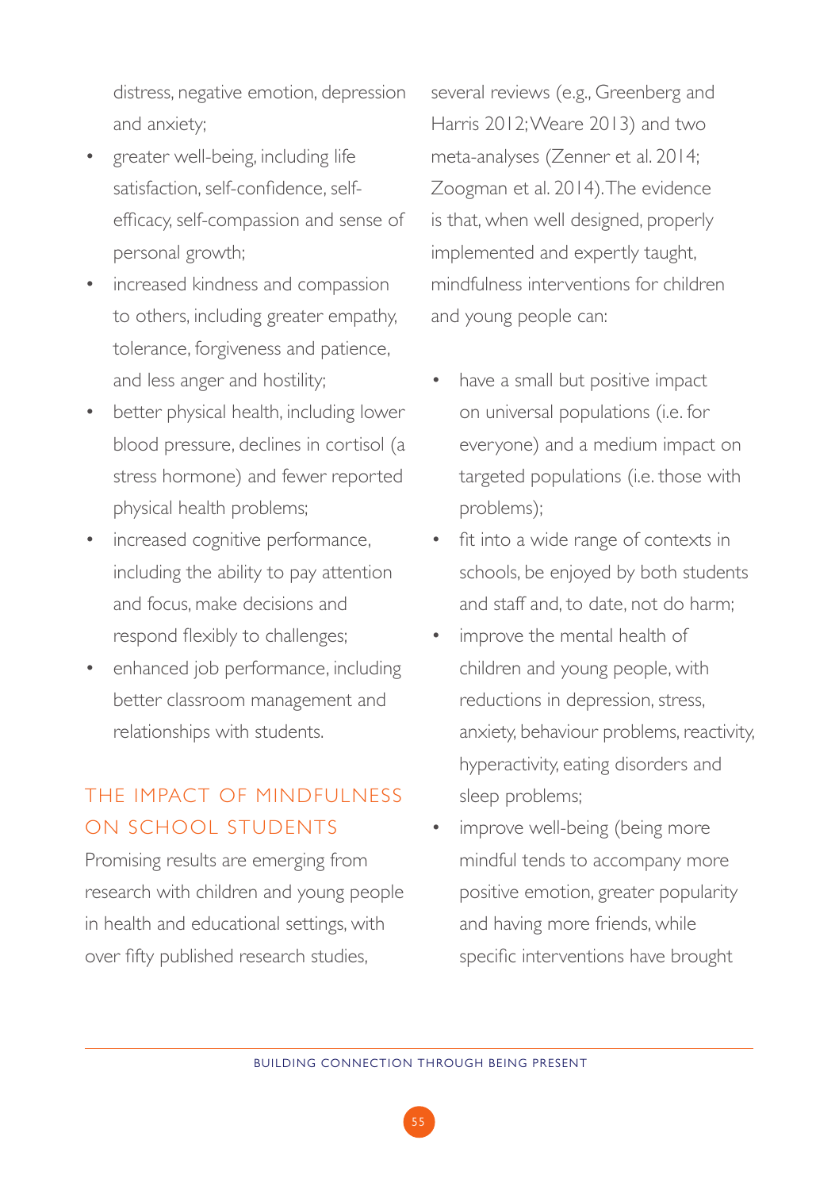distress, negative emotion, depression and anxiety;

- greater well-being, including life satisfaction, self-confidence, self-efficacy, self-compassion and sense of personal growth;
- increased kindness and compassion to others, including greater empathy, tolerance, forgiveness and patience, and less anger and hostility;
- better physical health, including lower blood pressure, declines in cortisol (a stress hormone) and fewer reported physical health problems;
- increased cognitive performance, including the ability to pay attention and focus, make decisions and respond flexibly to challenges;
- enhanced job performance, including better classroom management and relationships with students.

## THE IMPACT OF MINDFULNESS ON SCHOOL STUDENTS

Promising results are emerging from research with children and young people in health and educational settings, with over fifty published research studies, several reviews (e.g., Greenberg and Harris 2012; Weare 2013) and two meta-analyses (Zenner et al. 2014; Zoogman et al. 2014). The evidence is that, when well designed, properly implemented and expertly taught, mindfulness interventions for children and young people can:

- have a small but positive impact on universal populations (i.e. for everyone) and a medium impact on targeted populations (i.e. those with problems);
- fit into a wide range of contexts in schools, be enjoyed by both students and staff and, to date, not do harm;
- improve the mental health of children and young people, with reductions in depression, stress, anxiety, behaviour problems, reactivity, hyperactivity, eating disorders and sleep problems;
- improve well-being (being more mindful tends to accompany more positive emotion, greater popularity and having more friends, while specific interventions have brought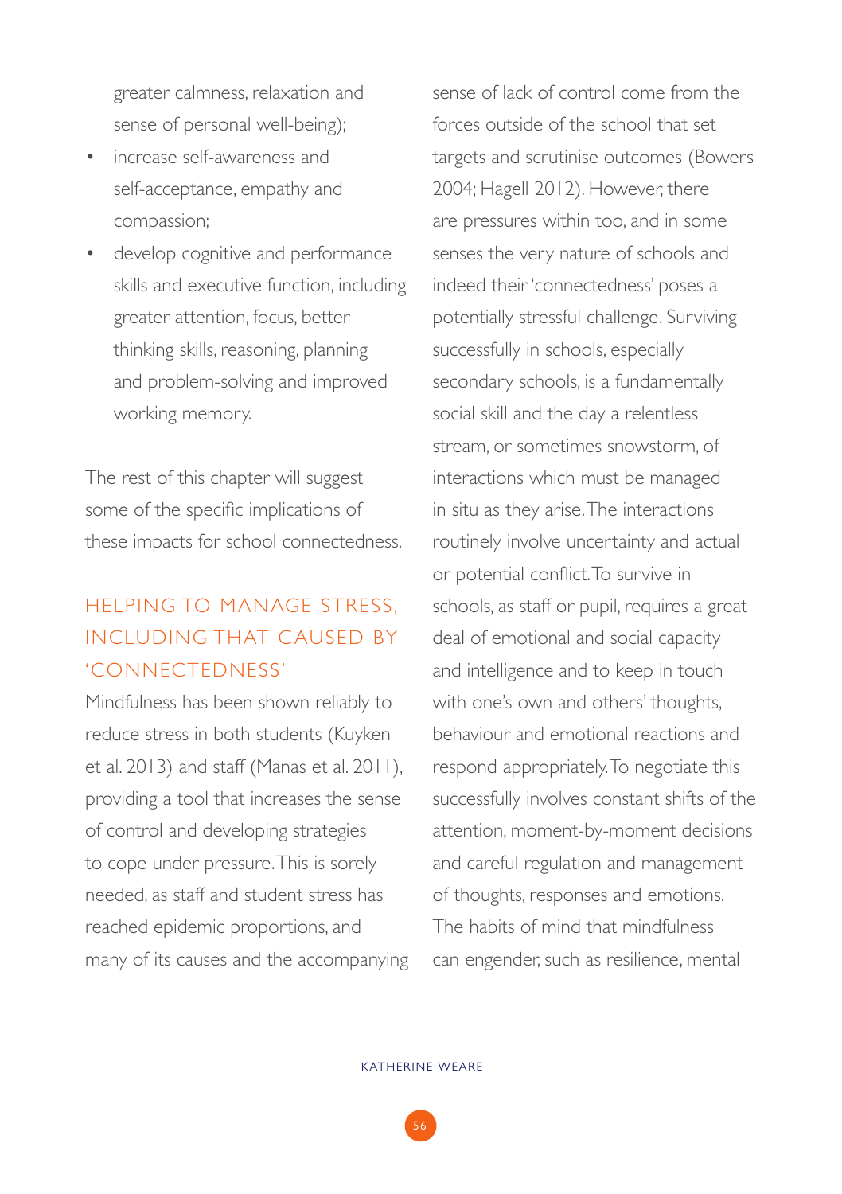greater calmness, relaxation and sense of personal well-being);

- increase self-awareness and self-acceptance, empathy and compassion;
- develop cognitive and performance skills and executive function, including greater attention, focus, better thinking skills, reasoning, planning and problem-solving and improved working memory.

The rest of this chapter will suggest some of the specific implications of these impacts for school connectedness.

## HELPING TO MANAGE STRESS, INCLUDING THAT CAUSED BY 'CONNECTEDNESS'

Mindfulness has been shown reliably to reduce stress in both students (Kuyken et al. 2013) and staff (Manas et al. 2011), providing a tool that increases the sense of control and developing strategies to cope under pressure. This is sorely needed, as staff and student stress has reached epidemic proportions, and many of its causes and the accompanying sense of lack of control come from the forces outside of the school that set targets and scrutinise outcomes (Bowers 2004; Hagell 2012). However, there are pressures within too, and in some senses the very nature of schools and indeed their 'connectedness' poses a potentially stressful challenge. Surviving successfully in schools, especially secondary schools, is a fundamentally social skill and the day a relentless stream, or sometimes snowstorm, of interactions which must be managed in situ as they arise. The interactions routinely involve uncertainty and actual or potential conflict. To survive in schools, as staff or pupil, requires a great deal of emotional and social capacity and intelligence and to keep in touch with one's own and others' thoughts, behaviour and emotional reactions and respond appropriately. To negotiate this successfully involves constant shifts of the attention, moment-by-moment decisions and careful regulation and management of thoughts, responses and emotions. The habits of mind that mindfulness can engender, such as resilience, mental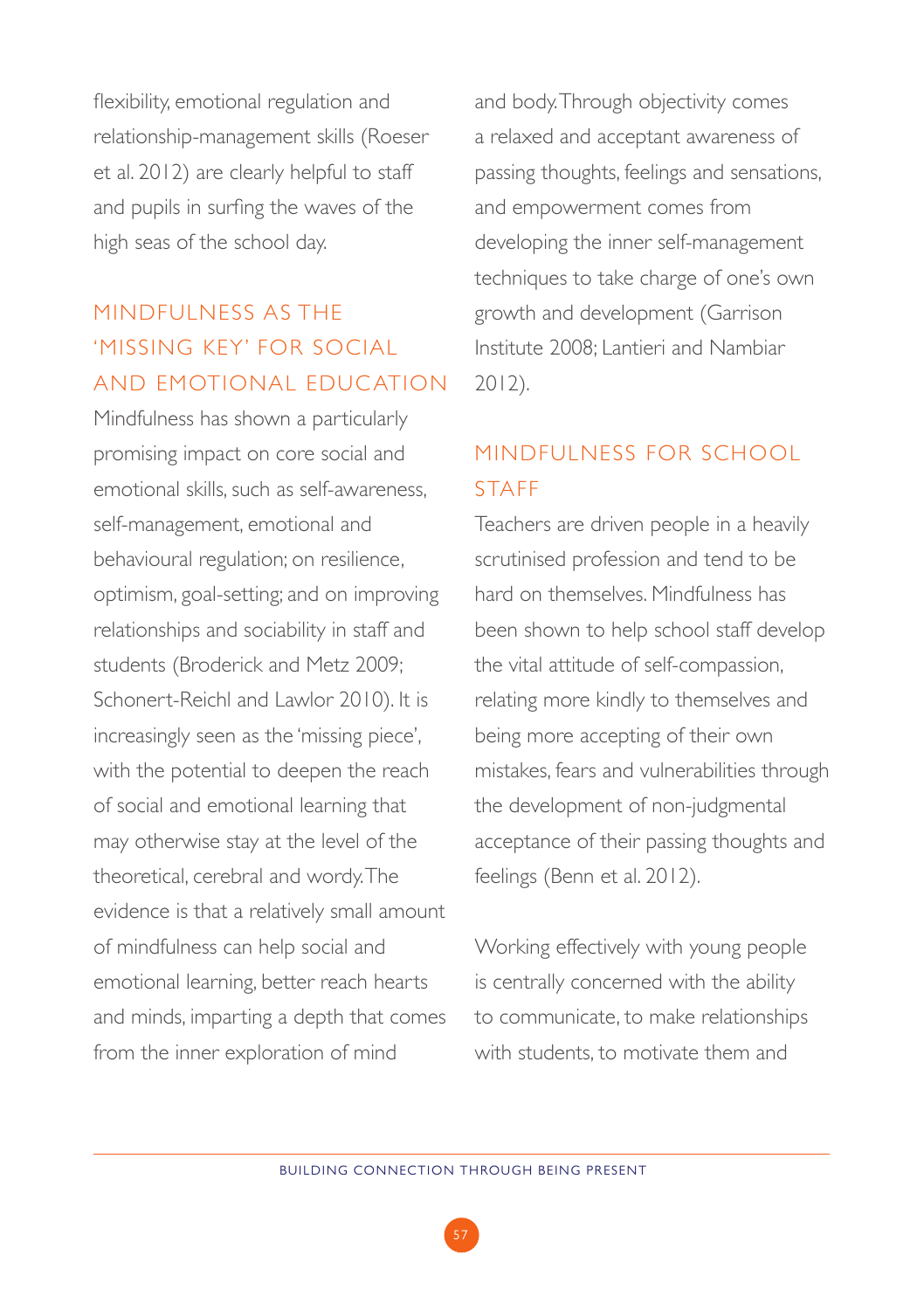flexibility, emotional regulation and relationship-management skills (Roeser et al. 2012) are clearly helpful to staff and pupils in surfing the waves of the high seas of the school day.

## MINDFULNESS AS THE 'MISSING KEY' FOR SOCIAL AND EMOTIONAL EDUCATION

Mindfulness has shown a particularly promising impact on core social and emotional skills, such as self-awareness, self-management, emotional and behavioural regulation; on resilience, optimism, goal-setting; and on improving relationships and sociability in staff and students (Broderick and Metz 2009; Schonert-Reichl and Lawlor 2010). It is increasingly seen as the 'missing piece', with the potential to deepen the reach of social and emotional learning that may otherwise stay at the level of the theoretical, cerebral and wordy. The evidence is that a relatively small amount of mindfulness can help social and emotional learning, better reach hearts and minds, imparting a depth that comes from the inner exploration of mind and body. Through objectivity comes a relaxed and acceptant awareness of passing thoughts, feelings and sensations, and empowerment comes from developing the inner self-management techniques to take charge of one's own growth and development (Garrison Institute 2008; Lantieri and Nambiar 2012).

## MINDFULNESS FOR SCHOOL STAFF

Teachers are driven people in a heavily scrutinised profession and tend to be hard on themselves. Mindfulness has been shown to help school staff develop the vital attitude of self-compassion, relating more kindly to themselves and being more accepting of their own mistakes, fears and vulnerabilities through the development of non-judgmental acceptance of their passing thoughts and feelings (Benn et al. 2012).

Working effectively with young people is centrally concerned with the ability to communicate, to make relationships with students, to motivate them and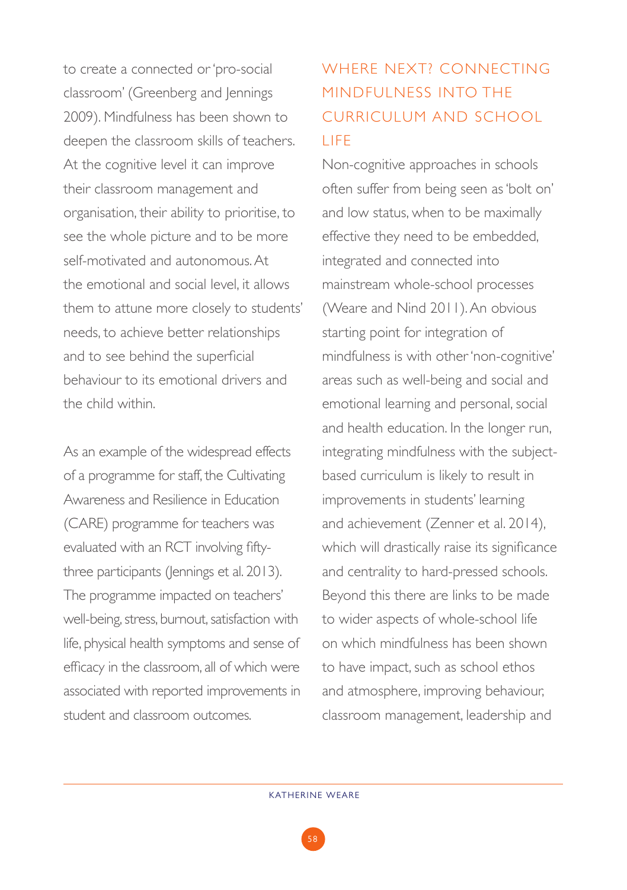to create a connected or 'pro-social classroom' (Greenberg and Jennings 2009). Mindfulness has been shown to deepen the classroom skills of teachers. At the cognitive level it can improve their classroom management and organisation, their ability to prioritise, to see the whole picture and to be more self-motivated and autonomous. At the emotional and social level, it allows them to attune more closely to students' needs, to achieve better relationships and to see behind the superficial behaviour to its emotional drivers and the child within.

As an example of the widespread effects of a programme for staff, the Cultivating Awareness and Resilience in Education (CARE) programme for teachers was evaluated with an RCT involving fifty-three participants (Jennings et al. 2013). The programme impacted on teachers' well-being, stress, burnout, satisfaction with life, physical health symptoms and sense of efficacy in the classroom, all of which were associated with reported improvements in student and classroom outcomes.

## WHERE NEXT? CONNECTING MINDFULNESS INTO THE CURRICULUM AND SCHOOL LIFE

Non-cognitive approaches in schools often suffer from being seen as 'bolt on' and low status, when to be maximally effective they need to be embedded, integrated and connected into mainstream whole-school processes (Weare and Nind 2011). An obvious starting point for integration of mindfulness is with other 'non-cognitive' areas such as well-being and social and emotional learning and personal, social and health education. In the longer run, integrating mindfulness with the subject-based curriculum is likely to result in improvements in students' learning and achievement (Zenner et al. 2014), which will drastically raise its significance and centrality to hard-pressed schools. Beyond this there are links to be made to wider aspects of whole-school life on which mindfulness has been shown to have impact, such as school ethos and atmosphere, improving behaviour, classroom management, leadership and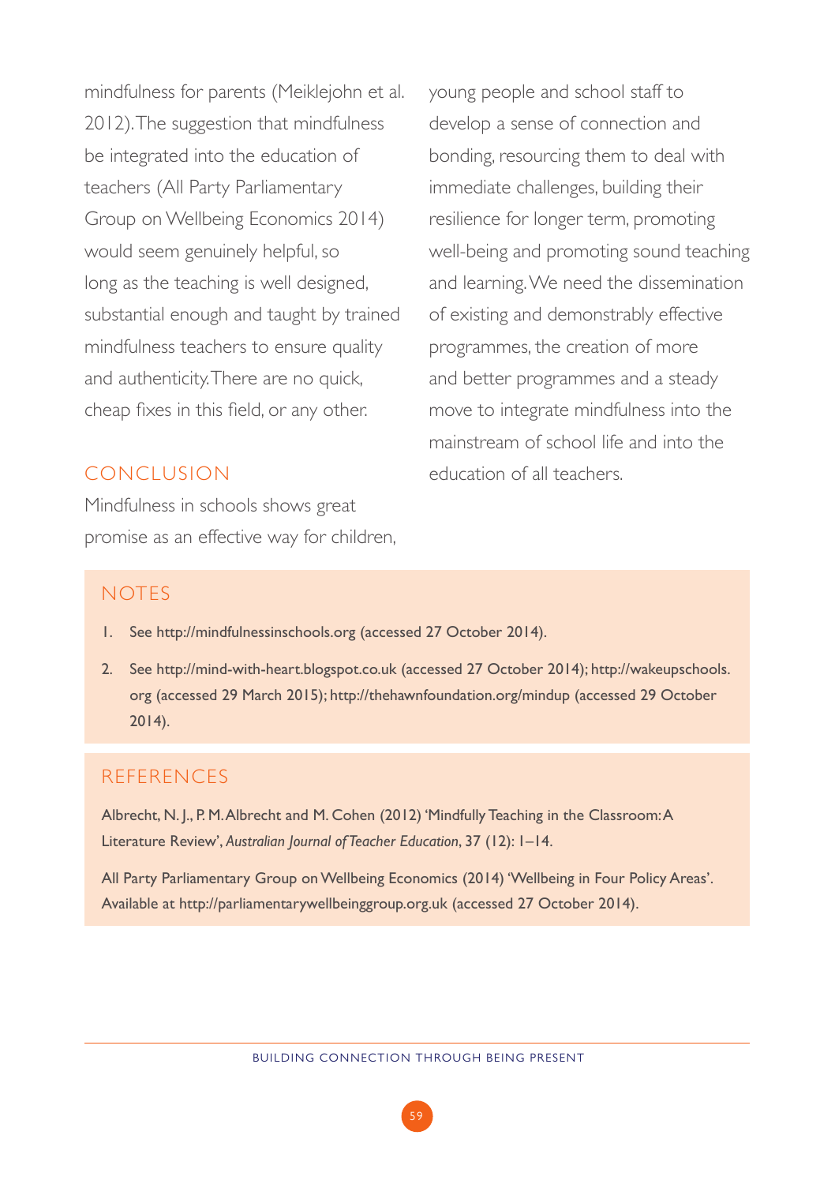mindfulness for parents (Meiklejohn et al. 2012). The suggestion that mindfulness be integrated into the education of teachers (All Party Parliamentary Group on Wellbeing Economics 2014) would seem genuinely helpful, so long as the teaching is well designed, substantial enough and taught by trained mindfulness teachers to ensure quality and authenticity. There are no quick, cheap fixes in this field, or any other.

## CONCLUSION

Mindfulness in schools shows great promise as an effective way for children, young people and school staff to develop a sense of connection and bonding, resourcing them to deal with immediate challenges, building their resilience for longer term, promoting well-being and promoting sound teaching and learning. We need the dissemination of existing and demonstrably effective programmes, the creation of more and better programmes and a steady move to integrate mindfulness into the mainstream of school life and into the education of all teachers.

## NOTES

1. See http://mindfulnessinschools.org (accessed 27 October 2014).
2. See http://mind-with-heart.blogspot.co.uk (accessed 27 October 2014); http://wakeupschools.org (accessed 29 March 2015); http://thehawnfoundation.org/mindup (accessed 29 October 2014).

## REFERENCES

Albrecht, N. J., P. M. Albrecht and M. Cohen (2012) 'Mindfully Teaching in the Classroom: A Literature Review', *Australian Journal of Teacher Education*, 37 (12): 1–14.

All Party Parliamentary Group on Wellbeing Economics (2014) 'Wellbeing in Four Policy Areas'. Available at http://parliamentarywellbeinggroup.org.uk (accessed 27 October 2014).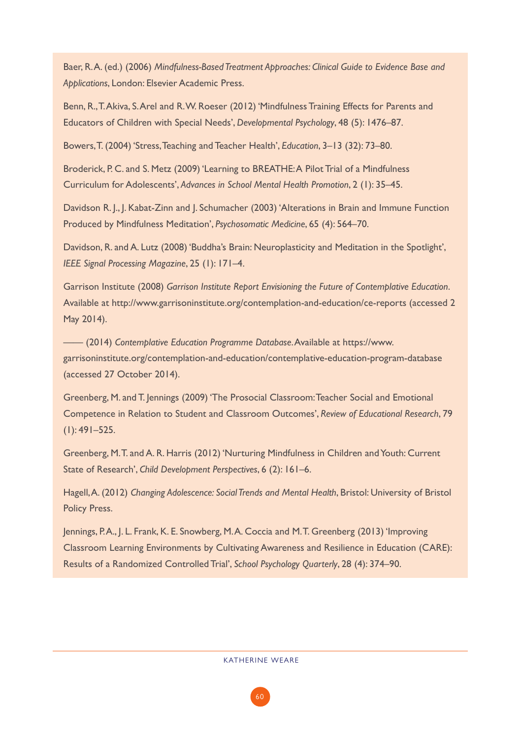Baer, R. A. (ed.) (2006) *Mindfulness-Based Treatment Approaches: Clinical Guide to Evidence Base and Applications*, London: Elsevier Academic Press.

Benn, R., T. Akiva, S. Arel and R. W. Roeser (2012) 'Mindfulness Training Effects for Parents and Educators of Children with Special Needs', *Developmental Psychology*, 48 (5): 1476–87.

Bowers, T. (2004) 'Stress, Teaching and Teacher Health', *Education*, 3–13 (32): 73–80.

Broderick, P. C. and S. Metz (2009) 'Learning to BREATHE: A Pilot Trial of a Mindfulness Curriculum for Adolescents', *Advances in School Mental Health Promotion*, 2 (1): 35–45.

Davidson R. J., J. Kabat-Zinn and J. Schumacher (2003) 'Alterations in Brain and Immune Function Produced by Mindfulness Meditation', *Psychosomatic Medicine*, 65 (4): 564–70.

Davidson, R. and A. Lutz (2008) 'Buddha's Brain: Neuroplasticity and Meditation in the Spotlight', *IEEE Signal Processing Magazine*, 25 (1): 171–4.

Garrison Institute (2008) *Garrison Institute Report Envisioning the Future of Contemplative Education*. Available at http://www.garrisoninstitute.org/contemplation-and-education/ce-reports (accessed 2 May 2014).

—— (2014) *Contemplative Education Programme Database*. Available at https://www.garrisoninstitute.org/contemplation-and-education/contemplative-education-program-database (accessed 27 October 2014).

Greenberg, M. and T. Jennings (2009) 'The Prosocial Classroom: Teacher Social and Emotional Competence in Relation to Student and Classroom Outcomes', *Review of Educational Research*, 79 (1): 491–525.

Greenberg, M. T. and A. R. Harris (2012) 'Nurturing Mindfulness in Children and Youth: Current State of Research', *Child Development Perspectives*, 6 (2): 161–6.

Hagell, A. (2012) *Changing Adolescence: Social Trends and Mental Health*, Bristol: University of Bristol Policy Press.

Jennings, P. A., J. L. Frank, K. E. Snowberg, M. A. Coccia and M. T. Greenberg (2013) 'Improving Classroom Learning Environments by Cultivating Awareness and Resilience in Education (CARE): Results of a Randomized Controlled Trial', *School Psychology Quarterly*, 28 (4): 374–90.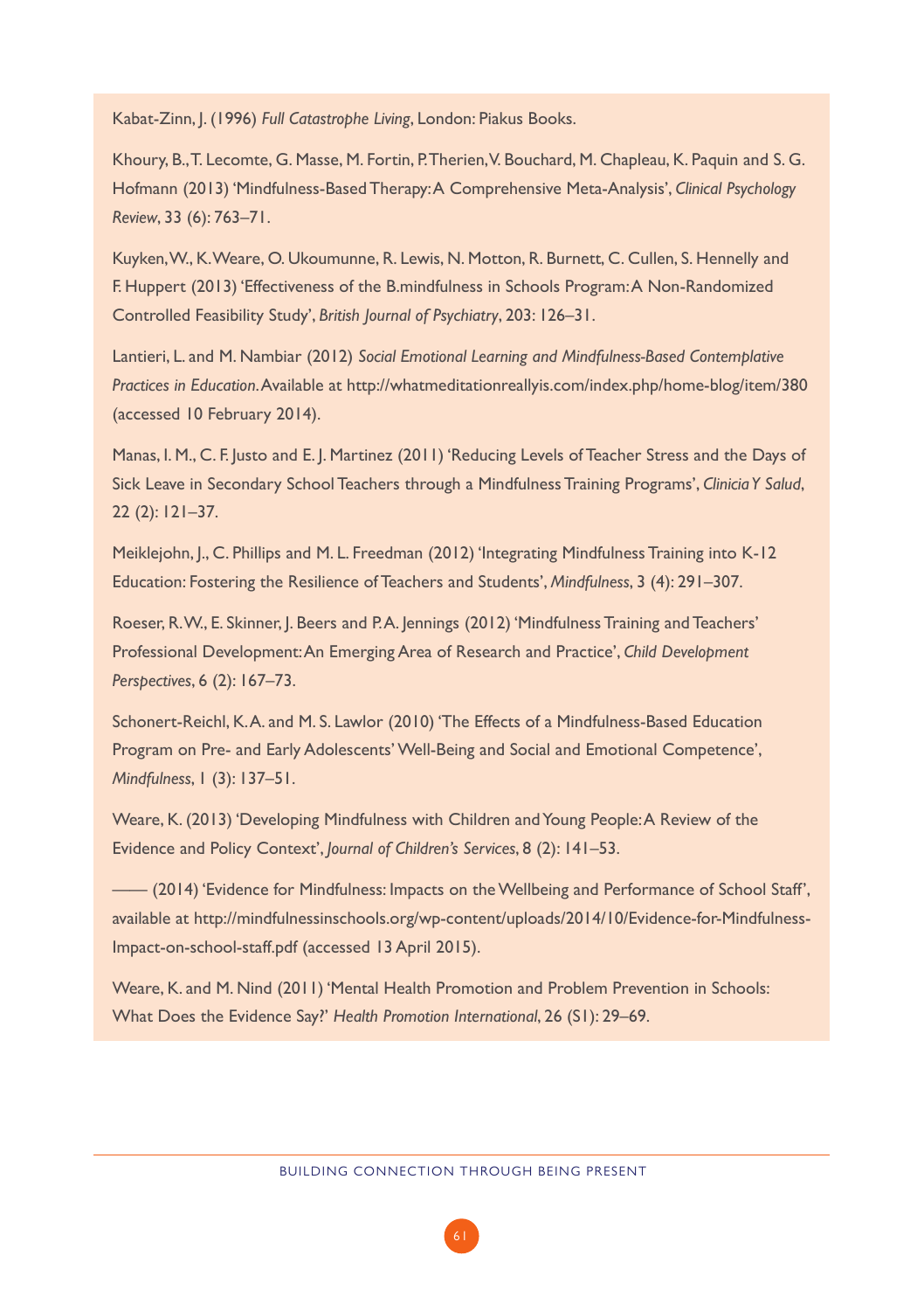Kabat-Zinn, J. (1996) *Full Catastrophe Living*, London: Piakus Books.

Khoury, B., T. Lecomte, G. Masse, M. Fortin, P. Therien, V. Bouchard, M. Chapleau, K. Paquin and S. G. Hofmann (2013) 'Mindfulness-Based Therapy: A Comprehensive Meta-Analysis', *Clinical Psychology Review*, 33 (6): 763–71.

Kuyken, W., K. Weare, O. Ukoumunne, R. Lewis, N. Motton, R. Burnett, C. Cullen, S. Hennelly and F. Huppert (2013) 'Effectiveness of the B.mindfulness in Schools Program: A Non-Randomized Controlled Feasibility Study', *British Journal of Psychiatry*, 203: 126–31.

Lantieri, L. and M. Nambiar (2012) *Social Emotional Learning and Mindfulness-Based Contemplative Practices in Education*. Available at http://whatmeditationreallyis.com/index.php/home-blog/item/380 (accessed 10 February 2014).

Manas, I. M., C. F. Justo and E. J. Martinez (2011) 'Reducing Levels of Teacher Stress and the Days of Sick Leave in Secondary School Teachers through a Mindfulness Training Programs', *Clinicia Y Salud*, 22 (2): 121–37.

Meiklejohn, J., C. Phillips and M. L. Freedman (2012) 'Integrating Mindfulness Training into K-12 Education: Fostering the Resilience of Teachers and Students', *Mindfulness*, 3 (4): 291–307.

Roeser, R. W., E. Skinner, J. Beers and P. A. Jennings (2012) 'Mindfulness Training and Teachers' Professional Development: An Emerging Area of Research and Practice', *Child Development Perspectives*, 6 (2): 167–73.

Schonert-Reichl, K. A. and M. S. Lawlor (2010) 'The Effects of a Mindfulness-Based Education Program on Pre- and Early Adolescents' Well-Being and Social and Emotional Competence', *Mindfulness*, 1 (3): 137–51.

Weare, K. (2013) 'Developing Mindfulness with Children and Young People: A Review of the Evidence and Policy Context', *Journal of Children's Services*, 8 (2): 141–53.

—— (2014) 'Evidence for Mindfulness: Impacts on the Wellbeing and Performance of School Staff', available at http://mindfulnessinschools.org/wp-content/uploads/2014/10/Evidence-for-Mindfulness-Impact-on-school-staff.pdf (accessed 13 April 2015).

Weare, K. and M. Nind (2011) 'Mental Health Promotion and Problem Prevention in Schools: What Does the Evidence Say?' *Health Promotion International*, 26 (S1): 29–69.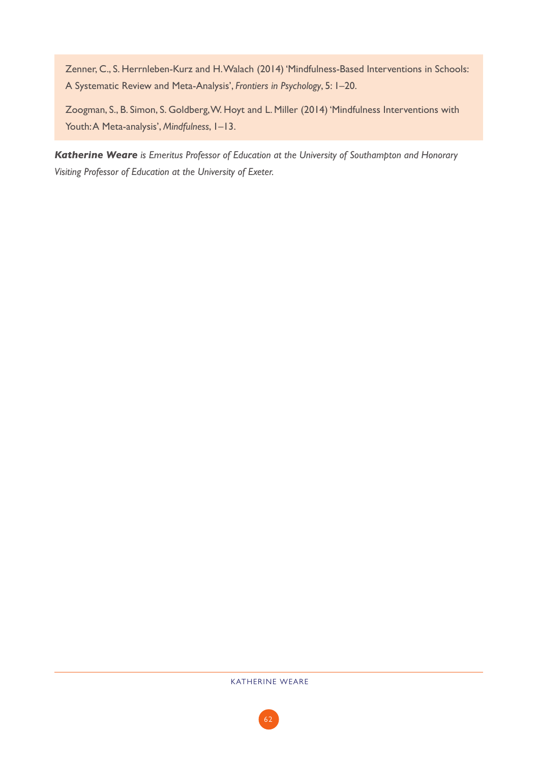Zenner, C., S. Herrnleben-Kurz and H. Walach (2014) 'Mindfulness-Based Interventions in Schools: A Systematic Review and Meta-Analysis', *Frontiers in Psychology*, 5: 1–20.

Zoogman, S., B. Simon, S. Goldberg, W. Hoyt and L. Miller (2014) 'Mindfulness Interventions with Youth: A Meta-analysis', *Mindfulness*, 1–13.

***Katherine Weare*** *is Emeritus Professor of Education at the University of Southampton and Honorary Visiting Professor of Education at the University of Exeter.*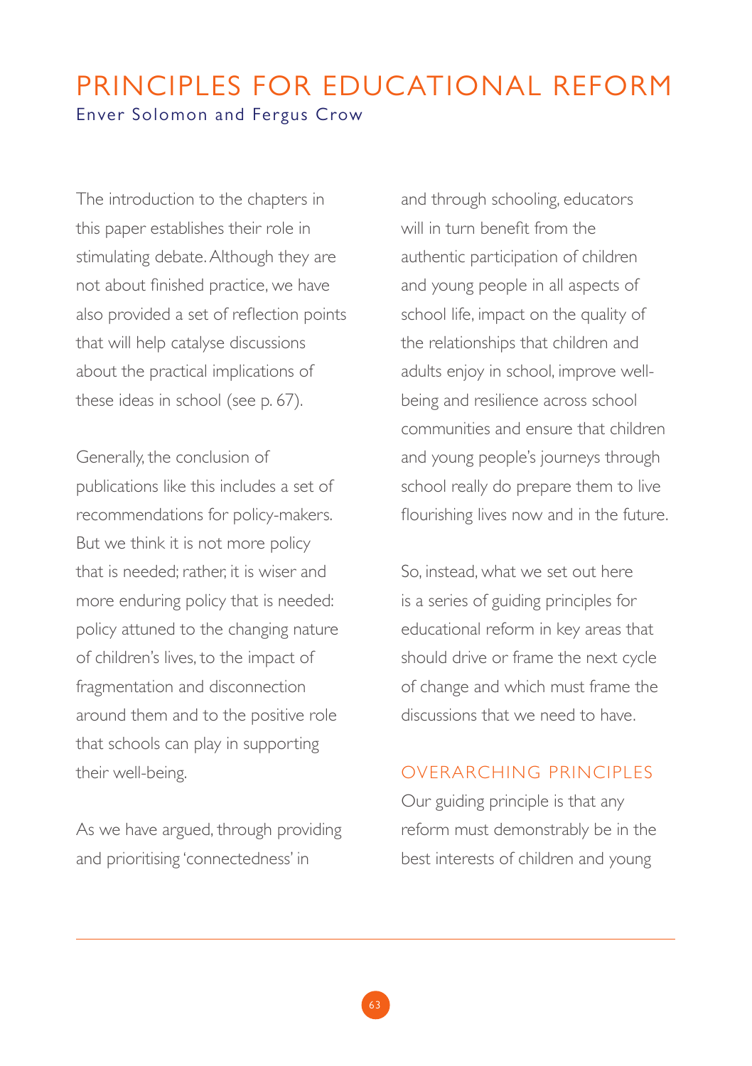# PRINCIPLES FOR EDUCATIONAL REFORM

Enver Solomon and Fergus Crow

The introduction to the chapters in this paper establishes their role in stimulating debate. Although they are not about finished practice, we have also provided a set of reflection points that will help catalyse discussions about the practical implications of these ideas in school (see p. 67).

Generally, the conclusion of publications like this includes a set of recommendations for policy-makers. But we think it is not more policy that is needed; rather, it is wiser and more enduring policy that is needed: policy attuned to the changing nature of children's lives, to the impact of fragmentation and disconnection around them and to the positive role that schools can play in supporting their well-being.

As we have argued, through providing and prioritising 'connectedness' in and through schooling, educators will in turn benefit from the authentic participation of children and young people in all aspects of school life, impact on the quality of the relationships that children and adults enjoy in school, improve well-being and resilience across school communities and ensure that children and young people's journeys through school really do prepare them to live flourishing lives now and in the future.

So, instead, what we set out here is a series of guiding principles for educational reform in key areas that should drive or frame the next cycle of change and which must frame the discussions that we need to have.

## OVERARCHING PRINCIPLES

Our guiding principle is that any reform must demonstrably be in the best interests of children and young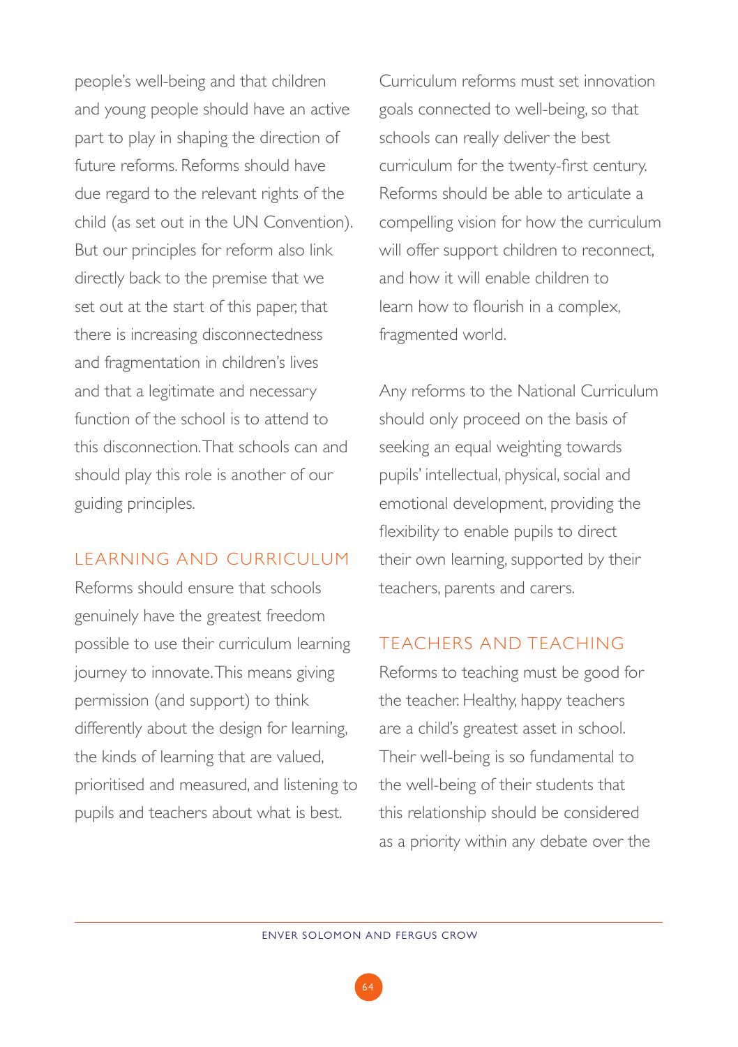people's well-being and that children and young people should have an active part to play in shaping the direction of future reforms. Reforms should have due regard to the relevant rights of the child (as set out in the UN Convention). But our principles for reform also link directly back to the premise that we set out at the start of this paper, that there is increasing disconnectedness and fragmentation in children's lives and that a legitimate and necessary function of the school is to attend to this disconnection. That schools can and should play this role is another of our guiding principles.

## LEARNING AND CURRICULUM

Reforms should ensure that schools genuinely have the greatest freedom possible to use their curriculum learning journey to innovate. This means giving permission (and support) to think differently about the design for learning, the kinds of learning that are valued, prioritised and measured, and listening to pupils and teachers about what is best.

Curriculum reforms must set innovation goals connected to well-being, so that schools can really deliver the best curriculum for the twenty-first century. Reforms should be able to articulate a compelling vision for how the curriculum will offer support children to reconnect, and how it will enable children to learn how to flourish in a complex, fragmented world.

Any reforms to the National Curriculum should only proceed on the basis of seeking an equal weighting towards pupils' intellectual, physical, social and emotional development, providing the flexibility to enable pupils to direct their own learning, supported by their teachers, parents and carers.

## TEACHERS AND TEACHING

Reforms to teaching must be good for the teacher. Healthy, happy teachers are a child's greatest asset in school. Their well-being is so fundamental to the well-being of their students that this relationship should be considered as a priority within any debate over the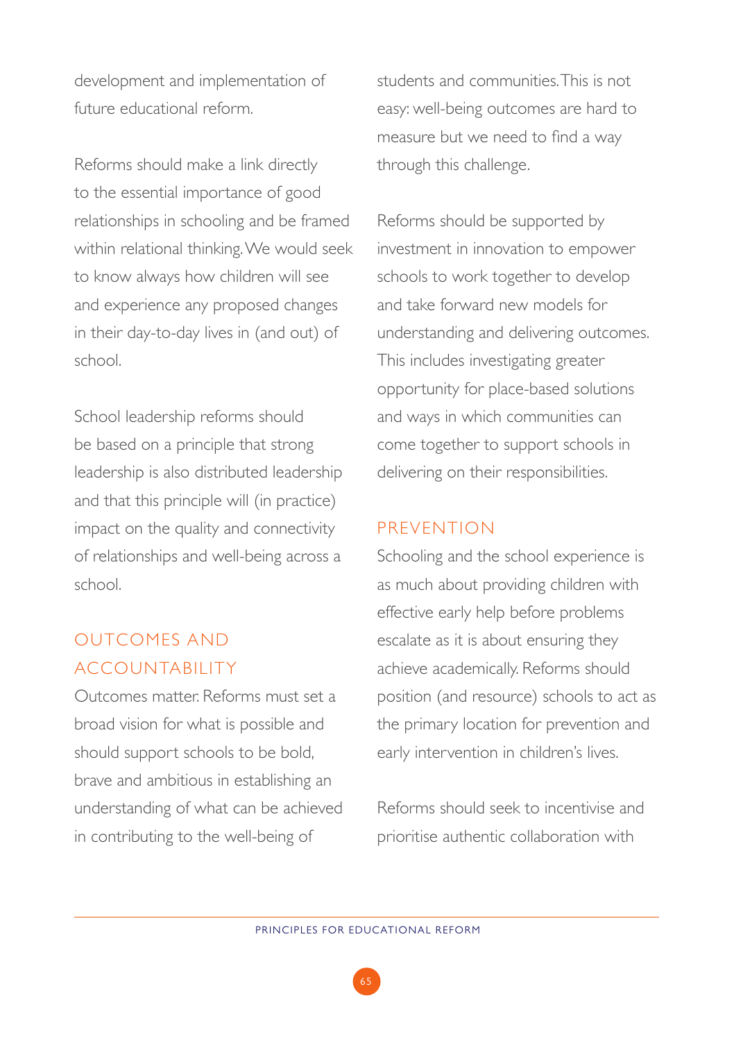development and implementation of future educational reform.

Reforms should make a link directly to the essential importance of good relationships in schooling and be framed within relational thinking. We would seek to know always how children will see and experience any proposed changes in their day-to-day lives in (and out) of school.

School leadership reforms should be based on a principle that strong leadership is also distributed leadership and that this principle will (in practice) impact on the quality and connectivity of relationships and well-being across a school.

## OUTCOMES AND ACCOUNTABILITY

Outcomes matter. Reforms must set a broad vision for what is possible and should support schools to be bold, brave and ambitious in establishing an understanding of what can be achieved in contributing to the well-being of students and communities. This is not easy: well-being outcomes are hard to measure but we need to find a way through this challenge.

Reforms should be supported by investment in innovation to empower schools to work together to develop and take forward new models for understanding and delivering outcomes. This includes investigating greater opportunity for place-based solutions and ways in which communities can come together to support schools in delivering on their responsibilities.

## PREVENTION

Schooling and the school experience is as much about providing children with effective early help before problems escalate as it is about ensuring they achieve academically. Reforms should position (and resource) schools to act as the primary location for prevention and early intervention in children's lives.

Reforms should seek to incentivise and prioritise authentic collaboration with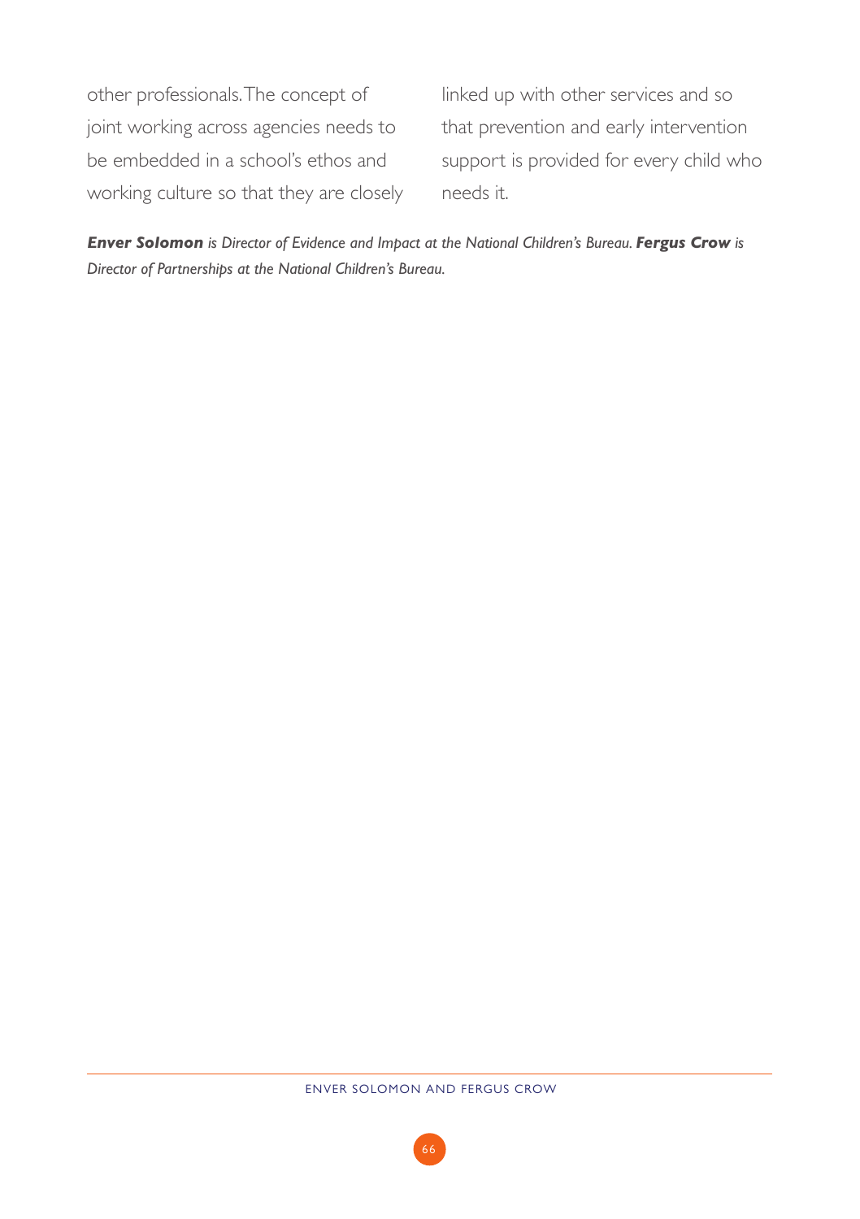other professionals. The concept of joint working across agencies needs to be embedded in a school's ethos and working culture so that they are closely linked up with other services and so that prevention and early intervention support is provided for every child who needs it.

***Enver Solomon** is Director of Evidence and Impact at the National Children's Bureau. **Fergus Crow** is Director of Partnerships at the National Children's Bureau.*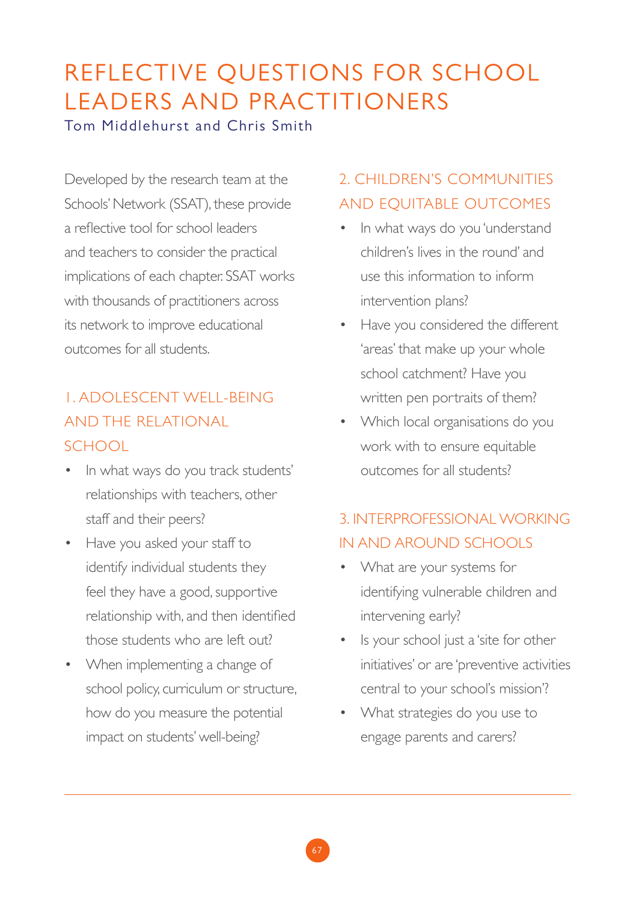# REFLECTIVE QUESTIONS FOR SCHOOL LEADERS AND PRACTITIONERS

Tom Middlehurst and Chris Smith

Developed by the research team at the Schools' Network (SSAT), these provide a reflective tool for school leaders and teachers to consider the practical implications of each chapter. SSAT works with thousands of practitioners across its network to improve educational outcomes for all students.

## 1. ADOLESCENT WELL-BEING AND THE RELATIONAL SCHOOL

- In what ways do you track students' relationships with teachers, other staff and their peers?
- Have you asked your staff to identify individual students they feel they have a good, supportive relationship with, and then identified those students who are left out?
- When implementing a change of school policy, curriculum or structure, how do you measure the potential impact on students' well-being?

## 2. CHILDREN'S COMMUNITIES AND EQUITABLE OUTCOMES

- In what ways do you 'understand children's lives in the round' and use this information to inform intervention plans?
- Have you considered the different 'areas' that make up your whole school catchment? Have you written pen portraits of them?
- Which local organisations do you work with to ensure equitable outcomes for all students?

## 3. INTERPROFESSIONAL WORKING IN AND AROUND SCHOOLS

- What are your systems for identifying vulnerable children and intervening early?
- Is your school just a 'site for other initiatives' or are 'preventive activities central to your school's mission'?
- What strategies do you use to engage parents and carers?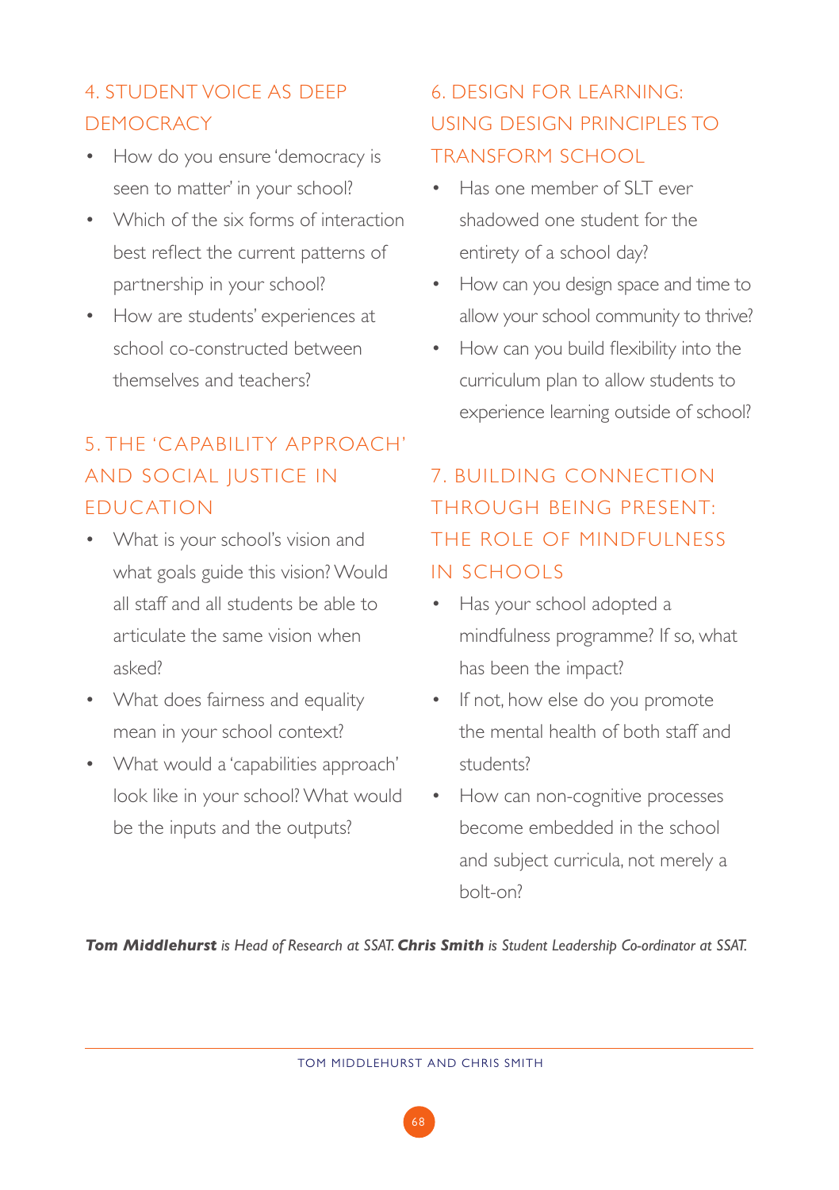### 4. STUDENT VOICE AS DEEP DEMOCRACY

- How do you ensure 'democracy is seen to matter' in your school?
- Which of the six forms of interaction best reflect the current patterns of partnership in your school?
- How are students' experiences at school co-constructed between themselves and teachers?

### 5. THE 'CAPABILITY APPROACH' AND SOCIAL JUSTICE IN EDUCATION

- What is your school's vision and what goals guide this vision? Would all staff and all students be able to articulate the same vision when asked?
- What does fairness and equality mean in your school context?
- What would a 'capabilities approach' look like in your school? What would be the inputs and the outputs?

### 6. DESIGN FOR LEARNING: USING DESIGN PRINCIPLES TO TRANSFORM SCHOOL

- Has one member of SLT ever shadowed one student for the entirety of a school day?
- How can you design space and time to allow your school community to thrive?
- How can you build flexibility into the curriculum plan to allow students to experience learning outside of school?

### 7. BUILDING CONNECTION THROUGH BEING PRESENT: THE ROLE OF MINDFULNESS IN SCHOOLS

- Has your school adopted a mindfulness programme? If so, what has been the impact?
- If not, how else do you promote the mental health of both staff and students?
- How can non-cognitive processes become embedded in the school and subject curricula, not merely a bolt-on?

***Tom Middlehurst** is Head of Research at SSAT. **Chris Smith** is Student Leadership Co-ordinator at SSAT.*